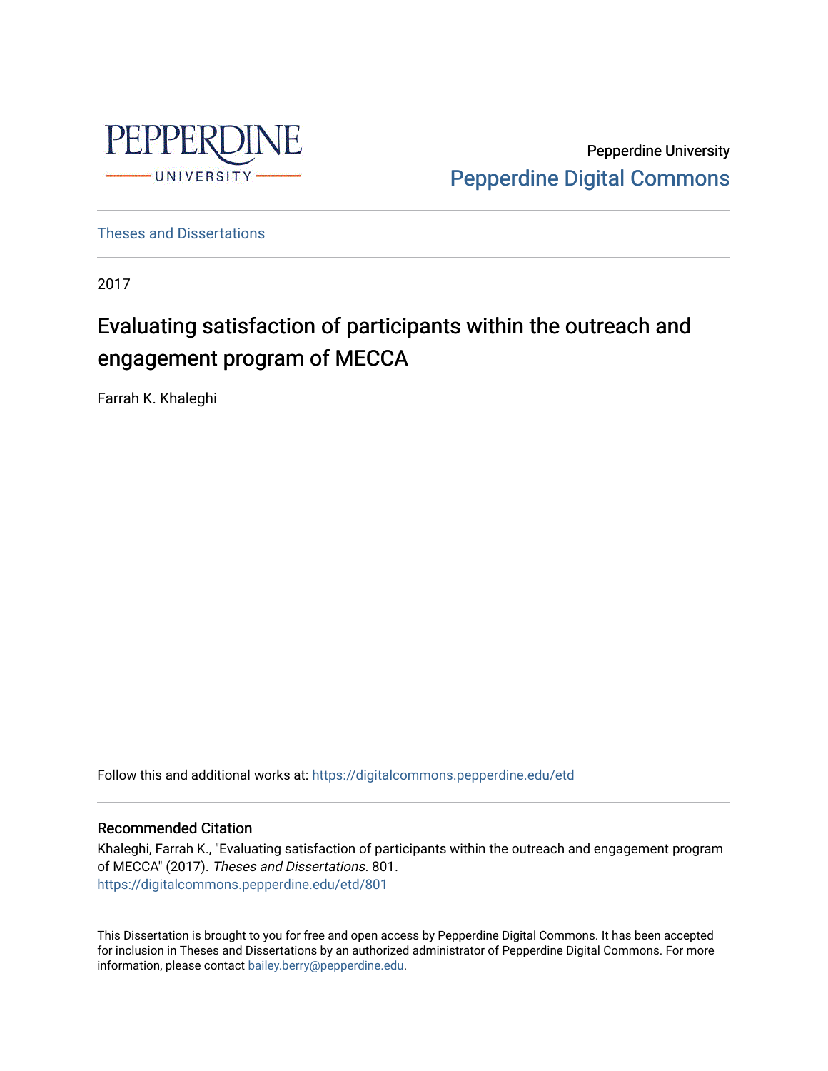PEPPERDINE UNIVERSITY

Pepperdine University
Pepperdine Digital Commons

Theses and Dissertations

2017

# Evaluating satisfaction of participants within the outreach and engagement program of MECCA

Farrah K. Khaleghi

Follow this and additional works at: https://digitalcommons.pepperdine.edu/etd

## Recommended Citation

Khaleghi, Farrah K., "Evaluating satisfaction of participants within the outreach and engagement program of MECCA" (2017). *Theses and Dissertations*. 801.
https://digitalcommons.pepperdine.edu/etd/801

This Dissertation is brought to you for free and open access by Pepperdine Digital Commons. It has been accepted for inclusion in Theses and Dissertations by an authorized administrator of Pepperdine Digital Commons. For more information, please contact bailey.berry@pepperdine.edu.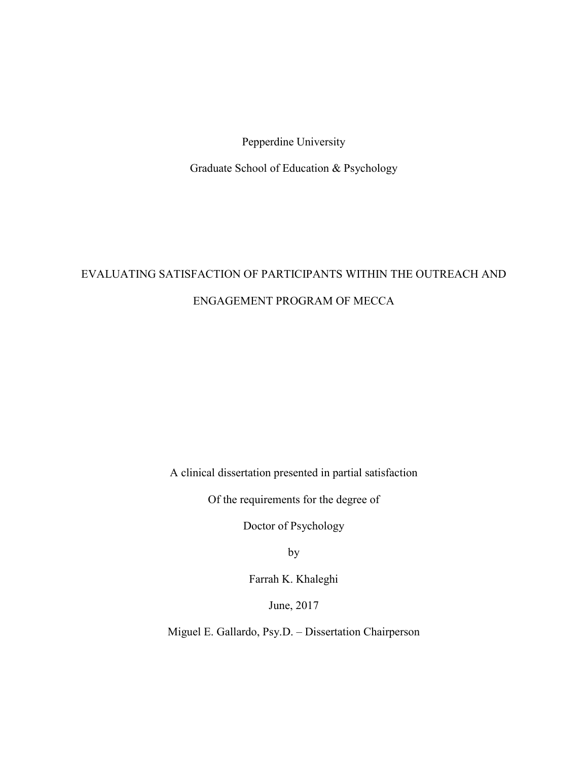Pepperdine University

Graduate School of Education & Psychology

# EVALUATING SATISFACTION OF PARTICIPANTS WITHIN THE OUTREACH AND ENGAGEMENT PROGRAM OF MECCA

A clinical dissertation presented in partial satisfaction

Of the requirements for the degree of

Doctor of Psychology

by

Farrah K. Khaleghi

June, 2017

Miguel E. Gallardo, Psy.D. – Dissertation Chairperson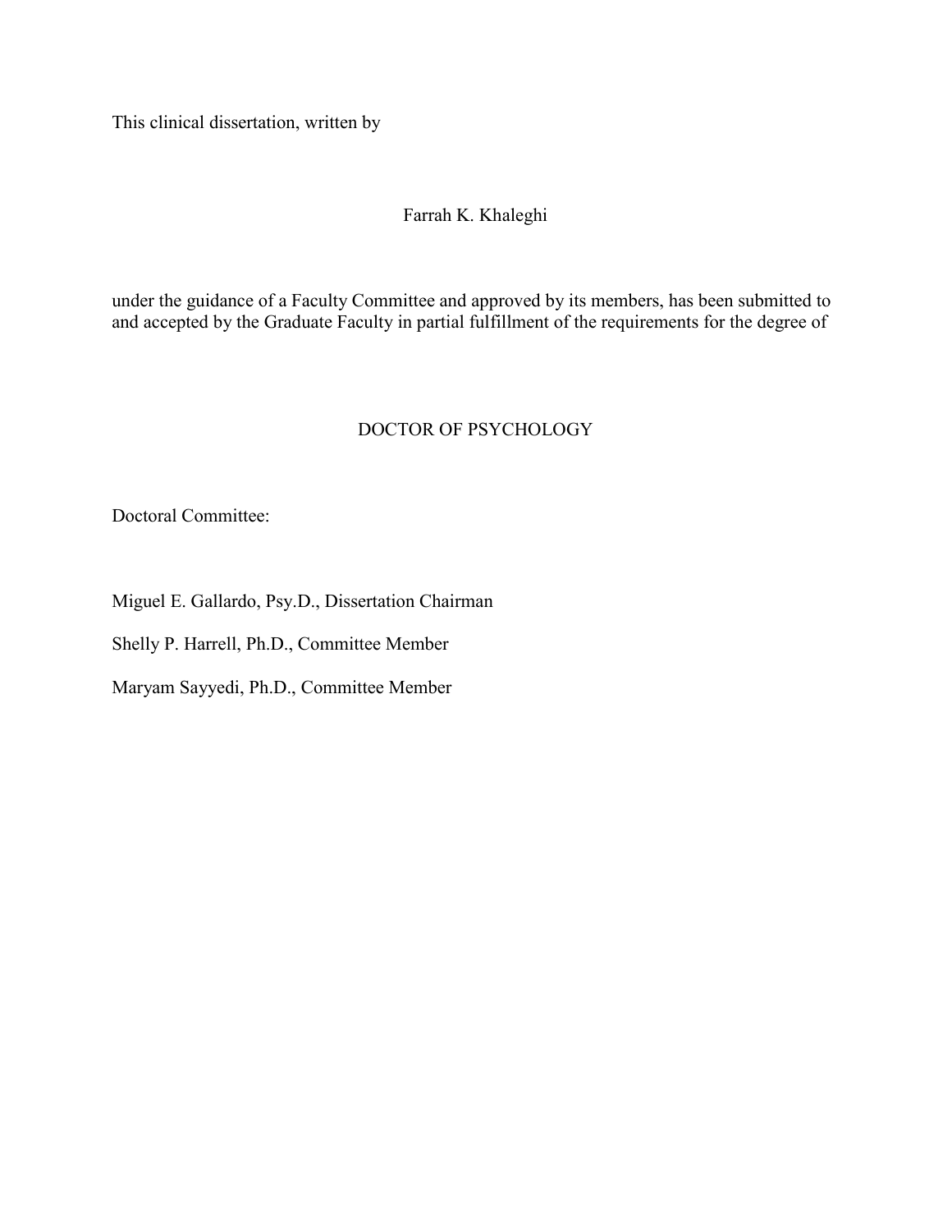This clinical dissertation, written by

Farrah K. Khaleghi

under the guidance of a Faculty Committee and approved by its members, has been submitted to and accepted by the Graduate Faculty in partial fulfillment of the requirements for the degree of

DOCTOR OF PSYCHOLOGY

Doctoral Committee:

Miguel E. Gallardo, Psy.D., Dissertation Chairman

Shelly P. Harrell, Ph.D., Committee Member

Maryam Sayyedi, Ph.D., Committee Member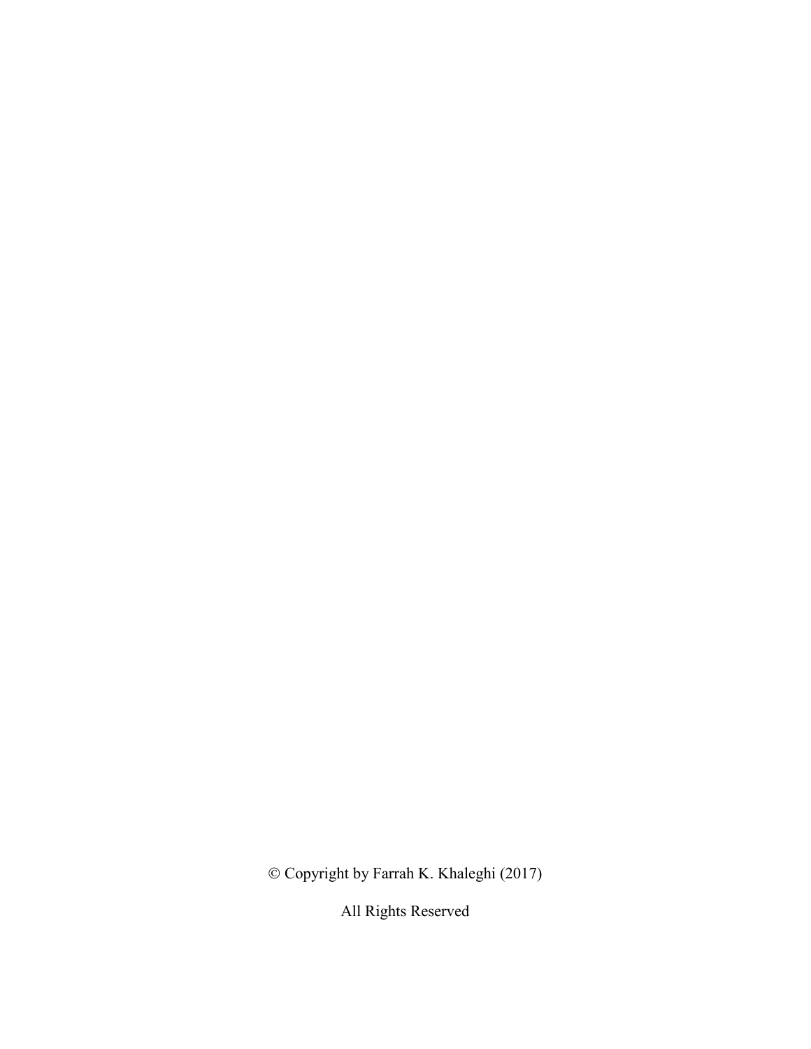© Copyright by Farrah K. Khaleghi (2017)

All Rights Reserved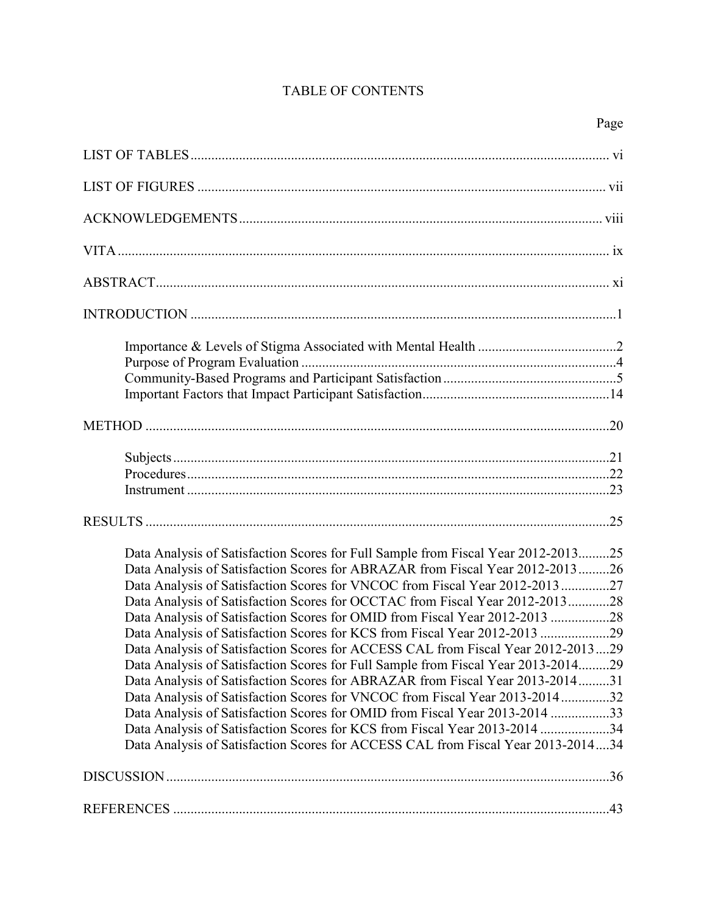# TABLE OF CONTENTS

| | Page |
|---|---|
| LIST OF TABLES | vi |
| LIST OF FIGURES | vii |
| ACKNOWLEDGEMENTS | viii |
| VITA | ix |
| ABSTRACT | xi |
| INTRODUCTION | 1 |
| Importance & Levels of Stigma Associated with Mental Health | 2 |
| Purpose of Program Evaluation | 4 |
| Community-Based Programs and Participant Satisfaction | 5 |
| Important Factors that Impact Participant Satisfaction | 14 |
| METHOD | 20 |
| Subjects | 21 |
| Procedures | 22 |
| Instrument | 23 |
| RESULTS | 25 |
| Data Analysis of Satisfaction Scores for Full Sample from Fiscal Year 2012-2013 | 25 |
| Data Analysis of Satisfaction Scores for ABRAZAR from Fiscal Year 2012-2013 | 26 |
| Data Analysis of Satisfaction Scores for VNCOC from Fiscal Year 2012-2013 | 27 |
| Data Analysis of Satisfaction Scores for OCCTAC from Fiscal Year 2012-2013 | 28 |
| Data Analysis of Satisfaction Scores for OMID from Fiscal Year 2012-2013 | 28 |
| Data Analysis of Satisfaction Scores for KCS from Fiscal Year 2012-2013 | 29 |
| Data Analysis of Satisfaction Scores for ACCESS CAL from Fiscal Year 2012-2013 | 29 |
| Data Analysis of Satisfaction Scores for Full Sample from Fiscal Year 2013-2014 | 29 |
| Data Analysis of Satisfaction Scores for ABRAZAR from Fiscal Year 2013-2014 | 31 |
| Data Analysis of Satisfaction Scores for VNCOC from Fiscal Year 2013-2014 | 32 |
| Data Analysis of Satisfaction Scores for OMID from Fiscal Year 2013-2014 | 33 |
| Data Analysis of Satisfaction Scores for KCS from Fiscal Year 2013-2014 | 34 |
| Data Analysis of Satisfaction Scores for ACCESS CAL from Fiscal Year 2013-2014 | 34 |
| DISCUSSION | 36 |
| REFERENCES | 43 |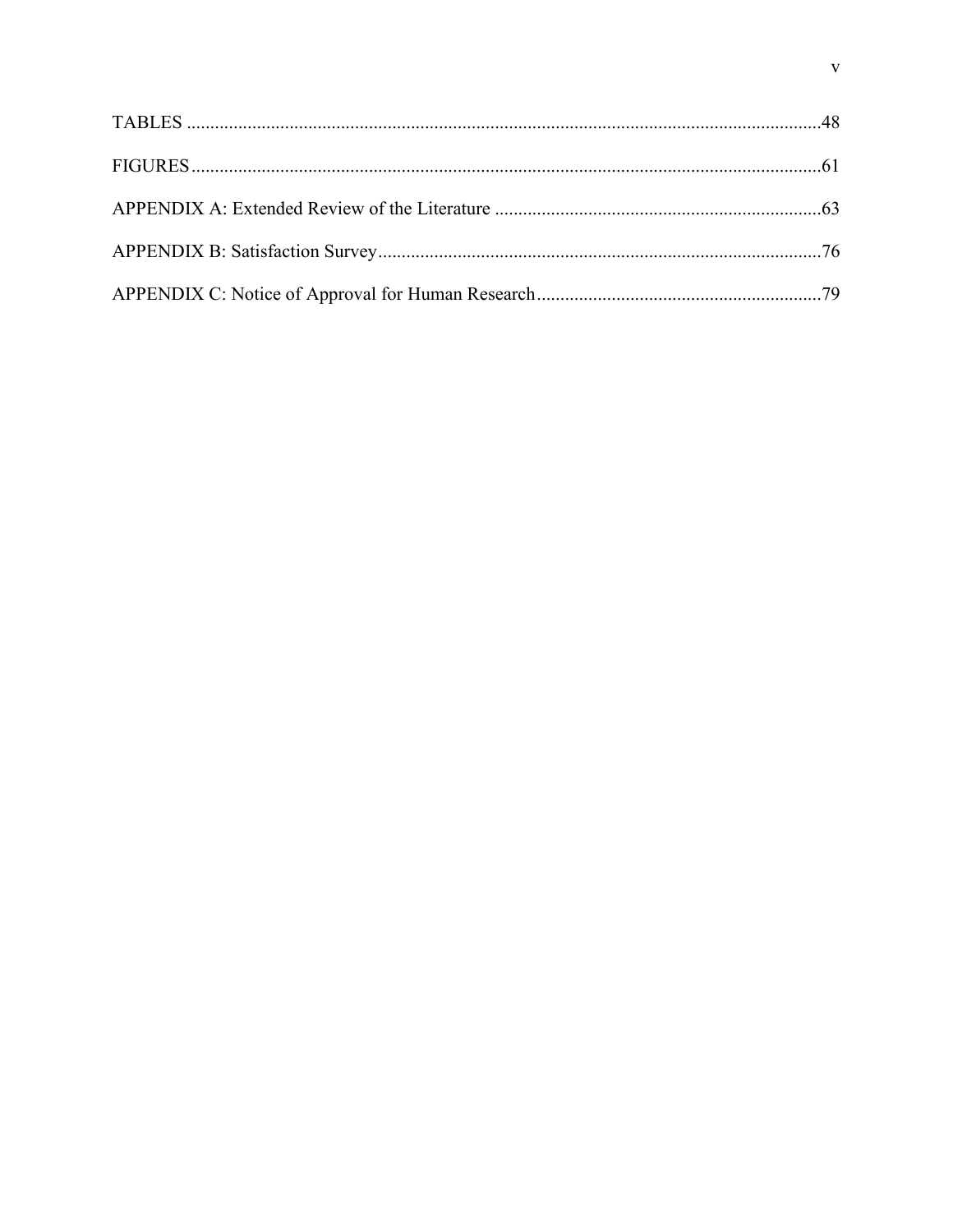TABLES ....................................................................................................................................48

FIGURES....................................................................................................................................61

APPENDIX A: Extended Review of the Literature .....................................................................63

APPENDIX B: Satisfaction Survey..............................................................................................76

APPENDIX C: Notice of Approval for Human Research............................................................79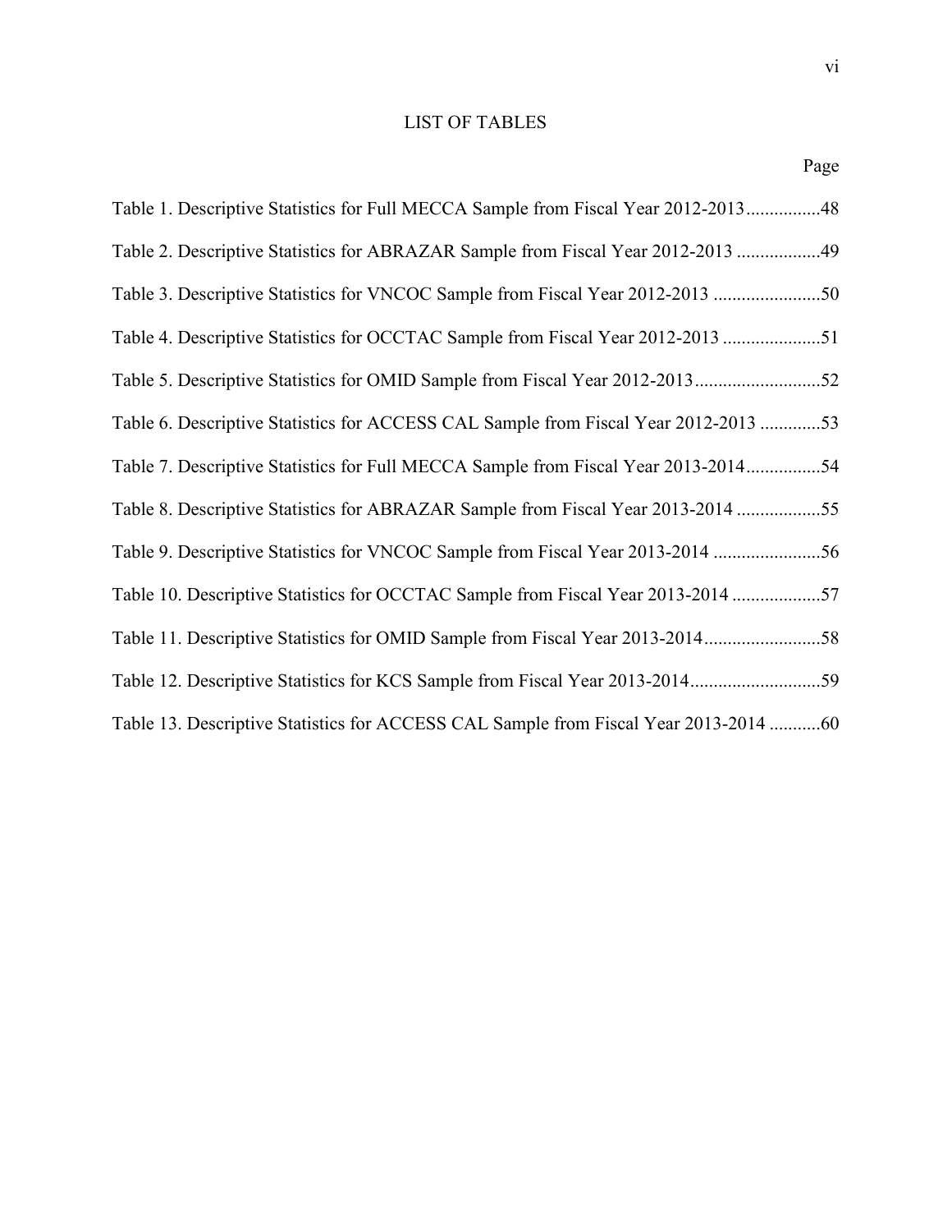# LIST OF TABLES

Page

Table 1. Descriptive Statistics for Full MECCA Sample from Fiscal Year 2012-2013................48

Table 2. Descriptive Statistics for ABRAZAR Sample from Fiscal Year 2012-2013 ..................49

Table 3. Descriptive Statistics for VNCOC Sample from Fiscal Year 2012-2013 .......................50

Table 4. Descriptive Statistics for OCCTAC Sample from Fiscal Year 2012-2013 .....................51

Table 5. Descriptive Statistics for OMID Sample from Fiscal Year 2012-2013...........................52

Table 6. Descriptive Statistics for ACCESS CAL Sample from Fiscal Year 2012-2013 .............53

Table 7. Descriptive Statistics for Full MECCA Sample from Fiscal Year 2013-2014................54

Table 8. Descriptive Statistics for ABRAZAR Sample from Fiscal Year 2013-2014 ..................55

Table 9. Descriptive Statistics for VNCOC Sample from Fiscal Year 2013-2014 .......................56

Table 10. Descriptive Statistics for OCCTAC Sample from Fiscal Year 2013-2014 ...................57

Table 11. Descriptive Statistics for OMID Sample from Fiscal Year 2013-2014.........................58

Table 12. Descriptive Statistics for KCS Sample from Fiscal Year 2013-2014............................59

Table 13. Descriptive Statistics for ACCESS CAL Sample from Fiscal Year 2013-2014 ...........60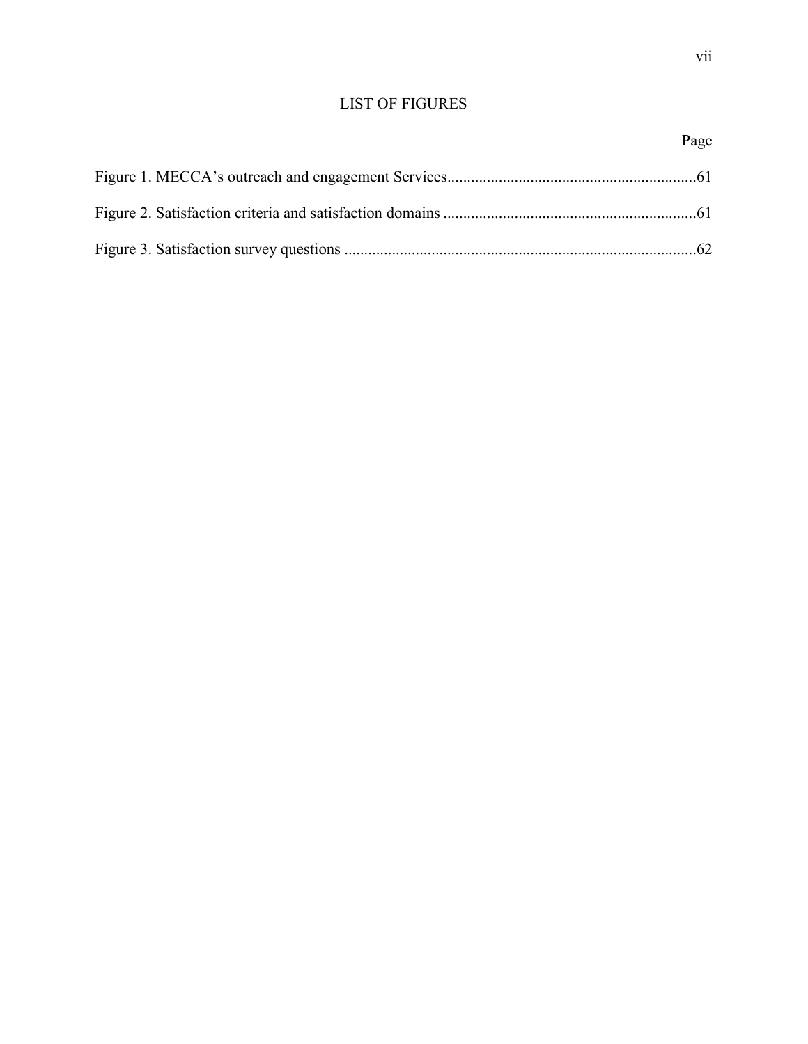# LIST OF FIGURES

| | Page |
|---|---|
| Figure 1. MECCA's outreach and engagement Services | 61 |
| Figure 2. Satisfaction criteria and satisfaction domains | 61 |
| Figure 3. Satisfaction survey questions | 62 |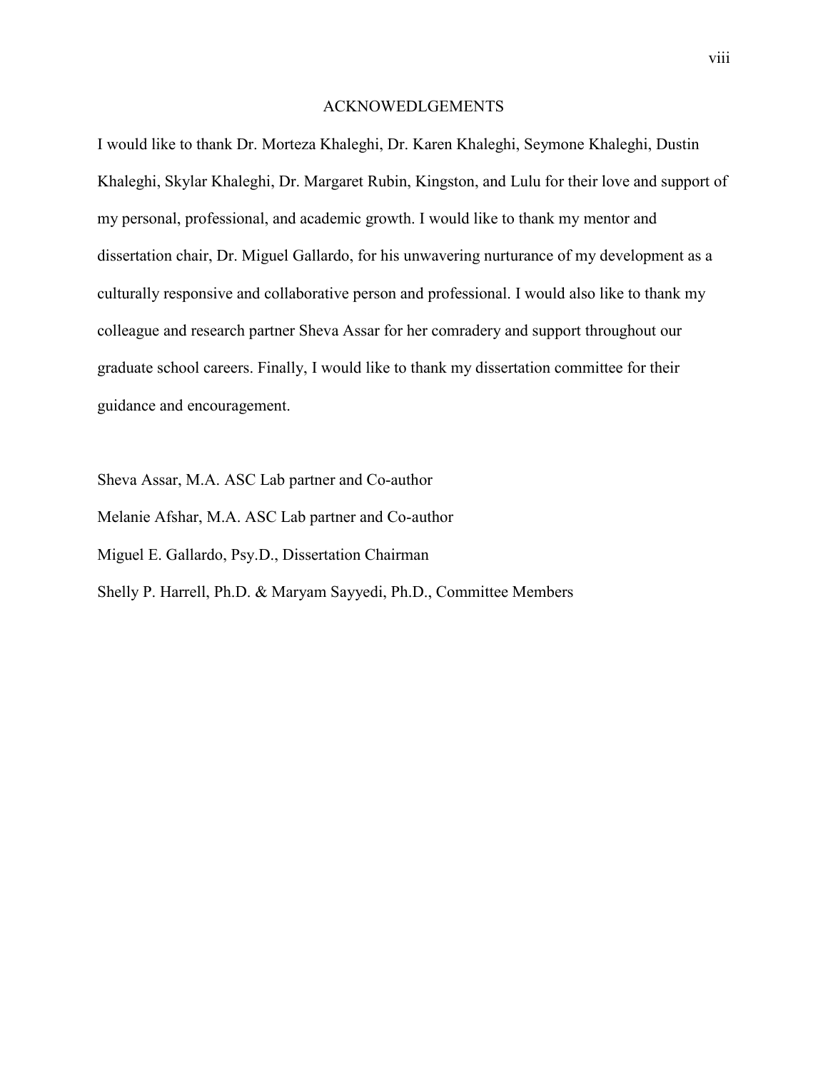# ACKNOWEDLGEMENTS

I would like to thank Dr. Morteza Khaleghi, Dr. Karen Khaleghi, Seymone Khaleghi, Dustin Khaleghi, Skylar Khaleghi, Dr. Margaret Rubin, Kingston, and Lulu for their love and support of my personal, professional, and academic growth. I would like to thank my mentor and dissertation chair, Dr. Miguel Gallardo, for his unwavering nurturance of my development as a culturally responsive and collaborative person and professional. I would also like to thank my colleague and research partner Sheva Assar for her comradery and support throughout our graduate school careers. Finally, I would like to thank my dissertation committee for their guidance and encouragement.

Sheva Assar, M.A. ASC Lab partner and Co-author

Melanie Afshar, M.A. ASC Lab partner and Co-author

Miguel E. Gallardo, Psy.D., Dissertation Chairman

Shelly P. Harrell, Ph.D. & Maryam Sayyedi, Ph.D., Committee Members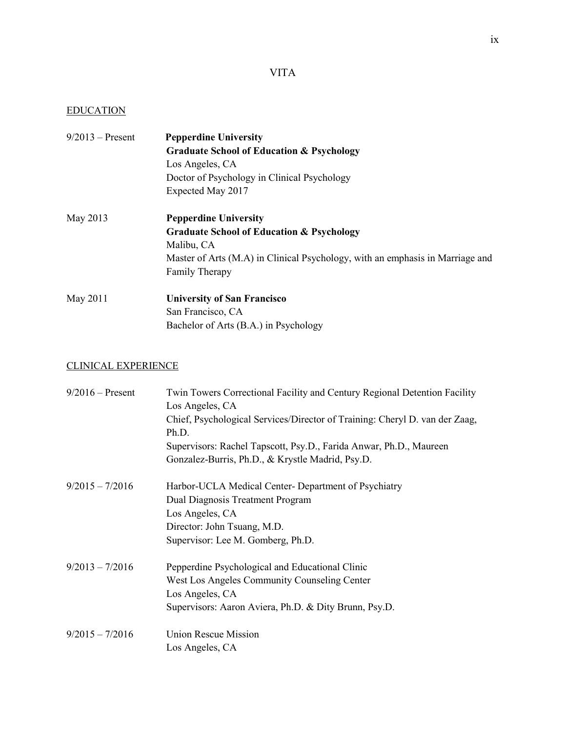# VITA

## EDUCATION

9/2013 – Present **Pepperdine University**
**Graduate School of Education & Psychology**
Los Angeles, CA
Doctor of Psychology in Clinical Psychology
Expected May 2017

May 2013 **Pepperdine University**
**Graduate School of Education & Psychology**
Malibu, CA
Master of Arts (M.A) in Clinical Psychology, with an emphasis in Marriage and Family Therapy

May 2011 **University of San Francisco**
San Francisco, CA
Bachelor of Arts (B.A.) in Psychology

## CLINICAL EXPERIENCE

9/2016 – Present Twin Towers Correctional Facility and Century Regional Detention Facility
Los Angeles, CA
Chief, Psychological Services/Director of Training: Cheryl D. van der Zaag, Ph.D.
Supervisors: Rachel Tapscott, Psy.D., Farida Anwar, Ph.D., Maureen Gonzalez-Burris, Ph.D., & Krystle Madrid, Psy.D.

9/2015 – 7/2016 Harbor-UCLA Medical Center- Department of Psychiatry
Dual Diagnosis Treatment Program
Los Angeles, CA
Director: John Tsuang, M.D.
Supervisor: Lee M. Gomberg, Ph.D.

9/2013 – 7/2016 Pepperdine Psychological and Educational Clinic
West Los Angeles Community Counseling Center
Los Angeles, CA
Supervisors: Aaron Aviera, Ph.D. & Dity Brunn, Psy.D.

9/2015 – 7/2016 Union Rescue Mission
Los Angeles, CA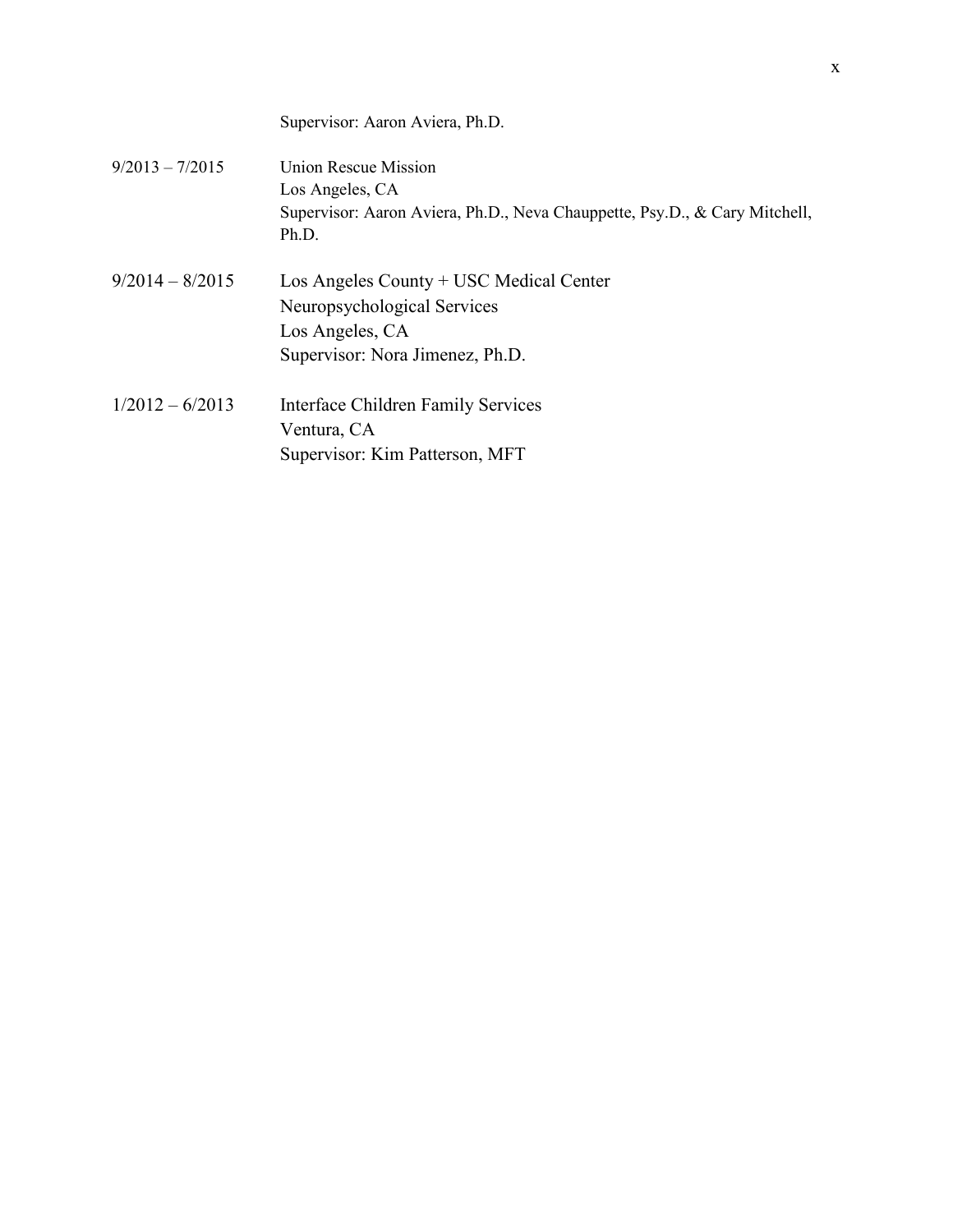Supervisor: Aaron Aviera, Ph.D.

9/2013 – 7/2015 Union Rescue Mission
Los Angeles, CA
Supervisor: Aaron Aviera, Ph.D., Neva Chauppette, Psy.D., & Cary Mitchell, Ph.D.

9/2014 – 8/2015 Los Angeles County + USC Medical Center
Neuropsychological Services
Los Angeles, CA
Supervisor: Nora Jimenez, Ph.D.

1/2012 – 6/2013 Interface Children Family Services
Ventura, CA
Supervisor: Kim Patterson, MFT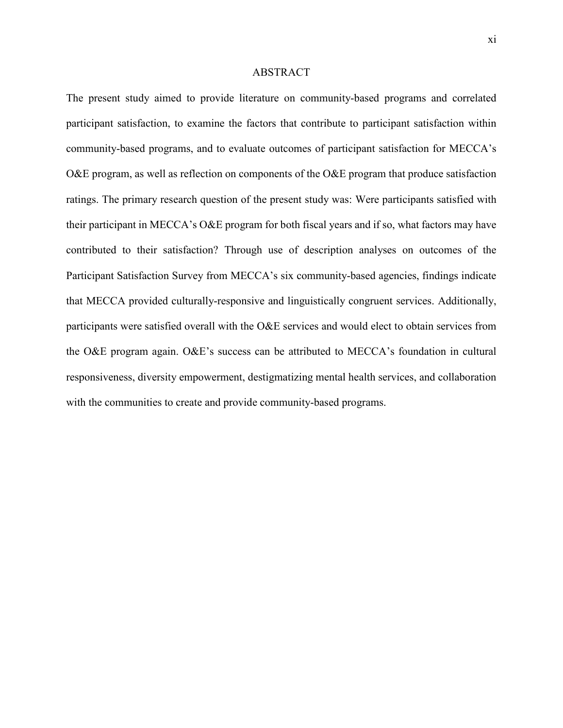# ABSTRACT

The present study aimed to provide literature on community-based programs and correlated participant satisfaction, to examine the factors that contribute to participant satisfaction within community-based programs, and to evaluate outcomes of participant satisfaction for MECCA's O&E program, as well as reflection on components of the O&E program that produce satisfaction ratings. The primary research question of the present study was: Were participants satisfied with their participant in MECCA's O&E program for both fiscal years and if so, what factors may have contributed to their satisfaction? Through use of description analyses on outcomes of the Participant Satisfaction Survey from MECCA's six community-based agencies, findings indicate that MECCA provided culturally-responsive and linguistically congruent services. Additionally, participants were satisfied overall with the O&E services and would elect to obtain services from the O&E program again. O&E's success can be attributed to MECCA's foundation in cultural responsiveness, diversity empowerment, destigmatizing mental health services, and collaboration with the communities to create and provide community-based programs.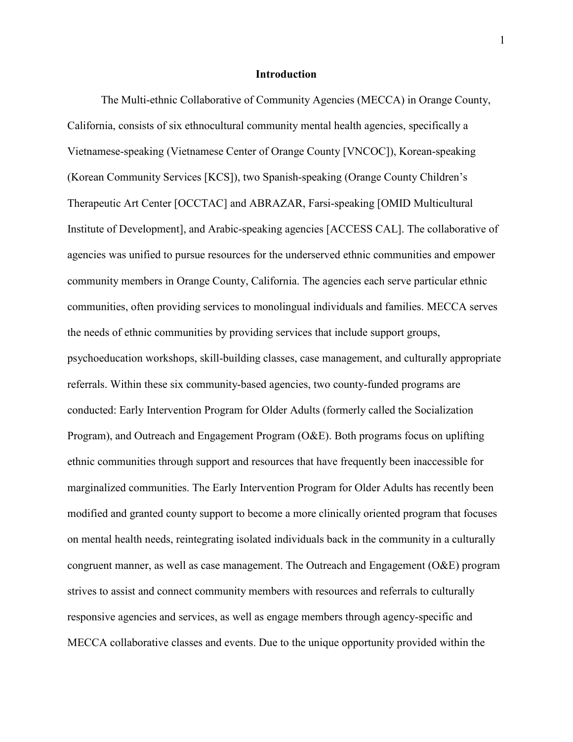# Introduction

The Multi-ethnic Collaborative of Community Agencies (MECCA) in Orange County, California, consists of six ethnocultural community mental health agencies, specifically a Vietnamese-speaking (Vietnamese Center of Orange County [VNCOC]), Korean-speaking (Korean Community Services [KCS]), two Spanish-speaking (Orange County Children's Therapeutic Art Center [OCCTAC] and ABRAZAR, Farsi-speaking [OMID Multicultural Institute of Development], and Arabic-speaking agencies [ACCESS CAL]. The collaborative of agencies was unified to pursue resources for the underserved ethnic communities and empower community members in Orange County, California. The agencies each serve particular ethnic communities, often providing services to monolingual individuals and families. MECCA serves the needs of ethnic communities by providing services that include support groups, psychoeducation workshops, skill-building classes, case management, and culturally appropriate referrals. Within these six community-based agencies, two county-funded programs are conducted: Early Intervention Program for Older Adults (formerly called the Socialization Program), and Outreach and Engagement Program (O&E). Both programs focus on uplifting ethnic communities through support and resources that have frequently been inaccessible for marginalized communities. The Early Intervention Program for Older Adults has recently been modified and granted county support to become a more clinically oriented program that focuses on mental health needs, reintegrating isolated individuals back in the community in a culturally congruent manner, as well as case management. The Outreach and Engagement (O&E) program strives to assist and connect community members with resources and referrals to culturally responsive agencies and services, as well as engage members through agency-specific and MECCA collaborative classes and events. Due to the unique opportunity provided within the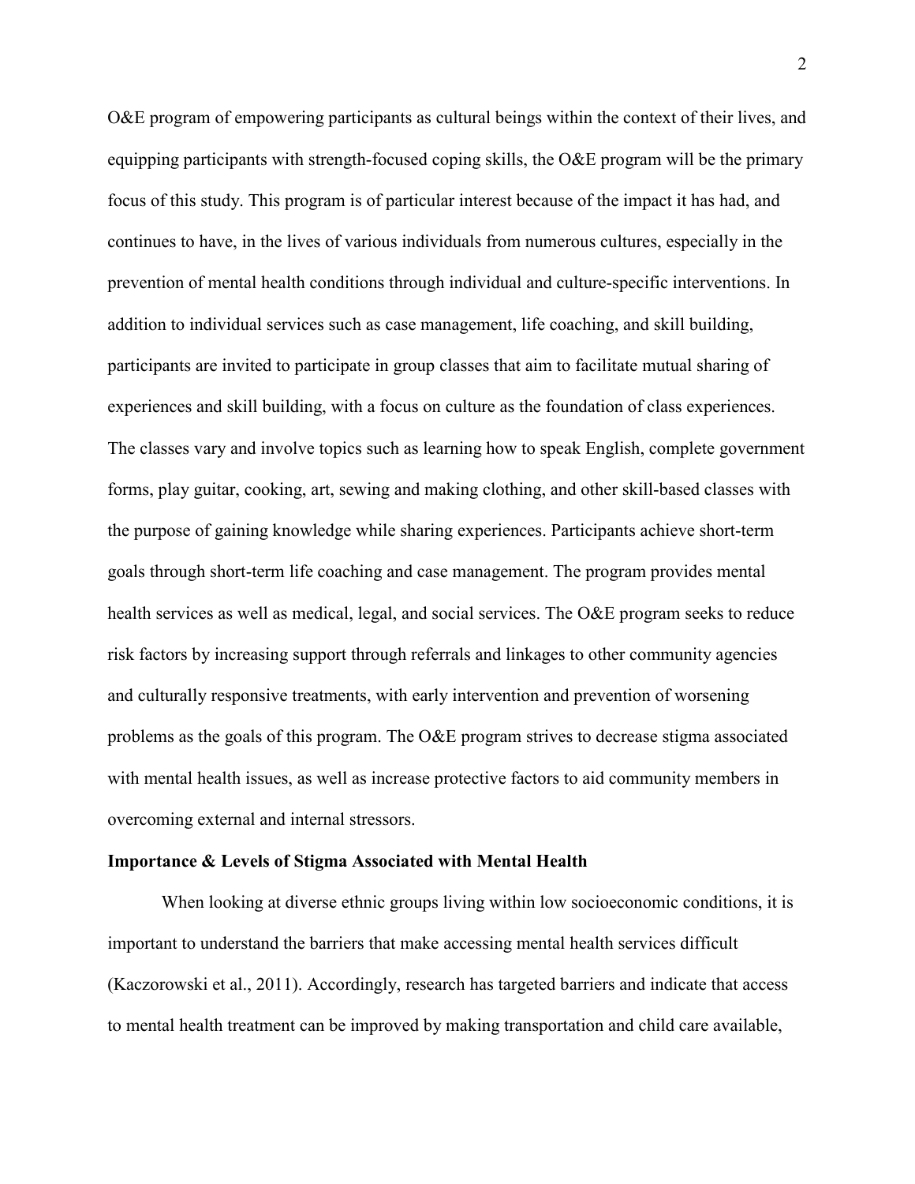O&E program of empowering participants as cultural beings within the context of their lives, and equipping participants with strength-focused coping skills, the O&E program will be the primary focus of this study. This program is of particular interest because of the impact it has had, and continues to have, in the lives of various individuals from numerous cultures, especially in the prevention of mental health conditions through individual and culture-specific interventions. In addition to individual services such as case management, life coaching, and skill building, participants are invited to participate in group classes that aim to facilitate mutual sharing of experiences and skill building, with a focus on culture as the foundation of class experiences. The classes vary and involve topics such as learning how to speak English, complete government forms, play guitar, cooking, art, sewing and making clothing, and other skill-based classes with the purpose of gaining knowledge while sharing experiences. Participants achieve short-term goals through short-term life coaching and case management. The program provides mental health services as well as medical, legal, and social services. The O&E program seeks to reduce risk factors by increasing support through referrals and linkages to other community agencies and culturally responsive treatments, with early intervention and prevention of worsening problems as the goals of this program. The O&E program strives to decrease stigma associated with mental health issues, as well as increase protective factors to aid community members in overcoming external and internal stressors.

**Importance & Levels of Stigma Associated with Mental Health**

When looking at diverse ethnic groups living within low socioeconomic conditions, it is important to understand the barriers that make accessing mental health services difficult (Kaczorowski et al., 2011). Accordingly, research has targeted barriers and indicate that access to mental health treatment can be improved by making transportation and child care available,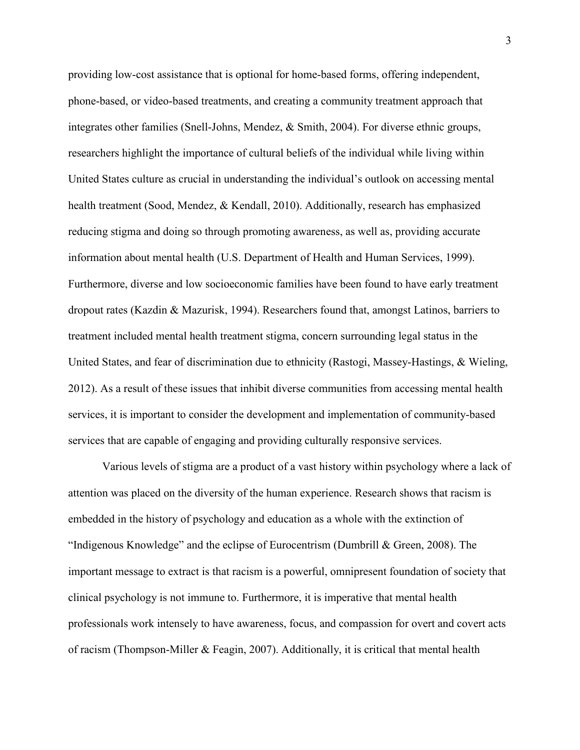providing low-cost assistance that is optional for home-based forms, offering independent, phone-based, or video-based treatments, and creating a community treatment approach that integrates other families (Snell-Johns, Mendez, & Smith, 2004). For diverse ethnic groups, researchers highlight the importance of cultural beliefs of the individual while living within United States culture as crucial in understanding the individual's outlook on accessing mental health treatment (Sood, Mendez, & Kendall, 2010). Additionally, research has emphasized reducing stigma and doing so through promoting awareness, as well as, providing accurate information about mental health (U.S. Department of Health and Human Services, 1999). Furthermore, diverse and low socioeconomic families have been found to have early treatment dropout rates (Kazdin & Mazurisk, 1994). Researchers found that, amongst Latinos, barriers to treatment included mental health treatment stigma, concern surrounding legal status in the United States, and fear of discrimination due to ethnicity (Rastogi, Massey-Hastings, & Wieling, 2012). As a result of these issues that inhibit diverse communities from accessing mental health services, it is important to consider the development and implementation of community-based services that are capable of engaging and providing culturally responsive services.

Various levels of stigma are a product of a vast history within psychology where a lack of attention was placed on the diversity of the human experience. Research shows that racism is embedded in the history of psychology and education as a whole with the extinction of "Indigenous Knowledge" and the eclipse of Eurocentrism (Dumbrill & Green, 2008). The important message to extract is that racism is a powerful, omnipresent foundation of society that clinical psychology is not immune to. Furthermore, it is imperative that mental health professionals work intensely to have awareness, focus, and compassion for overt and covert acts of racism (Thompson-Miller & Feagin, 2007). Additionally, it is critical that mental health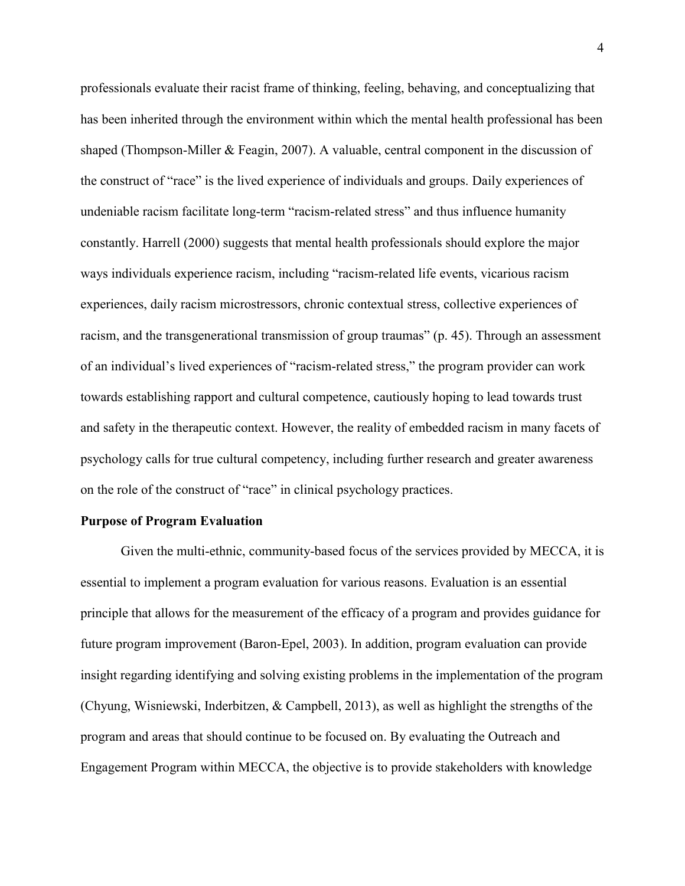professionals evaluate their racist frame of thinking, feeling, behaving, and conceptualizing that has been inherited through the environment within which the mental health professional has been shaped (Thompson-Miller & Feagin, 2007). A valuable, central component in the discussion of the construct of "race" is the lived experience of individuals and groups. Daily experiences of undeniable racism facilitate long-term "racism-related stress" and thus influence humanity constantly. Harrell (2000) suggests that mental health professionals should explore the major ways individuals experience racism, including "racism-related life events, vicarious racism experiences, daily racism microstressors, chronic contextual stress, collective experiences of racism, and the transgenerational transmission of group traumas" (p. 45). Through an assessment of an individual's lived experiences of "racism-related stress," the program provider can work towards establishing rapport and cultural competence, cautiously hoping to lead towards trust and safety in the therapeutic context. However, the reality of embedded racism in many facets of psychology calls for true cultural competency, including further research and greater awareness on the role of the construct of "race" in clinical psychology practices.

**Purpose of Program Evaluation**

Given the multi-ethnic, community-based focus of the services provided by MECCA, it is essential to implement a program evaluation for various reasons. Evaluation is an essential principle that allows for the measurement of the efficacy of a program and provides guidance for future program improvement (Baron-Epel, 2003). In addition, program evaluation can provide insight regarding identifying and solving existing problems in the implementation of the program (Chyung, Wisniewski, Inderbitzen, & Campbell, 2013), as well as highlight the strengths of the program and areas that should continue to be focused on. By evaluating the Outreach and Engagement Program within MECCA, the objective is to provide stakeholders with knowledge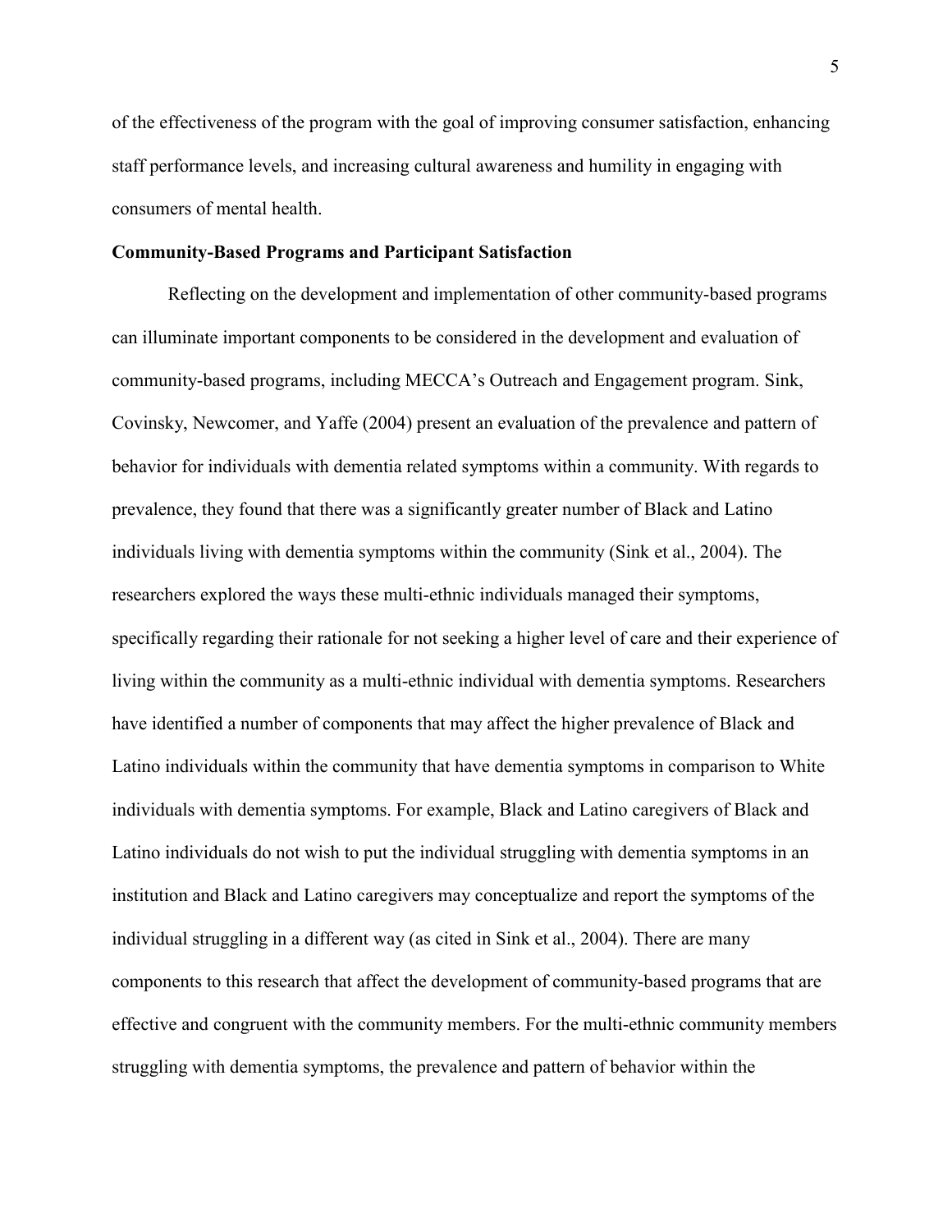of the effectiveness of the program with the goal of improving consumer satisfaction, enhancing staff performance levels, and increasing cultural awareness and humility in engaging with consumers of mental health.

**Community-Based Programs and Participant Satisfaction**

Reflecting on the development and implementation of other community-based programs can illuminate important components to be considered in the development and evaluation of community-based programs, including MECCA's Outreach and Engagement program. Sink, Covinsky, Newcomer, and Yaffe (2004) present an evaluation of the prevalence and pattern of behavior for individuals with dementia related symptoms within a community. With regards to prevalence, they found that there was a significantly greater number of Black and Latino individuals living with dementia symptoms within the community (Sink et al., 2004). The researchers explored the ways these multi-ethnic individuals managed their symptoms, specifically regarding their rationale for not seeking a higher level of care and their experience of living within the community as a multi-ethnic individual with dementia symptoms. Researchers have identified a number of components that may affect the higher prevalence of Black and Latino individuals within the community that have dementia symptoms in comparison to White individuals with dementia symptoms. For example, Black and Latino caregivers of Black and Latino individuals do not wish to put the individual struggling with dementia symptoms in an institution and Black and Latino caregivers may conceptualize and report the symptoms of the individual struggling in a different way (as cited in Sink et al., 2004). There are many components to this research that affect the development of community-based programs that are effective and congruent with the community members. For the multi-ethnic community members struggling with dementia symptoms, the prevalence and pattern of behavior within the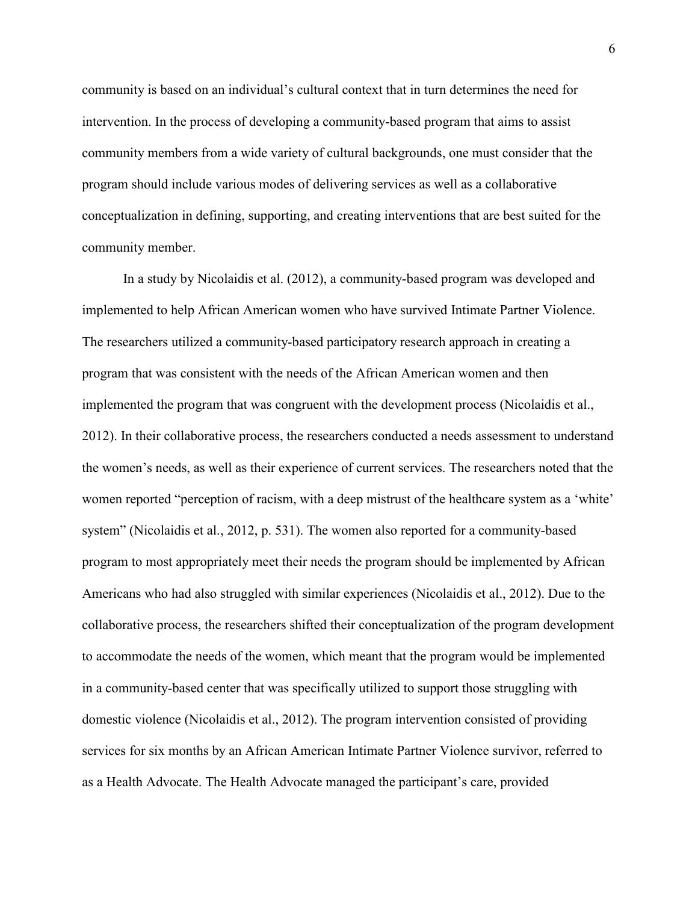community is based on an individual's cultural context that in turn determines the need for intervention. In the process of developing a community-based program that aims to assist community members from a wide variety of cultural backgrounds, one must consider that the program should include various modes of delivering services as well as a collaborative conceptualization in defining, supporting, and creating interventions that are best suited for the community member.

In a study by Nicolaidis et al. (2012), a community-based program was developed and implemented to help African American women who have survived Intimate Partner Violence. The researchers utilized a community-based participatory research approach in creating a program that was consistent with the needs of the African American women and then implemented the program that was congruent with the development process (Nicolaidis et al., 2012). In their collaborative process, the researchers conducted a needs assessment to understand the women's needs, as well as their experience of current services. The researchers noted that the women reported "perception of racism, with a deep mistrust of the healthcare system as a 'white' system" (Nicolaidis et al., 2012, p. 531). The women also reported for a community-based program to most appropriately meet their needs the program should be implemented by African Americans who had also struggled with similar experiences (Nicolaidis et al., 2012). Due to the collaborative process, the researchers shifted their conceptualization of the program development to accommodate the needs of the women, which meant that the program would be implemented in a community-based center that was specifically utilized to support those struggling with domestic violence (Nicolaidis et al., 2012). The program intervention consisted of providing services for six months by an African American Intimate Partner Violence survivor, referred to as a Health Advocate. The Health Advocate managed the participant's care, provided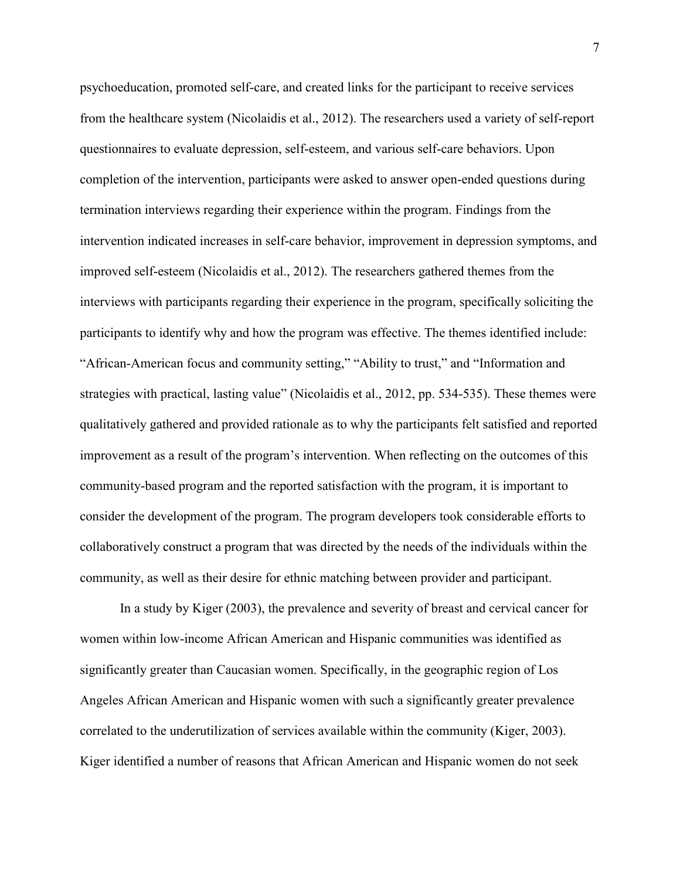psychoeducation, promoted self-care, and created links for the participant to receive services from the healthcare system (Nicolaidis et al., 2012). The researchers used a variety of self-report questionnaires to evaluate depression, self-esteem, and various self-care behaviors. Upon completion of the intervention, participants were asked to answer open-ended questions during termination interviews regarding their experience within the program. Findings from the intervention indicated increases in self-care behavior, improvement in depression symptoms, and improved self-esteem (Nicolaidis et al., 2012). The researchers gathered themes from the interviews with participants regarding their experience in the program, specifically soliciting the participants to identify why and how the program was effective. The themes identified include: "African-American focus and community setting," "Ability to trust," and "Information and strategies with practical, lasting value" (Nicolaidis et al., 2012, pp. 534-535). These themes were qualitatively gathered and provided rationale as to why the participants felt satisfied and reported improvement as a result of the program's intervention. When reflecting on the outcomes of this community-based program and the reported satisfaction with the program, it is important to consider the development of the program. The program developers took considerable efforts to collaboratively construct a program that was directed by the needs of the individuals within the community, as well as their desire for ethnic matching between provider and participant.

In a study by Kiger (2003), the prevalence and severity of breast and cervical cancer for women within low-income African American and Hispanic communities was identified as significantly greater than Caucasian women. Specifically, in the geographic region of Los Angeles African American and Hispanic women with such a significantly greater prevalence correlated to the underutilization of services available within the community (Kiger, 2003). Kiger identified a number of reasons that African American and Hispanic women do not seek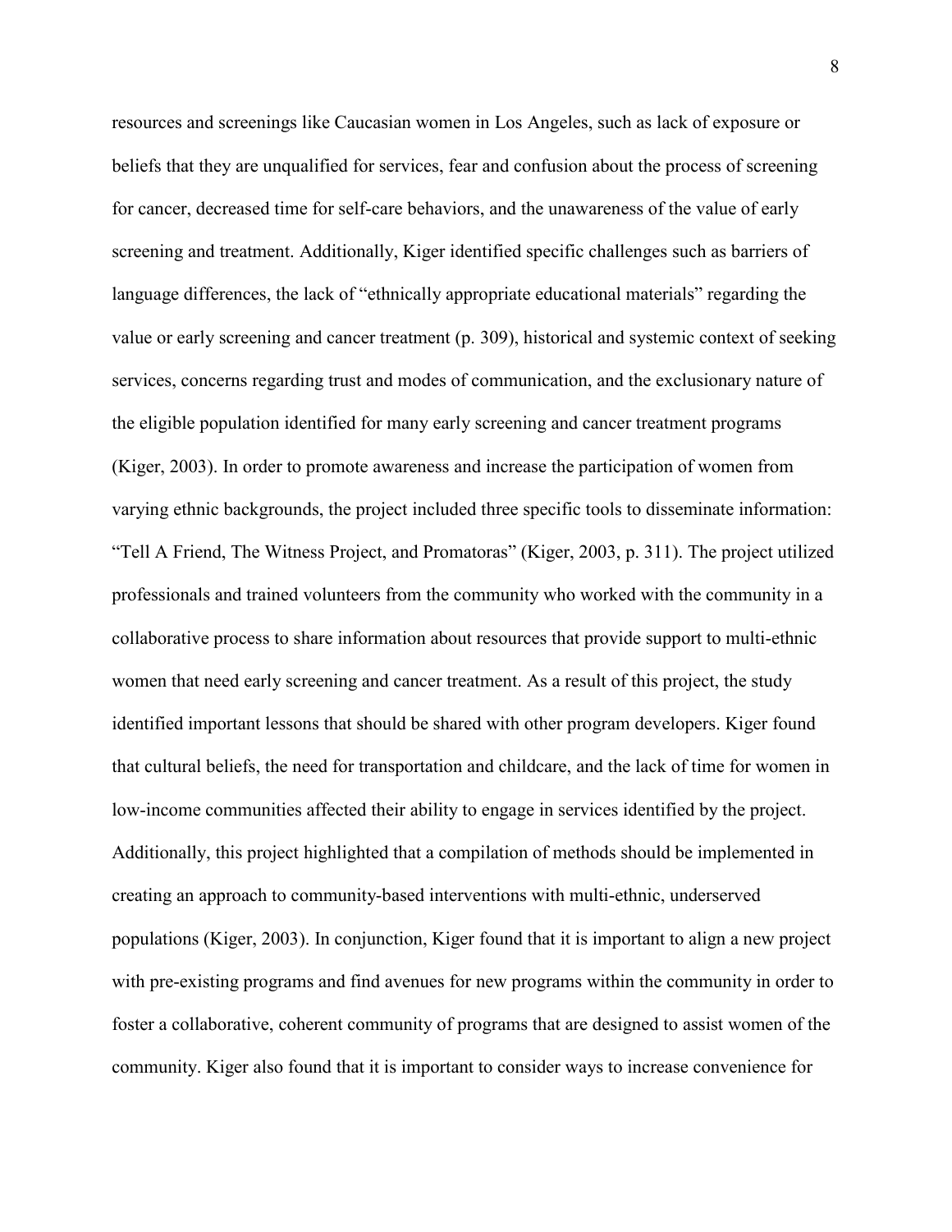resources and screenings like Caucasian women in Los Angeles, such as lack of exposure or beliefs that they are unqualified for services, fear and confusion about the process of screening for cancer, decreased time for self-care behaviors, and the unawareness of the value of early screening and treatment. Additionally, Kiger identified specific challenges such as barriers of language differences, the lack of "ethnically appropriate educational materials" regarding the value or early screening and cancer treatment (p. 309), historical and systemic context of seeking services, concerns regarding trust and modes of communication, and the exclusionary nature of the eligible population identified for many early screening and cancer treatment programs (Kiger, 2003). In order to promote awareness and increase the participation of women from varying ethnic backgrounds, the project included three specific tools to disseminate information: "Tell A Friend, The Witness Project, and Promatoras" (Kiger, 2003, p. 311). The project utilized professionals and trained volunteers from the community who worked with the community in a collaborative process to share information about resources that provide support to multi-ethnic women that need early screening and cancer treatment. As a result of this project, the study identified important lessons that should be shared with other program developers. Kiger found that cultural beliefs, the need for transportation and childcare, and the lack of time for women in low-income communities affected their ability to engage in services identified by the project. Additionally, this project highlighted that a compilation of methods should be implemented in creating an approach to community-based interventions with multi-ethnic, underserved populations (Kiger, 2003). In conjunction, Kiger found that it is important to align a new project with pre-existing programs and find avenues for new programs within the community in order to foster a collaborative, coherent community of programs that are designed to assist women of the community. Kiger also found that it is important to consider ways to increase convenience for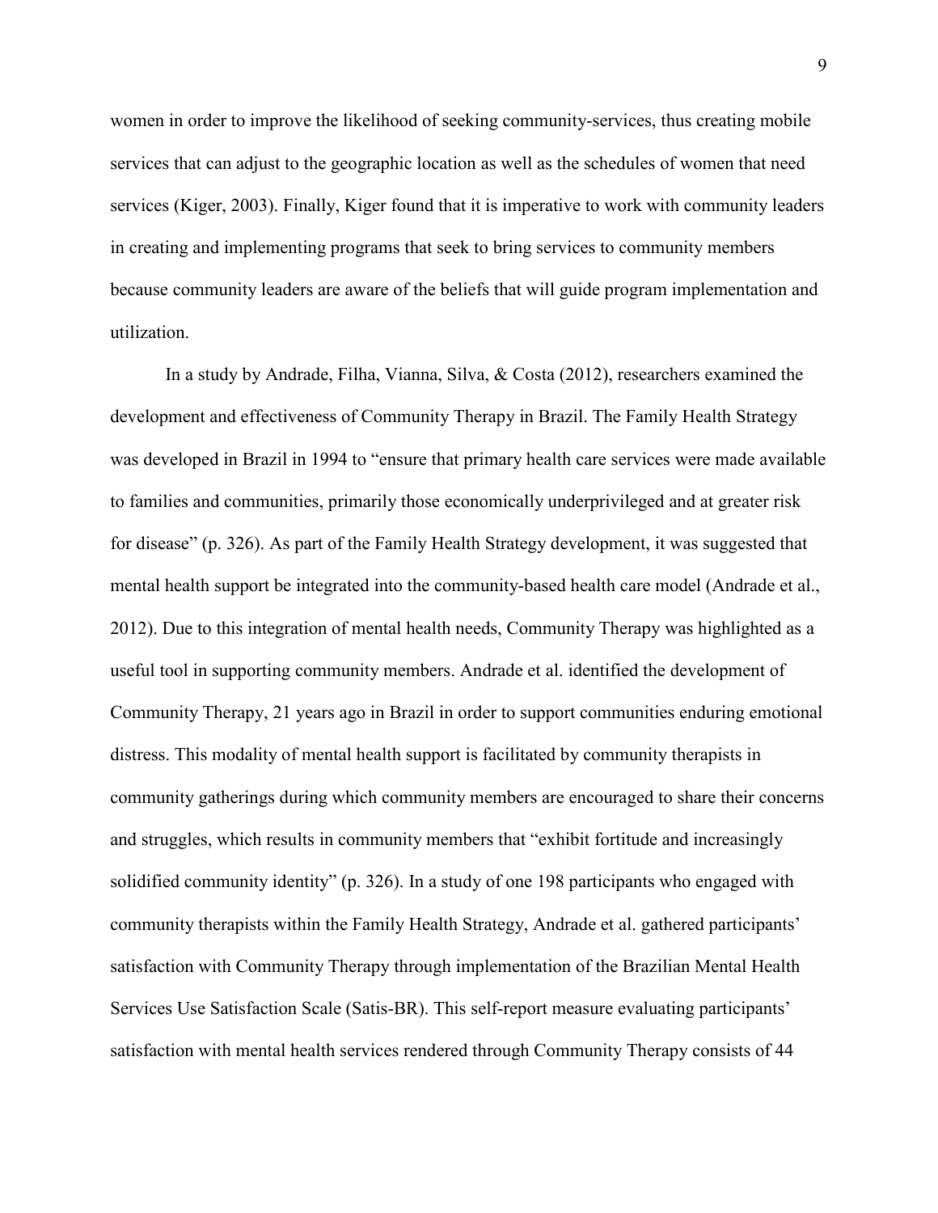women in order to improve the likelihood of seeking community-services, thus creating mobile services that can adjust to the geographic location as well as the schedules of women that need services (Kiger, 2003). Finally, Kiger found that it is imperative to work with community leaders in creating and implementing programs that seek to bring services to community members because community leaders are aware of the beliefs that will guide program implementation and utilization.

In a study by Andrade, Filha, Vianna, Silva, & Costa (2012), researchers examined the development and effectiveness of Community Therapy in Brazil. The Family Health Strategy was developed in Brazil in 1994 to "ensure that primary health care services were made available to families and communities, primarily those economically underprivileged and at greater risk for disease" (p. 326). As part of the Family Health Strategy development, it was suggested that mental health support be integrated into the community-based health care model (Andrade et al., 2012). Due to this integration of mental health needs, Community Therapy was highlighted as a useful tool in supporting community members. Andrade et al. identified the development of Community Therapy, 21 years ago in Brazil in order to support communities enduring emotional distress. This modality of mental health support is facilitated by community therapists in community gatherings during which community members are encouraged to share their concerns and struggles, which results in community members that "exhibit fortitude and increasingly solidified community identity" (p. 326). In a study of one 198 participants who engaged with community therapists within the Family Health Strategy, Andrade et al. gathered participants' satisfaction with Community Therapy through implementation of the Brazilian Mental Health Services Use Satisfaction Scale (Satis-BR). This self-report measure evaluating participants' satisfaction with mental health services rendered through Community Therapy consists of 44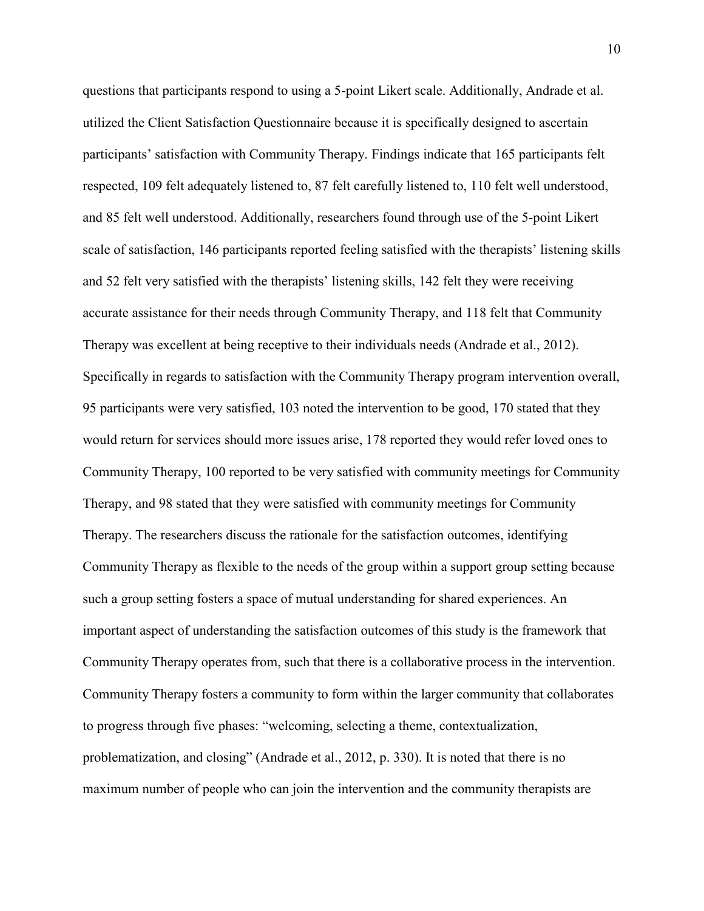questions that participants respond to using a 5-point Likert scale. Additionally, Andrade et al. utilized the Client Satisfaction Questionnaire because it is specifically designed to ascertain participants' satisfaction with Community Therapy. Findings indicate that 165 participants felt respected, 109 felt adequately listened to, 87 felt carefully listened to, 110 felt well understood, and 85 felt well understood. Additionally, researchers found through use of the 5-point Likert scale of satisfaction, 146 participants reported feeling satisfied with the therapists' listening skills and 52 felt very satisfied with the therapists' listening skills, 142 felt they were receiving accurate assistance for their needs through Community Therapy, and 118 felt that Community Therapy was excellent at being receptive to their individuals needs (Andrade et al., 2012). Specifically in regards to satisfaction with the Community Therapy program intervention overall, 95 participants were very satisfied, 103 noted the intervention to be good, 170 stated that they would return for services should more issues arise, 178 reported they would refer loved ones to Community Therapy, 100 reported to be very satisfied with community meetings for Community Therapy, and 98 stated that they were satisfied with community meetings for Community Therapy. The researchers discuss the rationale for the satisfaction outcomes, identifying Community Therapy as flexible to the needs of the group within a support group setting because such a group setting fosters a space of mutual understanding for shared experiences. An important aspect of understanding the satisfaction outcomes of this study is the framework that Community Therapy operates from, such that there is a collaborative process in the intervention. Community Therapy fosters a community to form within the larger community that collaborates to progress through five phases: "welcoming, selecting a theme, contextualization, problematization, and closing" (Andrade et al., 2012, p. 330). It is noted that there is no maximum number of people who can join the intervention and the community therapists are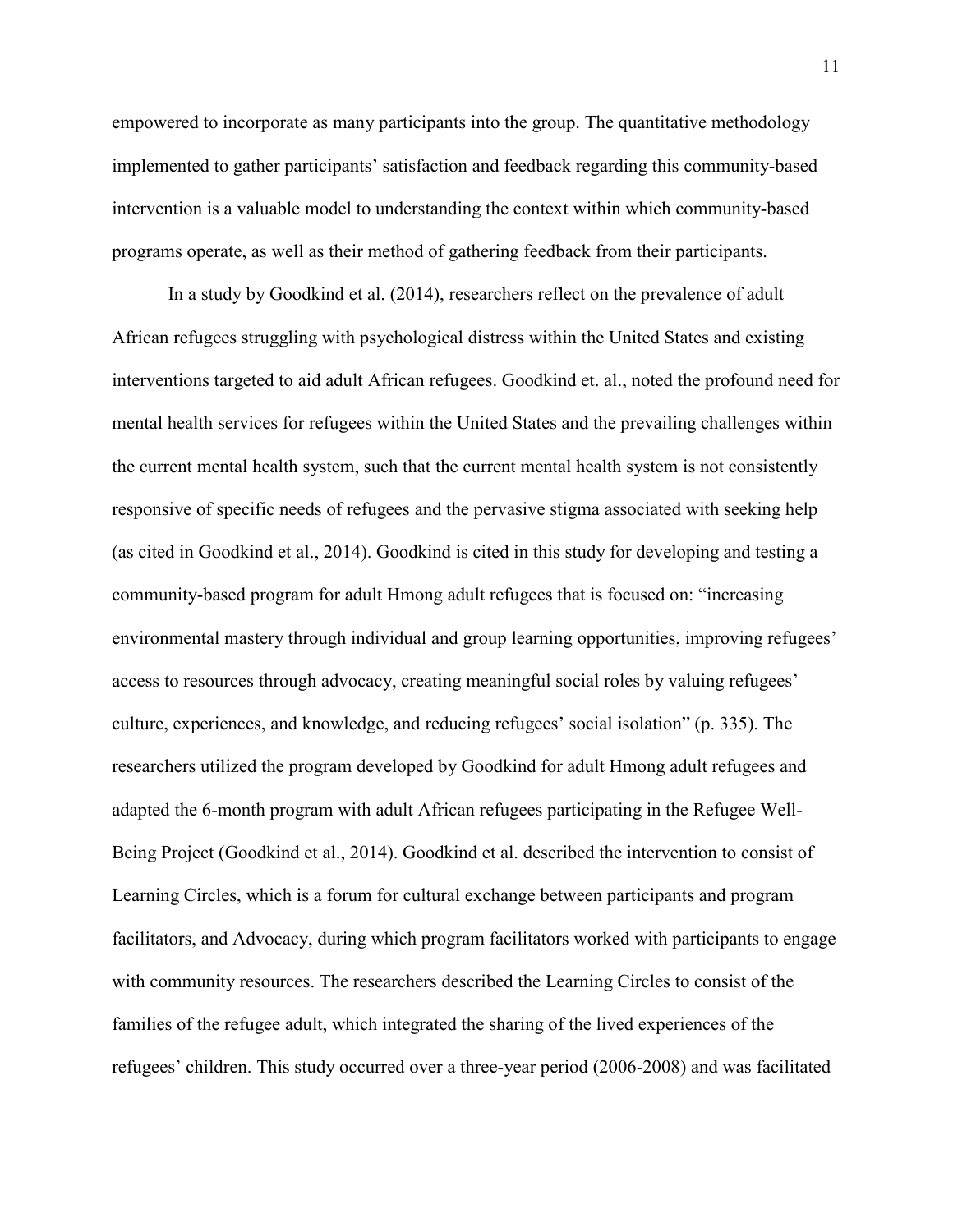empowered to incorporate as many participants into the group. The quantitative methodology implemented to gather participants' satisfaction and feedback regarding this community-based intervention is a valuable model to understanding the context within which community-based programs operate, as well as their method of gathering feedback from their participants.

In a study by Goodkind et al. (2014), researchers reflect on the prevalence of adult African refugees struggling with psychological distress within the United States and existing interventions targeted to aid adult African refugees. Goodkind et. al., noted the profound need for mental health services for refugees within the United States and the prevailing challenges within the current mental health system, such that the current mental health system is not consistently responsive of specific needs of refugees and the pervasive stigma associated with seeking help (as cited in Goodkind et al., 2014). Goodkind is cited in this study for developing and testing a community-based program for adult Hmong adult refugees that is focused on: "increasing environmental mastery through individual and group learning opportunities, improving refugees' access to resources through advocacy, creating meaningful social roles by valuing refugees' culture, experiences, and knowledge, and reducing refugees' social isolation" (p. 335). The researchers utilized the program developed by Goodkind for adult Hmong adult refugees and adapted the 6-month program with adult African refugees participating in the Refugee Well-Being Project (Goodkind et al., 2014). Goodkind et al. described the intervention to consist of Learning Circles, which is a forum for cultural exchange between participants and program facilitators, and Advocacy, during which program facilitators worked with participants to engage with community resources. The researchers described the Learning Circles to consist of the families of the refugee adult, which integrated the sharing of the lived experiences of the refugees' children. This study occurred over a three-year period (2006-2008) and was facilitated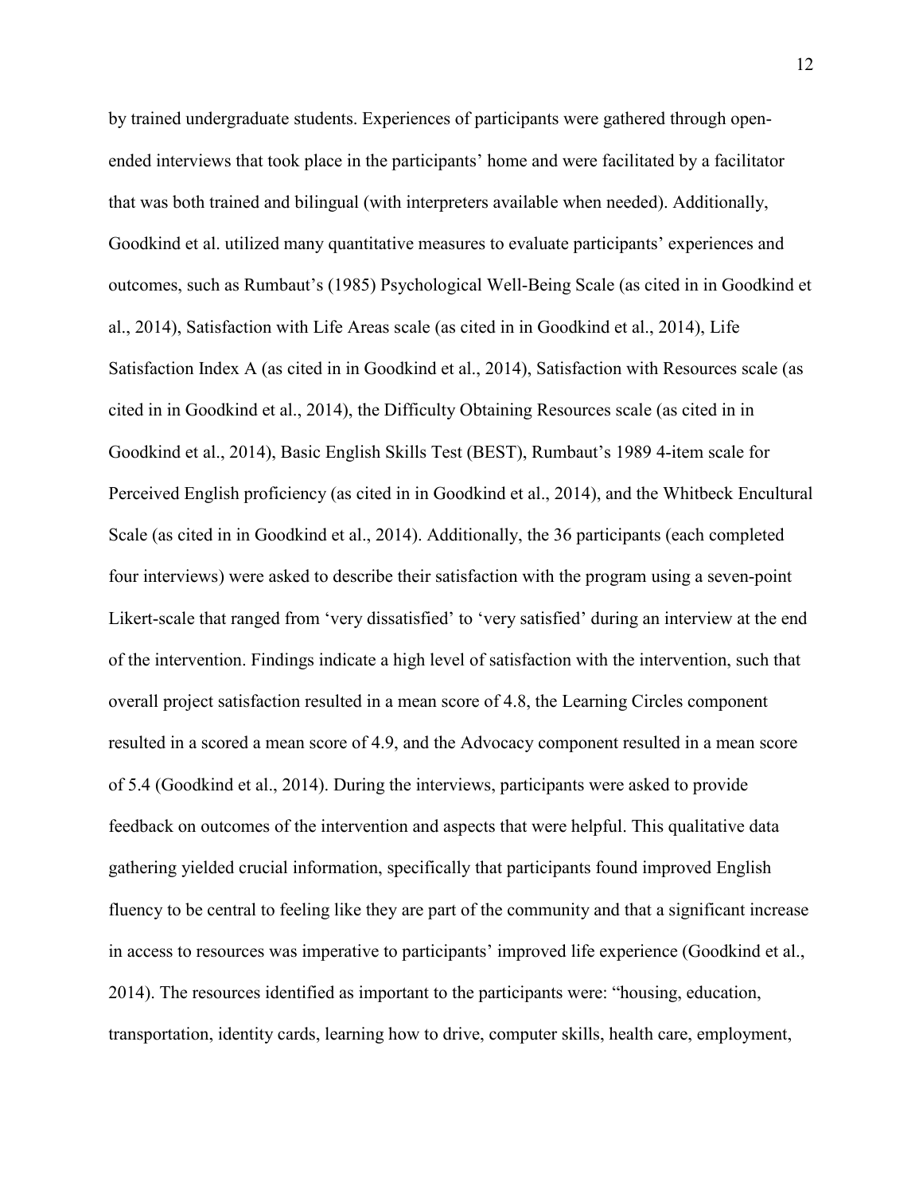by trained undergraduate students. Experiences of participants were gathered through open-ended interviews that took place in the participants' home and were facilitated by a facilitator that was both trained and bilingual (with interpreters available when needed). Additionally, Goodkind et al. utilized many quantitative measures to evaluate participants' experiences and outcomes, such as Rumbaut's (1985) Psychological Well-Being Scale (as cited in in Goodkind et al., 2014), Satisfaction with Life Areas scale (as cited in in Goodkind et al., 2014), Life Satisfaction Index A (as cited in in Goodkind et al., 2014), Satisfaction with Resources scale (as cited in in Goodkind et al., 2014), the Difficulty Obtaining Resources scale (as cited in in Goodkind et al., 2014), Basic English Skills Test (BEST), Rumbaut's 1989 4-item scale for Perceived English proficiency (as cited in in Goodkind et al., 2014), and the Whitbeck Encultural Scale (as cited in in Goodkind et al., 2014). Additionally, the 36 participants (each completed four interviews) were asked to describe their satisfaction with the program using a seven-point Likert-scale that ranged from 'very dissatisfied' to 'very satisfied' during an interview at the end of the intervention. Findings indicate a high level of satisfaction with the intervention, such that overall project satisfaction resulted in a mean score of 4.8, the Learning Circles component resulted in a scored a mean score of 4.9, and the Advocacy component resulted in a mean score of 5.4 (Goodkind et al., 2014). During the interviews, participants were asked to provide feedback on outcomes of the intervention and aspects that were helpful. This qualitative data gathering yielded crucial information, specifically that participants found improved English fluency to be central to feeling like they are part of the community and that a significant increase in access to resources was imperative to participants' improved life experience (Goodkind et al., 2014). The resources identified as important to the participants were: "housing, education, transportation, identity cards, learning how to drive, computer skills, health care, employment,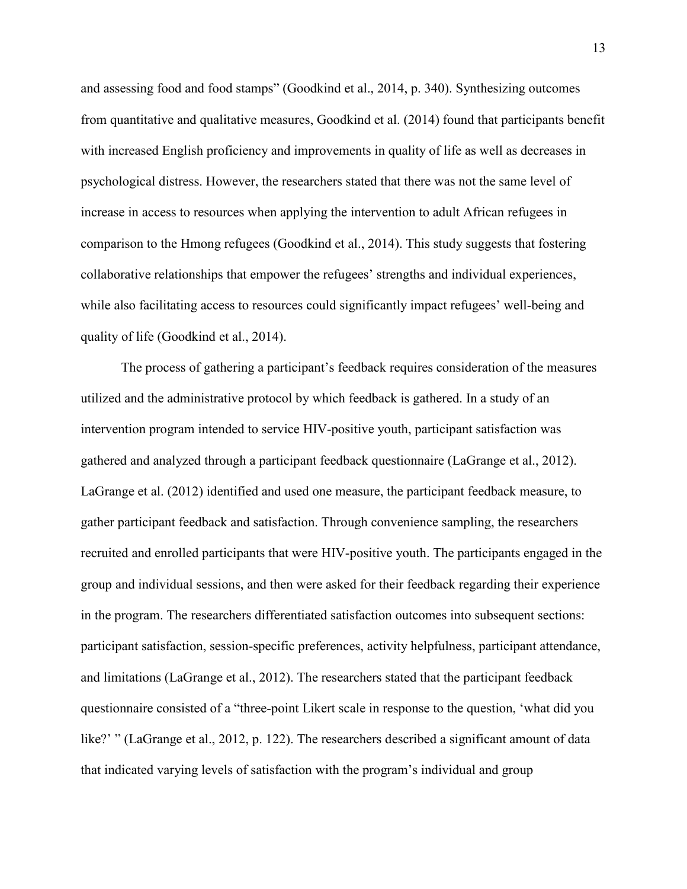and assessing food and food stamps" (Goodkind et al., 2014, p. 340). Synthesizing outcomes from quantitative and qualitative measures, Goodkind et al. (2014) found that participants benefit with increased English proficiency and improvements in quality of life as well as decreases in psychological distress. However, the researchers stated that there was not the same level of increase in access to resources when applying the intervention to adult African refugees in comparison to the Hmong refugees (Goodkind et al., 2014). This study suggests that fostering collaborative relationships that empower the refugees' strengths and individual experiences, while also facilitating access to resources could significantly impact refugees' well-being and quality of life (Goodkind et al., 2014).

The process of gathering a participant's feedback requires consideration of the measures utilized and the administrative protocol by which feedback is gathered. In a study of an intervention program intended to service HIV-positive youth, participant satisfaction was gathered and analyzed through a participant feedback questionnaire (LaGrange et al., 2012). LaGrange et al. (2012) identified and used one measure, the participant feedback measure, to gather participant feedback and satisfaction. Through convenience sampling, the researchers recruited and enrolled participants that were HIV-positive youth. The participants engaged in the group and individual sessions, and then were asked for their feedback regarding their experience in the program. The researchers differentiated satisfaction outcomes into subsequent sections: participant satisfaction, session-specific preferences, activity helpfulness, participant attendance, and limitations (LaGrange et al., 2012). The researchers stated that the participant feedback questionnaire consisted of a "three-point Likert scale in response to the question, 'what did you like?' " (LaGrange et al., 2012, p. 122). The researchers described a significant amount of data that indicated varying levels of satisfaction with the program's individual and group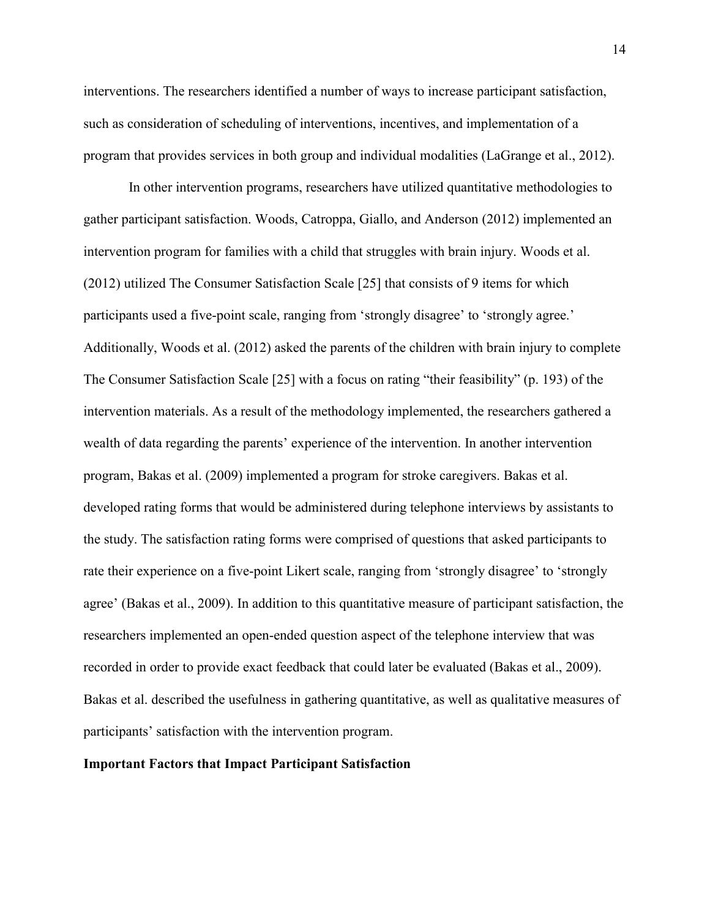interventions. The researchers identified a number of ways to increase participant satisfaction, such as consideration of scheduling of interventions, incentives, and implementation of a program that provides services in both group and individual modalities (LaGrange et al., 2012).

In other intervention programs, researchers have utilized quantitative methodologies to gather participant satisfaction. Woods, Catroppa, Giallo, and Anderson (2012) implemented an intervention program for families with a child that struggles with brain injury. Woods et al. (2012) utilized The Consumer Satisfaction Scale [25] that consists of 9 items for which participants used a five-point scale, ranging from 'strongly disagree' to 'strongly agree.' Additionally, Woods et al. (2012) asked the parents of the children with brain injury to complete The Consumer Satisfaction Scale [25] with a focus on rating "their feasibility" (p. 193) of the intervention materials. As a result of the methodology implemented, the researchers gathered a wealth of data regarding the parents' experience of the intervention. In another intervention program, Bakas et al. (2009) implemented a program for stroke caregivers. Bakas et al. developed rating forms that would be administered during telephone interviews by assistants to the study. The satisfaction rating forms were comprised of questions that asked participants to rate their experience on a five-point Likert scale, ranging from 'strongly disagree' to 'strongly agree' (Bakas et al., 2009). In addition to this quantitative measure of participant satisfaction, the researchers implemented an open-ended question aspect of the telephone interview that was recorded in order to provide exact feedback that could later be evaluated (Bakas et al., 2009). Bakas et al. described the usefulness in gathering quantitative, as well as qualitative measures of participants' satisfaction with the intervention program.

**Important Factors that Impact Participant Satisfaction**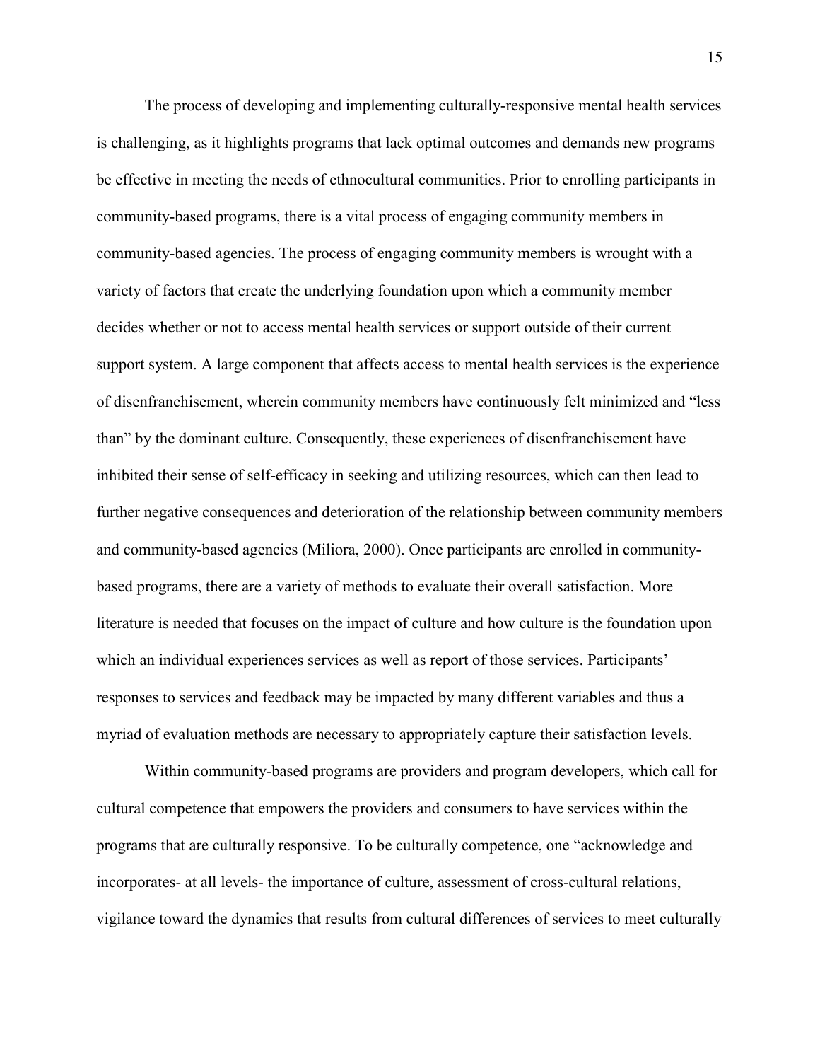The process of developing and implementing culturally-responsive mental health services is challenging, as it highlights programs that lack optimal outcomes and demands new programs be effective in meeting the needs of ethnocultural communities. Prior to enrolling participants in community-based programs, there is a vital process of engaging community members in community-based agencies. The process of engaging community members is wrought with a variety of factors that create the underlying foundation upon which a community member decides whether or not to access mental health services or support outside of their current support system. A large component that affects access to mental health services is the experience of disenfranchisement, wherein community members have continuously felt minimized and "less than" by the dominant culture. Consequently, these experiences of disenfranchisement have inhibited their sense of self-efficacy in seeking and utilizing resources, which can then lead to further negative consequences and deterioration of the relationship between community members and community-based agencies (Miliora, 2000). Once participants are enrolled in community-based programs, there are a variety of methods to evaluate their overall satisfaction. More literature is needed that focuses on the impact of culture and how culture is the foundation upon which an individual experiences services as well as report of those services. Participants' responses to services and feedback may be impacted by many different variables and thus a myriad of evaluation methods are necessary to appropriately capture their satisfaction levels.

Within community-based programs are providers and program developers, which call for cultural competence that empowers the providers and consumers to have services within the programs that are culturally responsive. To be culturally competence, one "acknowledge and incorporates- at all levels- the importance of culture, assessment of cross-cultural relations, vigilance toward the dynamics that results from cultural differences of services to meet culturally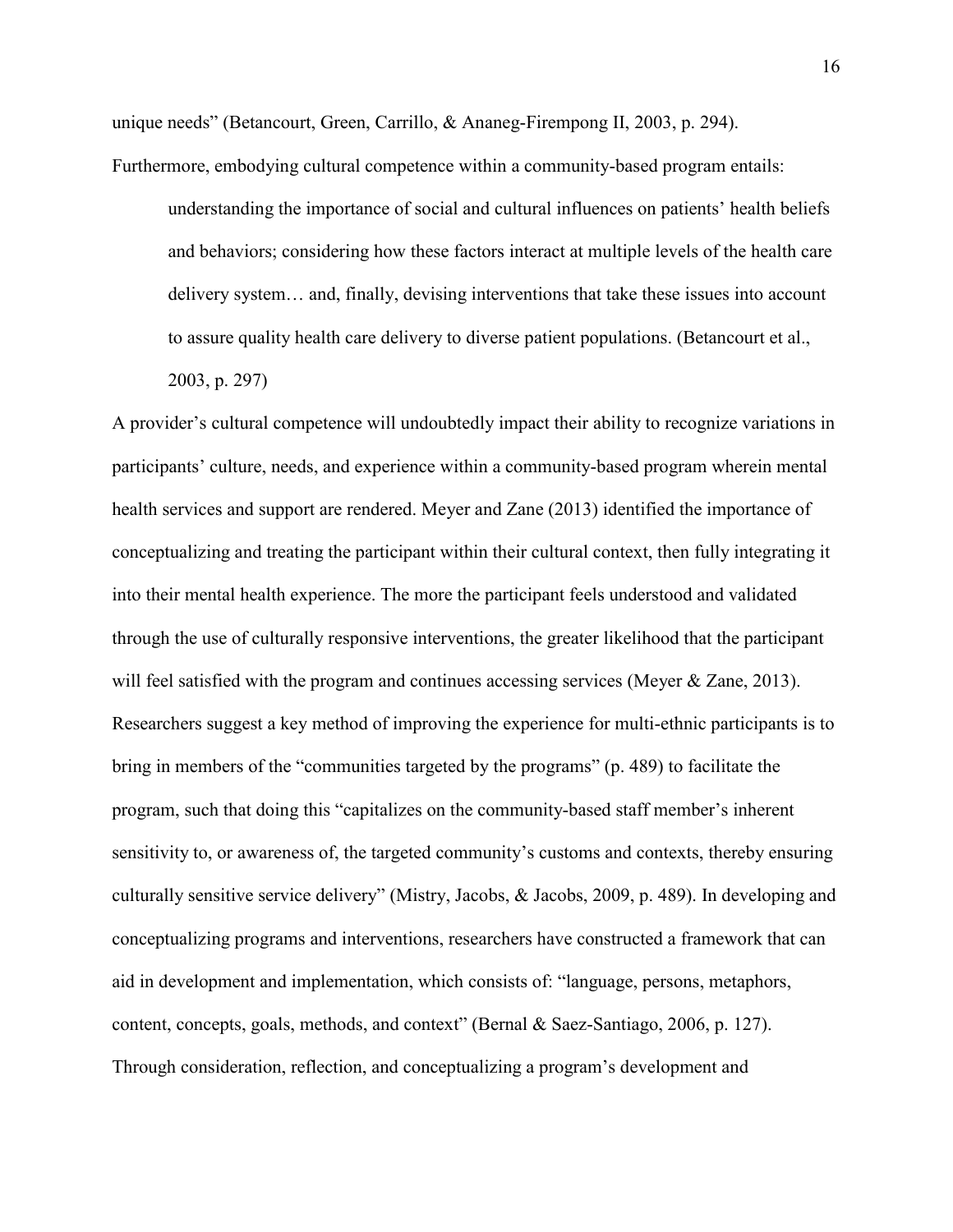unique needs" (Betancourt, Green, Carrillo, & Ananeg-Firempong II, 2003, p. 294). Furthermore, embodying cultural competence within a community-based program entails:

> understanding the importance of social and cultural influences on patients' health beliefs and behaviors; considering how these factors interact at multiple levels of the health care delivery system… and, finally, devising interventions that take these issues into account to assure quality health care delivery to diverse patient populations. (Betancourt et al., 2003, p. 297)

A provider's cultural competence will undoubtedly impact their ability to recognize variations in participants' culture, needs, and experience within a community-based program wherein mental health services and support are rendered. Meyer and Zane (2013) identified the importance of conceptualizing and treating the participant within their cultural context, then fully integrating it into their mental health experience. The more the participant feels understood and validated through the use of culturally responsive interventions, the greater likelihood that the participant will feel satisfied with the program and continues accessing services (Meyer & Zane, 2013). Researchers suggest a key method of improving the experience for multi-ethnic participants is to bring in members of the "communities targeted by the programs" (p. 489) to facilitate the program, such that doing this "capitalizes on the community-based staff member's inherent sensitivity to, or awareness of, the targeted community's customs and contexts, thereby ensuring culturally sensitive service delivery" (Mistry, Jacobs, & Jacobs, 2009, p. 489). In developing and conceptualizing programs and interventions, researchers have constructed a framework that can aid in development and implementation, which consists of: "language, persons, metaphors, content, concepts, goals, methods, and context" (Bernal & Saez-Santiago, 2006, p. 127). Through consideration, reflection, and conceptualizing a program's development and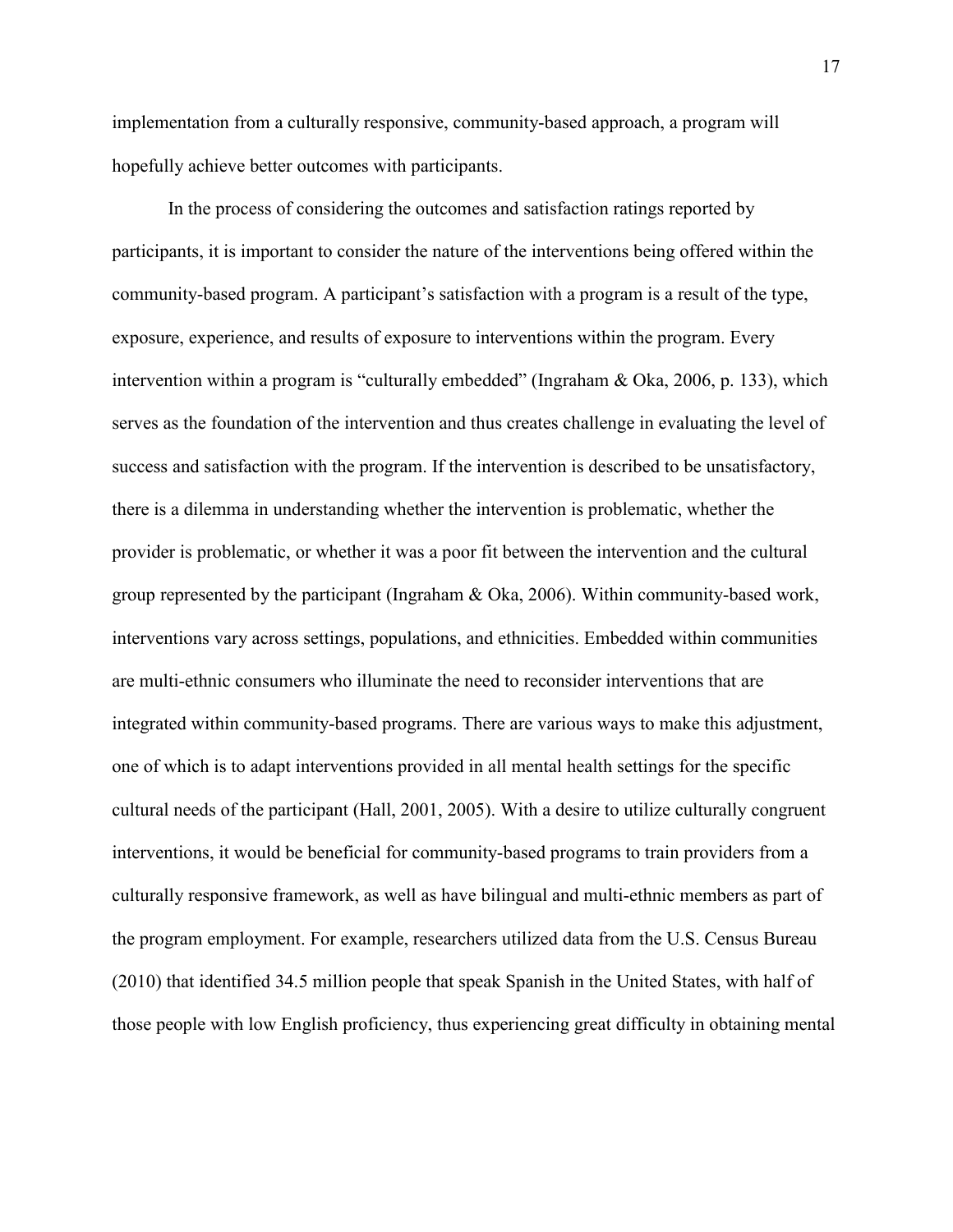implementation from a culturally responsive, community-based approach, a program will hopefully achieve better outcomes with participants.

In the process of considering the outcomes and satisfaction ratings reported by participants, it is important to consider the nature of the interventions being offered within the community-based program. A participant's satisfaction with a program is a result of the type, exposure, experience, and results of exposure to interventions within the program. Every intervention within a program is "culturally embedded" (Ingraham & Oka, 2006, p. 133), which serves as the foundation of the intervention and thus creates challenge in evaluating the level of success and satisfaction with the program. If the intervention is described to be unsatisfactory, there is a dilemma in understanding whether the intervention is problematic, whether the provider is problematic, or whether it was a poor fit between the intervention and the cultural group represented by the participant (Ingraham & Oka, 2006). Within community-based work, interventions vary across settings, populations, and ethnicities. Embedded within communities are multi-ethnic consumers who illuminate the need to reconsider interventions that are integrated within community-based programs. There are various ways to make this adjustment, one of which is to adapt interventions provided in all mental health settings for the specific cultural needs of the participant (Hall, 2001, 2005). With a desire to utilize culturally congruent interventions, it would be beneficial for community-based programs to train providers from a culturally responsive framework, as well as have bilingual and multi-ethnic members as part of the program employment. For example, researchers utilized data from the U.S. Census Bureau (2010) that identified 34.5 million people that speak Spanish in the United States, with half of those people with low English proficiency, thus experiencing great difficulty in obtaining mental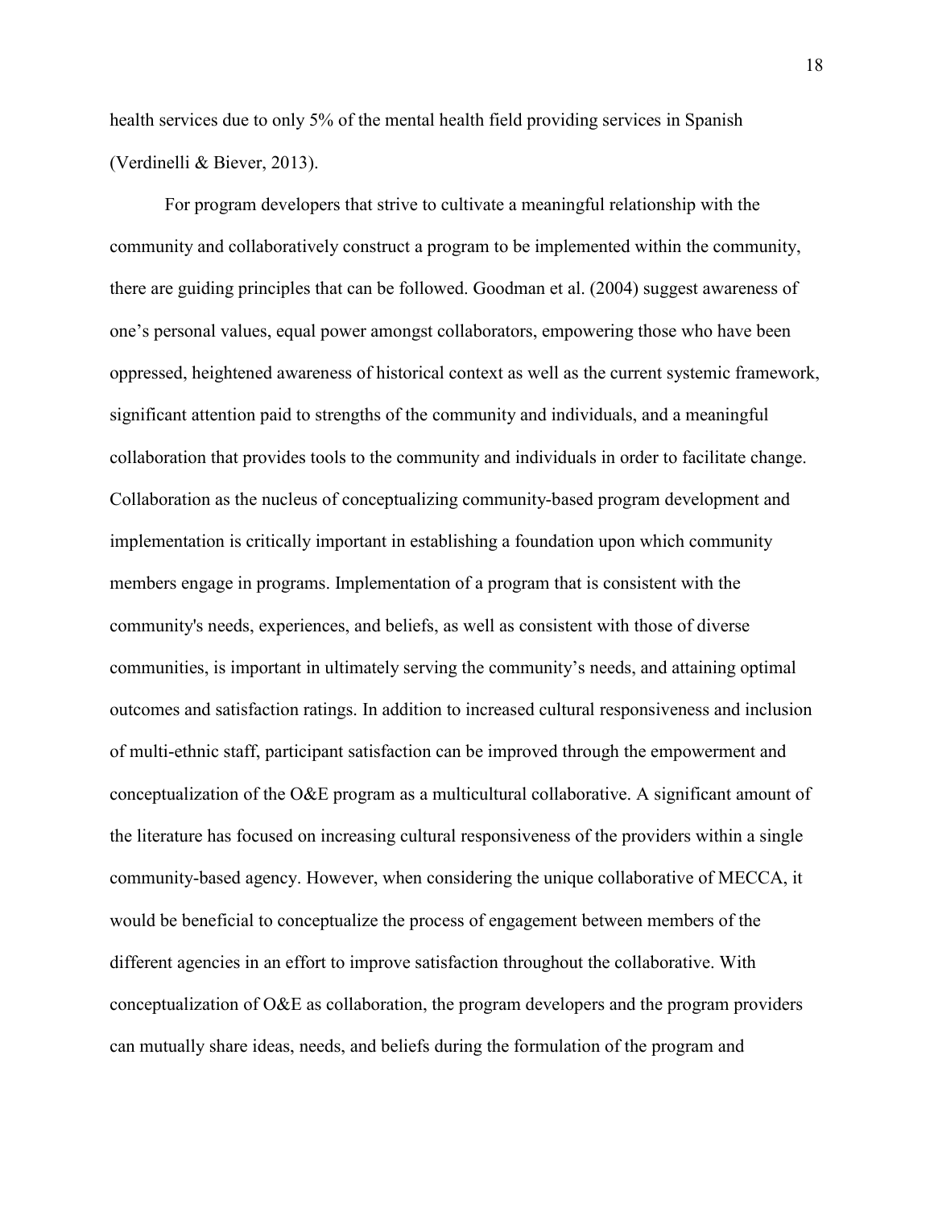health services due to only 5% of the mental health field providing services in Spanish (Verdinelli & Biever, 2013).

For program developers that strive to cultivate a meaningful relationship with the community and collaboratively construct a program to be implemented within the community, there are guiding principles that can be followed. Goodman et al. (2004) suggest awareness of one's personal values, equal power amongst collaborators, empowering those who have been oppressed, heightened awareness of historical context as well as the current systemic framework, significant attention paid to strengths of the community and individuals, and a meaningful collaboration that provides tools to the community and individuals in order to facilitate change. Collaboration as the nucleus of conceptualizing community-based program development and implementation is critically important in establishing a foundation upon which community members engage in programs. Implementation of a program that is consistent with the community's needs, experiences, and beliefs, as well as consistent with those of diverse communities, is important in ultimately serving the community's needs, and attaining optimal outcomes and satisfaction ratings. In addition to increased cultural responsiveness and inclusion of multi-ethnic staff, participant satisfaction can be improved through the empowerment and conceptualization of the O&E program as a multicultural collaborative. A significant amount of the literature has focused on increasing cultural responsiveness of the providers within a single community-based agency. However, when considering the unique collaborative of MECCA, it would be beneficial to conceptualize the process of engagement between members of the different agencies in an effort to improve satisfaction throughout the collaborative. With conceptualization of O&E as collaboration, the program developers and the program providers can mutually share ideas, needs, and beliefs during the formulation of the program and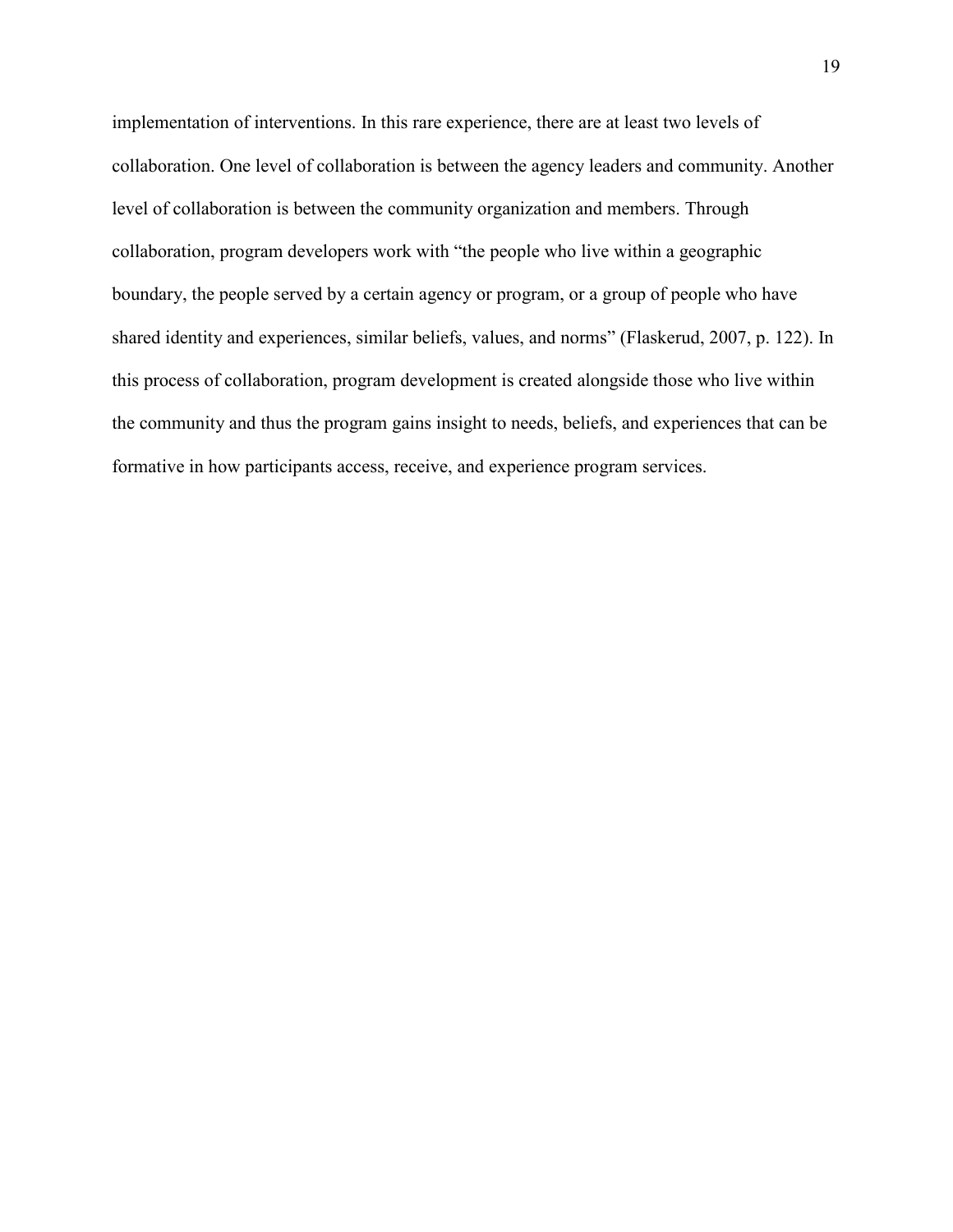implementation of interventions. In this rare experience, there are at least two levels of collaboration. One level of collaboration is between the agency leaders and community. Another level of collaboration is between the community organization and members. Through collaboration, program developers work with "the people who live within a geographic boundary, the people served by a certain agency or program, or a group of people who have shared identity and experiences, similar beliefs, values, and norms" (Flaskerud, 2007, p. 122). In this process of collaboration, program development is created alongside those who live within the community and thus the program gains insight to needs, beliefs, and experiences that can be formative in how participants access, receive, and experience program services.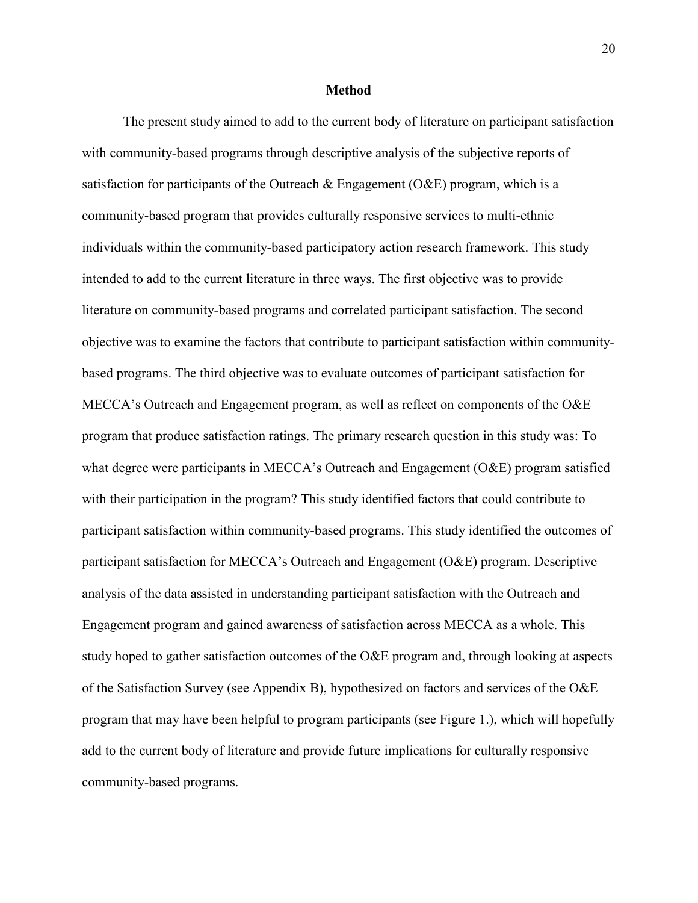## Method

The present study aimed to add to the current body of literature on participant satisfaction with community-based programs through descriptive analysis of the subjective reports of satisfaction for participants of the Outreach & Engagement (O&E) program, which is a community-based program that provides culturally responsive services to multi-ethnic individuals within the community-based participatory action research framework. This study intended to add to the current literature in three ways. The first objective was to provide literature on community-based programs and correlated participant satisfaction. The second objective was to examine the factors that contribute to participant satisfaction within community-based programs. The third objective was to evaluate outcomes of participant satisfaction for MECCA's Outreach and Engagement program, as well as reflect on components of the O&E program that produce satisfaction ratings. The primary research question in this study was: To what degree were participants in MECCA's Outreach and Engagement (O&E) program satisfied with their participation in the program? This study identified factors that could contribute to participant satisfaction within community-based programs. This study identified the outcomes of participant satisfaction for MECCA's Outreach and Engagement (O&E) program. Descriptive analysis of the data assisted in understanding participant satisfaction with the Outreach and Engagement program and gained awareness of satisfaction across MECCA as a whole. This study hoped to gather satisfaction outcomes of the O&E program and, through looking at aspects of the Satisfaction Survey (see Appendix B), hypothesized on factors and services of the O&E program that may have been helpful to program participants (see Figure 1.), which will hopefully add to the current body of literature and provide future implications for culturally responsive community-based programs.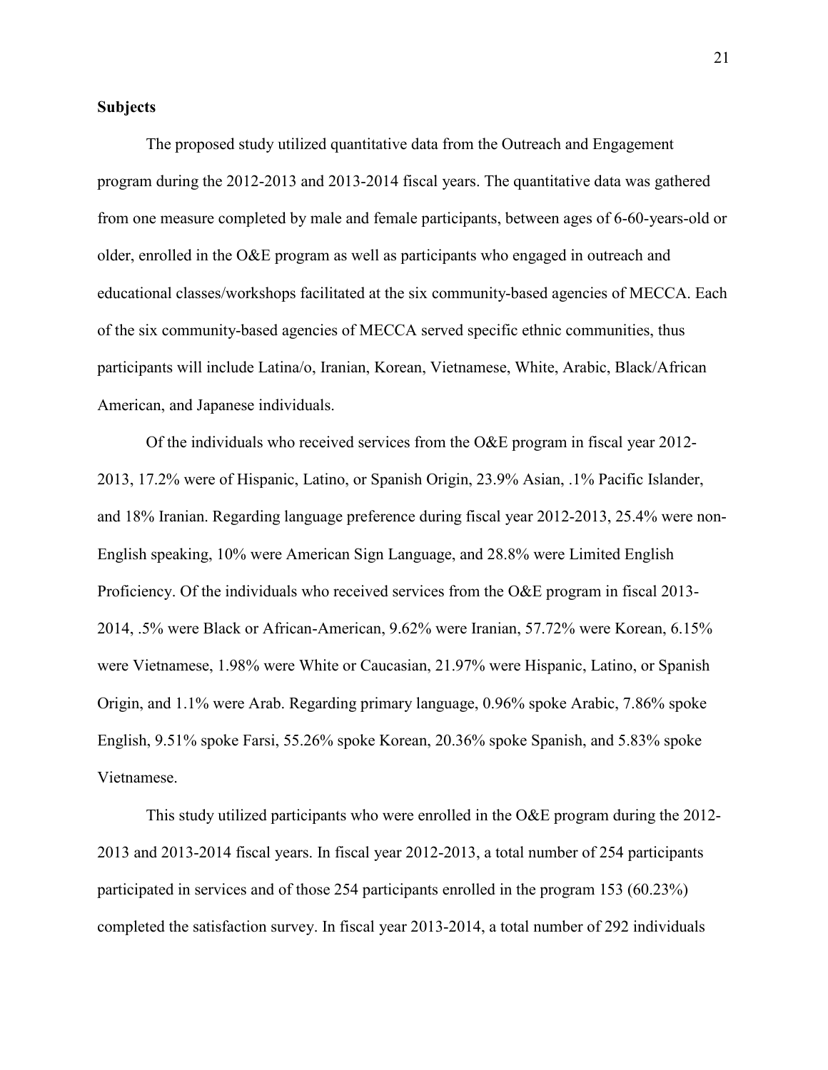**Subjects**

The proposed study utilized quantitative data from the Outreach and Engagement program during the 2012-2013 and 2013-2014 fiscal years. The quantitative data was gathered from one measure completed by male and female participants, between ages of 6-60-years-old or older, enrolled in the O&E program as well as participants who engaged in outreach and educational classes/workshops facilitated at the six community-based agencies of MECCA. Each of the six community-based agencies of MECCA served specific ethnic communities, thus participants will include Latina/o, Iranian, Korean, Vietnamese, White, Arabic, Black/African American, and Japanese individuals.

Of the individuals who received services from the O&E program in fiscal year 2012-2013, 17.2% were of Hispanic, Latino, or Spanish Origin, 23.9% Asian, .1% Pacific Islander, and 18% Iranian. Regarding language preference during fiscal year 2012-2013, 25.4% were non-English speaking, 10% were American Sign Language, and 28.8% were Limited English Proficiency. Of the individuals who received services from the O&E program in fiscal 2013-2014, .5% were Black or African-American, 9.62% were Iranian, 57.72% were Korean, 6.15% were Vietnamese, 1.98% were White or Caucasian, 21.97% were Hispanic, Latino, or Spanish Origin, and 1.1% were Arab. Regarding primary language, 0.96% spoke Arabic, 7.86% spoke English, 9.51% spoke Farsi, 55.26% spoke Korean, 20.36% spoke Spanish, and 5.83% spoke Vietnamese.

This study utilized participants who were enrolled in the O&E program during the 2012-2013 and 2013-2014 fiscal years. In fiscal year 2012-2013, a total number of 254 participants participated in services and of those 254 participants enrolled in the program 153 (60.23%) completed the satisfaction survey. In fiscal year 2013-2014, a total number of 292 individuals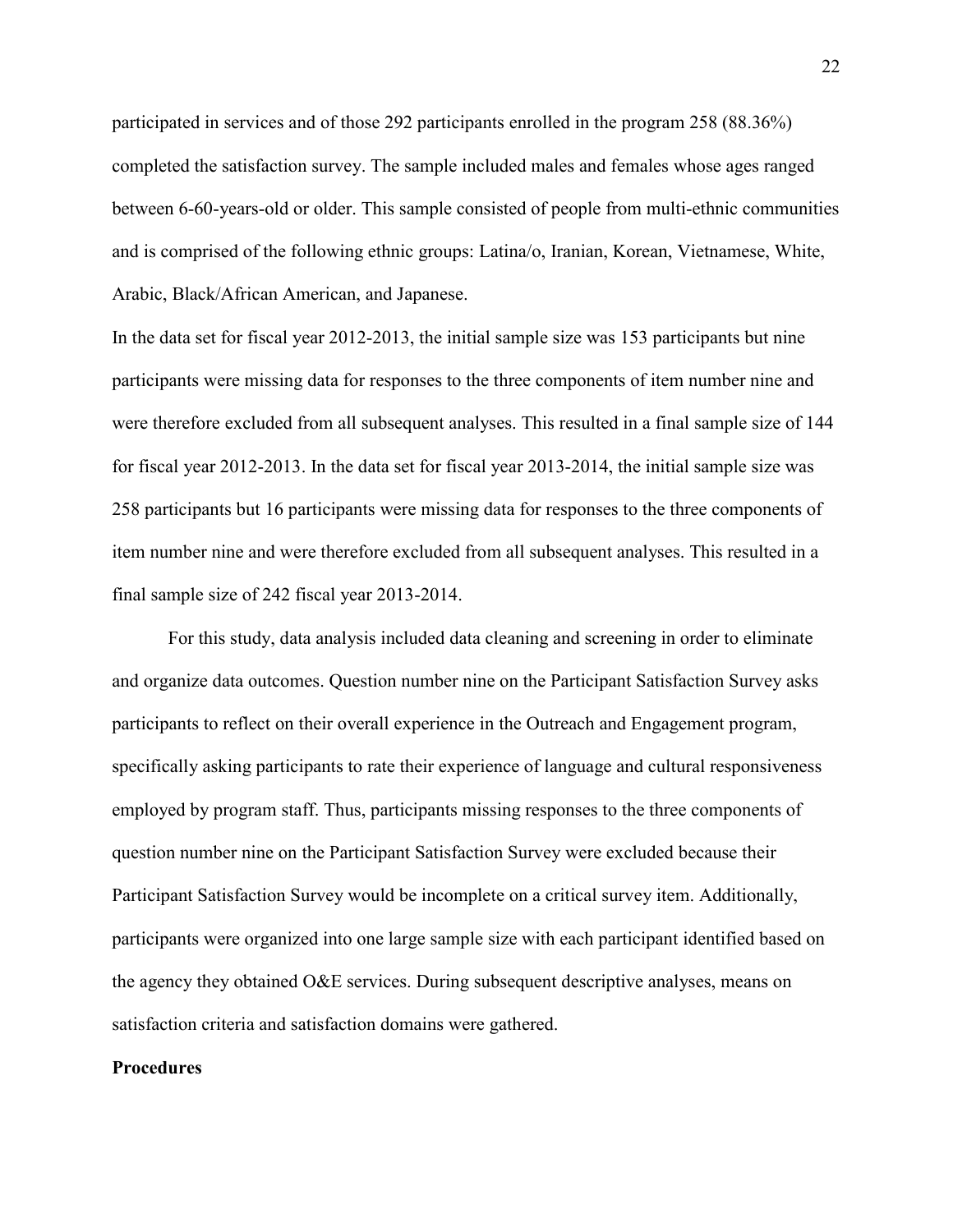participated in services and of those 292 participants enrolled in the program 258 (88.36%) completed the satisfaction survey. The sample included males and females whose ages ranged between 6-60-years-old or older. This sample consisted of people from multi-ethnic communities and is comprised of the following ethnic groups: Latina/o, Iranian, Korean, Vietnamese, White, Arabic, Black/African American, and Japanese.

In the data set for fiscal year 2012-2013, the initial sample size was 153 participants but nine participants were missing data for responses to the three components of item number nine and were therefore excluded from all subsequent analyses. This resulted in a final sample size of 144 for fiscal year 2012-2013. In the data set for fiscal year 2013-2014, the initial sample size was 258 participants but 16 participants were missing data for responses to the three components of item number nine and were therefore excluded from all subsequent analyses. This resulted in a final sample size of 242 fiscal year 2013-2014.

For this study, data analysis included data cleaning and screening in order to eliminate and organize data outcomes. Question number nine on the Participant Satisfaction Survey asks participants to reflect on their overall experience in the Outreach and Engagement program, specifically asking participants to rate their experience of language and cultural responsiveness employed by program staff. Thus, participants missing responses to the three components of question number nine on the Participant Satisfaction Survey were excluded because their Participant Satisfaction Survey would be incomplete on a critical survey item. Additionally, participants were organized into one large sample size with each participant identified based on the agency they obtained O&E services. During subsequent descriptive analyses, means on satisfaction criteria and satisfaction domains were gathered.

**Procedures**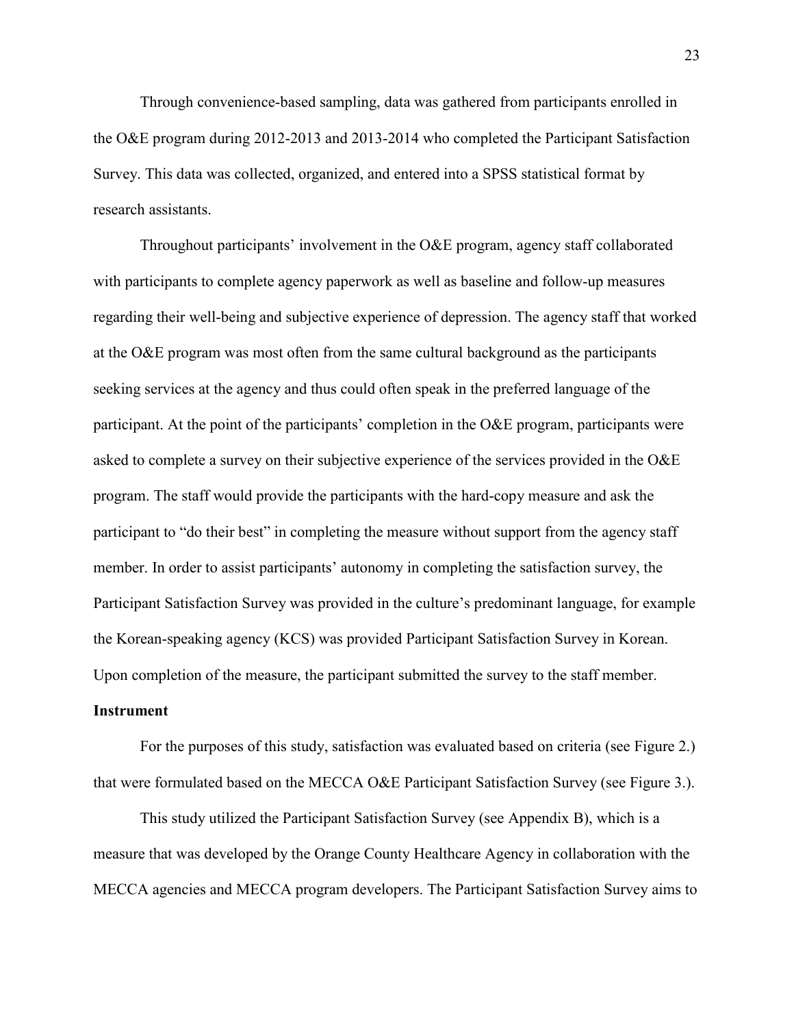Through convenience-based sampling, data was gathered from participants enrolled in the O&E program during 2012-2013 and 2013-2014 who completed the Participant Satisfaction Survey. This data was collected, organized, and entered into a SPSS statistical format by research assistants.

Throughout participants' involvement in the O&E program, agency staff collaborated with participants to complete agency paperwork as well as baseline and follow-up measures regarding their well-being and subjective experience of depression. The agency staff that worked at the O&E program was most often from the same cultural background as the participants seeking services at the agency and thus could often speak in the preferred language of the participant. At the point of the participants' completion in the O&E program, participants were asked to complete a survey on their subjective experience of the services provided in the O&E program. The staff would provide the participants with the hard-copy measure and ask the participant to "do their best" in completing the measure without support from the agency staff member. In order to assist participants' autonomy in completing the satisfaction survey, the Participant Satisfaction Survey was provided in the culture's predominant language, for example the Korean-speaking agency (KCS) was provided Participant Satisfaction Survey in Korean. Upon completion of the measure, the participant submitted the survey to the staff member.

**Instrument**

For the purposes of this study, satisfaction was evaluated based on criteria (see Figure 2.) that were formulated based on the MECCA O&E Participant Satisfaction Survey (see Figure 3.).

This study utilized the Participant Satisfaction Survey (see Appendix B), which is a measure that was developed by the Orange County Healthcare Agency in collaboration with the MECCA agencies and MECCA program developers. The Participant Satisfaction Survey aims to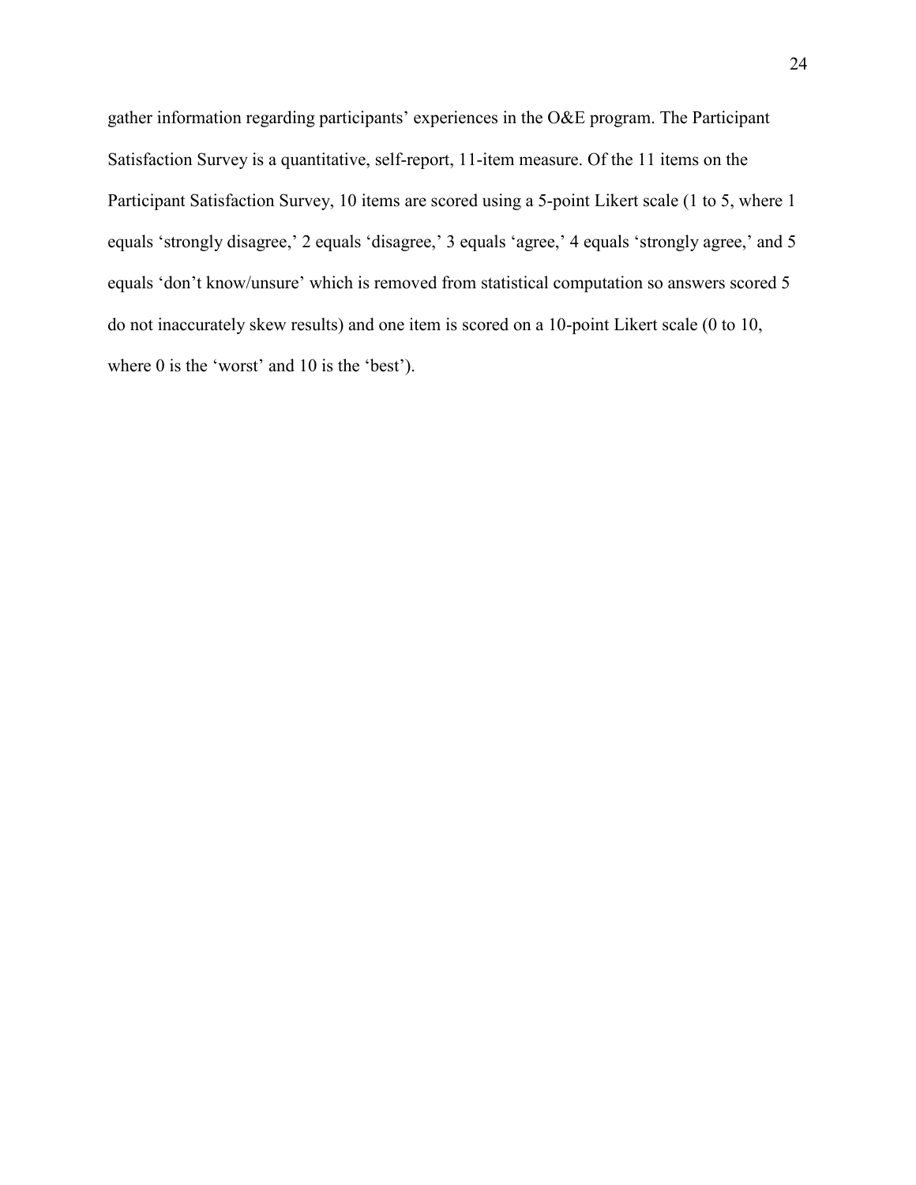gather information regarding participants' experiences in the O&E program. The Participant Satisfaction Survey is a quantitative, self-report, 11-item measure. Of the 11 items on the Participant Satisfaction Survey, 10 items are scored using a 5-point Likert scale (1 to 5, where 1 equals 'strongly disagree,' 2 equals 'disagree,' 3 equals 'agree,' 4 equals 'strongly agree,' and 5 equals 'don't know/unsure' which is removed from statistical computation so answers scored 5 do not inaccurately skew results) and one item is scored on a 10-point Likert scale (0 to 10, where 0 is the 'worst' and 10 is the 'best').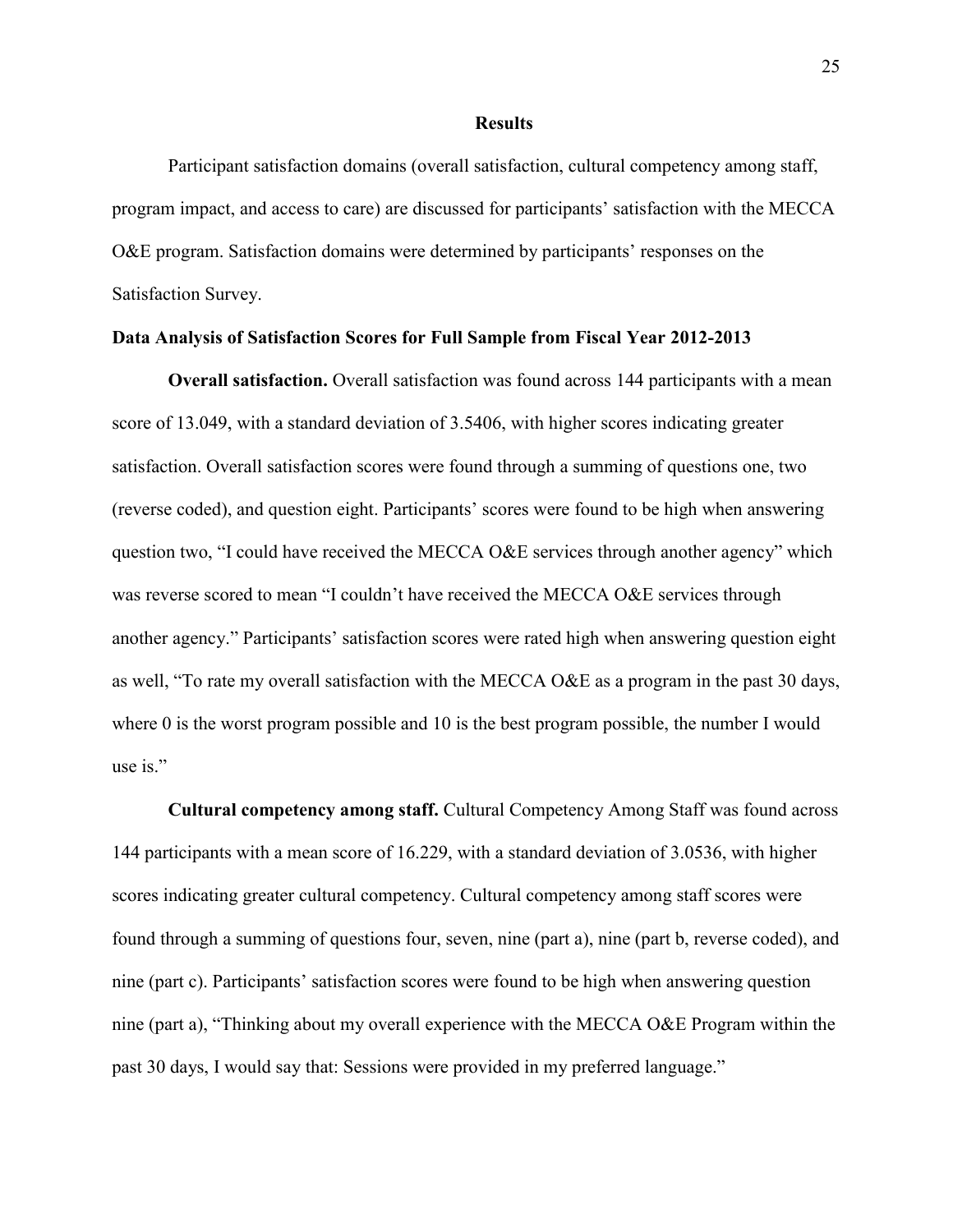## Results

Participant satisfaction domains (overall satisfaction, cultural competency among staff, program impact, and access to care) are discussed for participants' satisfaction with the MECCA O&E program. Satisfaction domains were determined by participants' responses on the Satisfaction Survey.

### Data Analysis of Satisfaction Scores for Full Sample from Fiscal Year 2012-2013

**Overall satisfaction.** Overall satisfaction was found across 144 participants with a mean score of 13.049, with a standard deviation of 3.5406, with higher scores indicating greater satisfaction. Overall satisfaction scores were found through a summing of questions one, two (reverse coded), and question eight. Participants' scores were found to be high when answering question two, "I could have received the MECCA O&E services through another agency" which was reverse scored to mean "I couldn't have received the MECCA O&E services through another agency." Participants' satisfaction scores were rated high when answering question eight as well, "To rate my overall satisfaction with the MECCA O&E as a program in the past 30 days, where 0 is the worst program possible and 10 is the best program possible, the number I would use is."

**Cultural competency among staff.** Cultural Competency Among Staff was found across 144 participants with a mean score of 16.229, with a standard deviation of 3.0536, with higher scores indicating greater cultural competency. Cultural competency among staff scores were found through a summing of questions four, seven, nine (part a), nine (part b, reverse coded), and nine (part c). Participants' satisfaction scores were found to be high when answering question nine (part a), "Thinking about my overall experience with the MECCA O&E Program within the past 30 days, I would say that: Sessions were provided in my preferred language."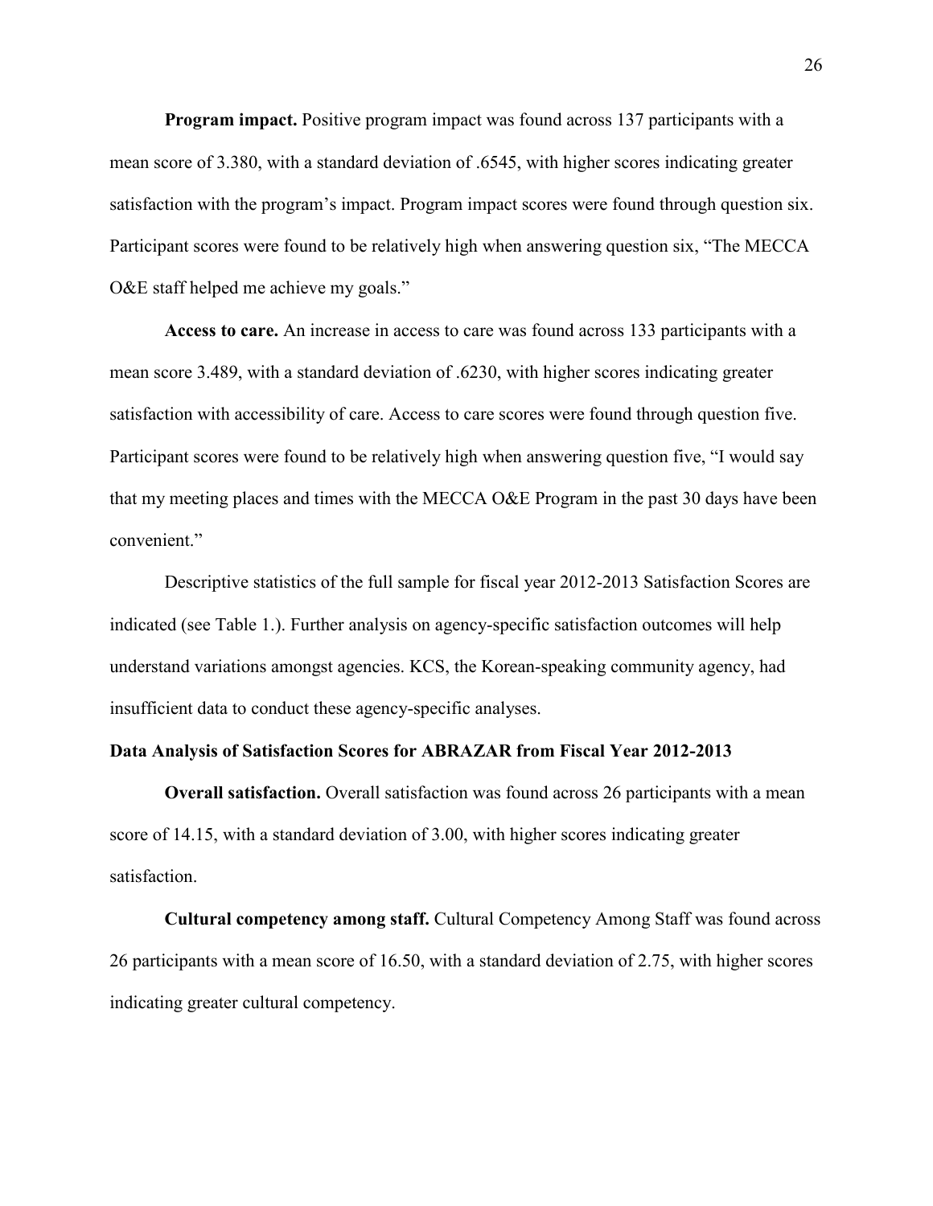**Program impact.** Positive program impact was found across 137 participants with a mean score of 3.380, with a standard deviation of .6545, with higher scores indicating greater satisfaction with the program's impact. Program impact scores were found through question six. Participant scores were found to be relatively high when answering question six, "The MECCA O&E staff helped me achieve my goals."

**Access to care.** An increase in access to care was found across 133 participants with a mean score 3.489, with a standard deviation of .6230, with higher scores indicating greater satisfaction with accessibility of care. Access to care scores were found through question five. Participant scores were found to be relatively high when answering question five, "I would say that my meeting places and times with the MECCA O&E Program in the past 30 days have been convenient."

Descriptive statistics of the full sample for fiscal year 2012-2013 Satisfaction Scores are indicated (see Table 1.). Further analysis on agency-specific satisfaction outcomes will help understand variations amongst agencies. KCS, the Korean-speaking community agency, had insufficient data to conduct these agency-specific analyses.

### Data Analysis of Satisfaction Scores for ABRAZAR from Fiscal Year 2012-2013

**Overall satisfaction.** Overall satisfaction was found across 26 participants with a mean score of 14.15, with a standard deviation of 3.00, with higher scores indicating greater satisfaction.

**Cultural competency among staff.** Cultural Competency Among Staff was found across 26 participants with a mean score of 16.50, with a standard deviation of 2.75, with higher scores indicating greater cultural competency.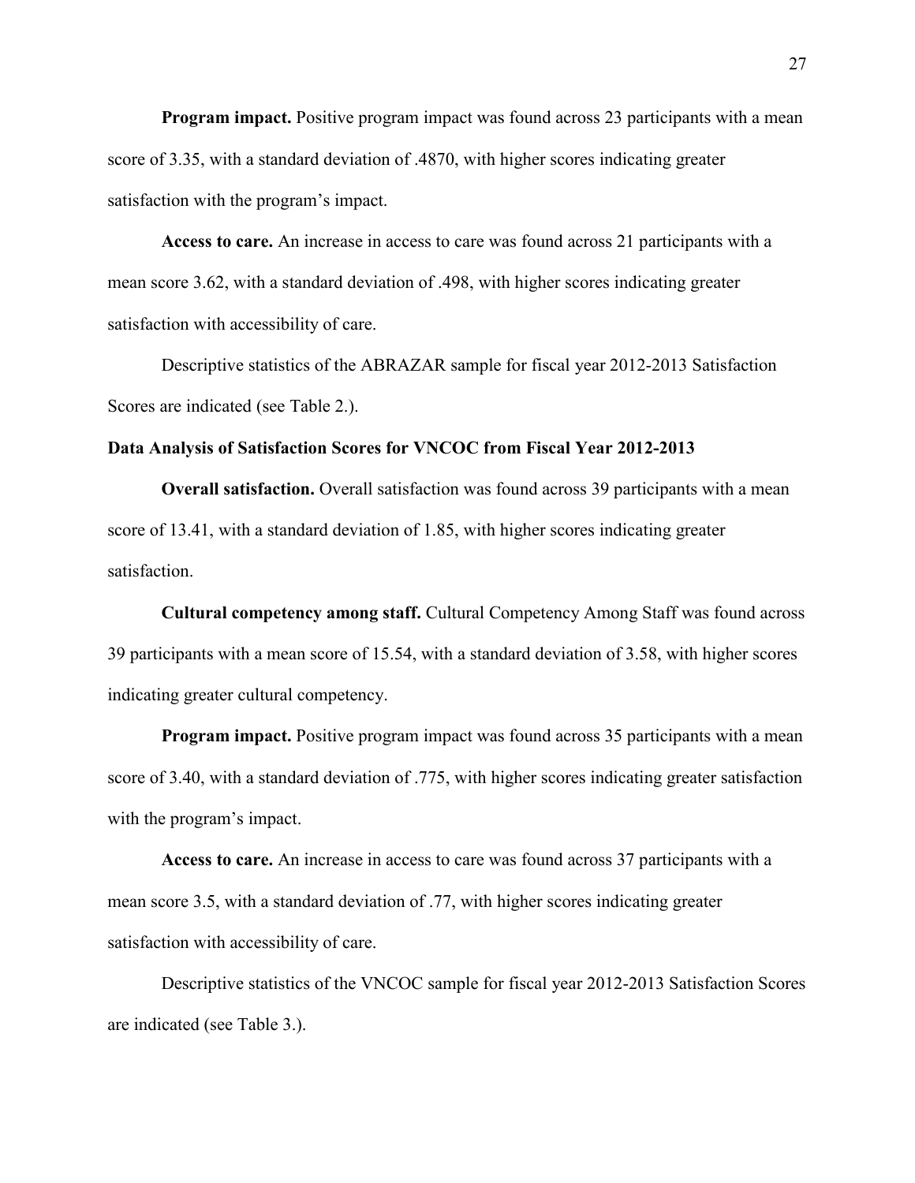**Program impact.** Positive program impact was found across 23 participants with a mean score of 3.35, with a standard deviation of .4870, with higher scores indicating greater satisfaction with the program's impact.

**Access to care.** An increase in access to care was found across 21 participants with a mean score 3.62, with a standard deviation of .498, with higher scores indicating greater satisfaction with accessibility of care.

Descriptive statistics of the ABRAZAR sample for fiscal year 2012-2013 Satisfaction Scores are indicated (see Table 2.).

**Data Analysis of Satisfaction Scores for VNCOC from Fiscal Year 2012-2013**

**Overall satisfaction.** Overall satisfaction was found across 39 participants with a mean score of 13.41, with a standard deviation of 1.85, with higher scores indicating greater satisfaction.

**Cultural competency among staff.** Cultural Competency Among Staff was found across 39 participants with a mean score of 15.54, with a standard deviation of 3.58, with higher scores indicating greater cultural competency.

**Program impact.** Positive program impact was found across 35 participants with a mean score of 3.40, with a standard deviation of .775, with higher scores indicating greater satisfaction with the program's impact.

**Access to care.** An increase in access to care was found across 37 participants with a mean score 3.5, with a standard deviation of .77, with higher scores indicating greater satisfaction with accessibility of care.

Descriptive statistics of the VNCOC sample for fiscal year 2012-2013 Satisfaction Scores are indicated (see Table 3.).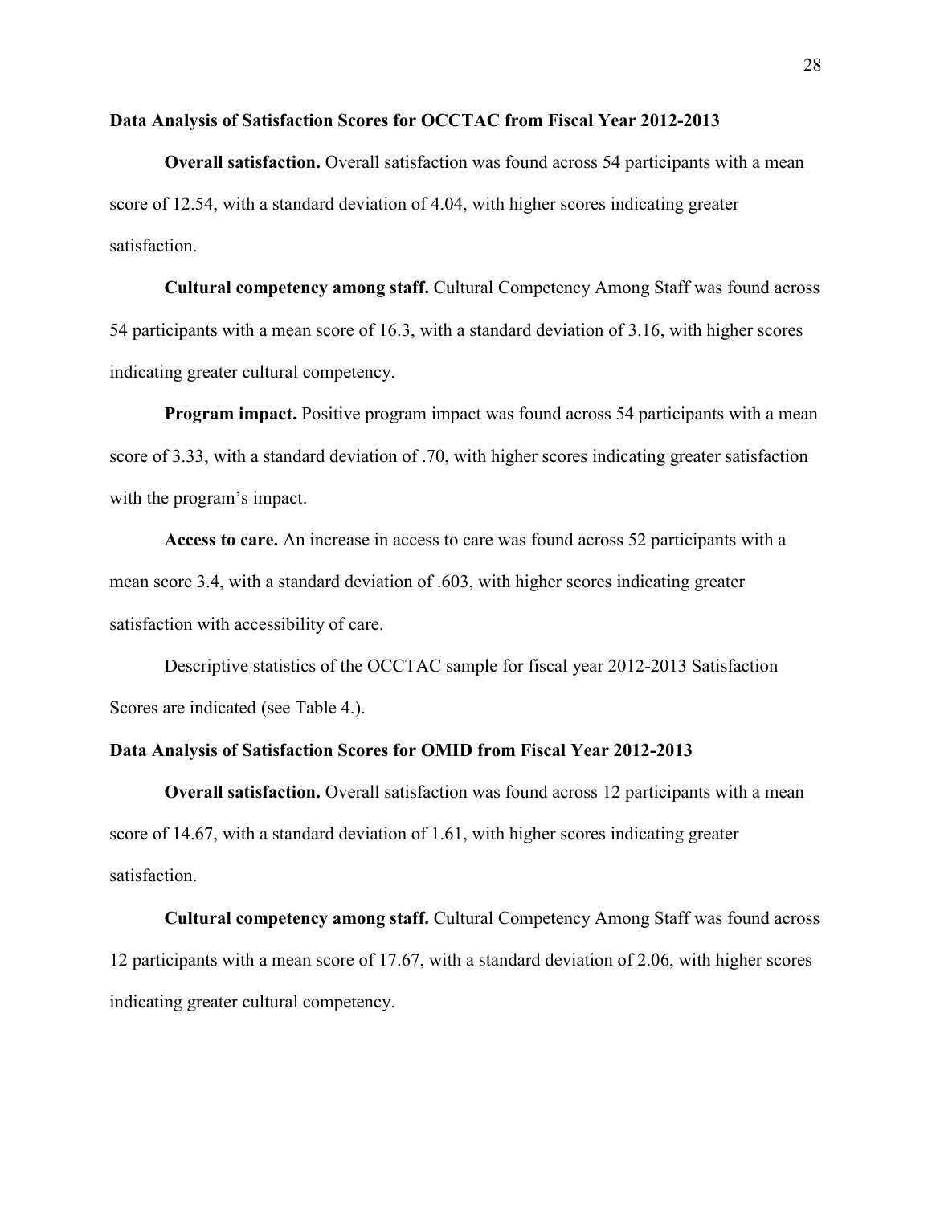### Data Analysis of Satisfaction Scores for OCCTAC from Fiscal Year 2012-2013

**Overall satisfaction.** Overall satisfaction was found across 54 participants with a mean score of 12.54, with a standard deviation of 4.04, with higher scores indicating greater satisfaction.

**Cultural competency among staff.** Cultural Competency Among Staff was found across 54 participants with a mean score of 16.3, with a standard deviation of 3.16, with higher scores indicating greater cultural competency.

**Program impact.** Positive program impact was found across 54 participants with a mean score of 3.33, with a standard deviation of .70, with higher scores indicating greater satisfaction with the program's impact.

**Access to care.** An increase in access to care was found across 52 participants with a mean score 3.4, with a standard deviation of .603, with higher scores indicating greater satisfaction with accessibility of care.

Descriptive statistics of the OCCTAC sample for fiscal year 2012-2013 Satisfaction Scores are indicated (see Table 4.).

### Data Analysis of Satisfaction Scores for OMID from Fiscal Year 2012-2013

**Overall satisfaction.** Overall satisfaction was found across 12 participants with a mean score of 14.67, with a standard deviation of 1.61, with higher scores indicating greater satisfaction.

**Cultural competency among staff.** Cultural Competency Among Staff was found across 12 participants with a mean score of 17.67, with a standard deviation of 2.06, with higher scores indicating greater cultural competency.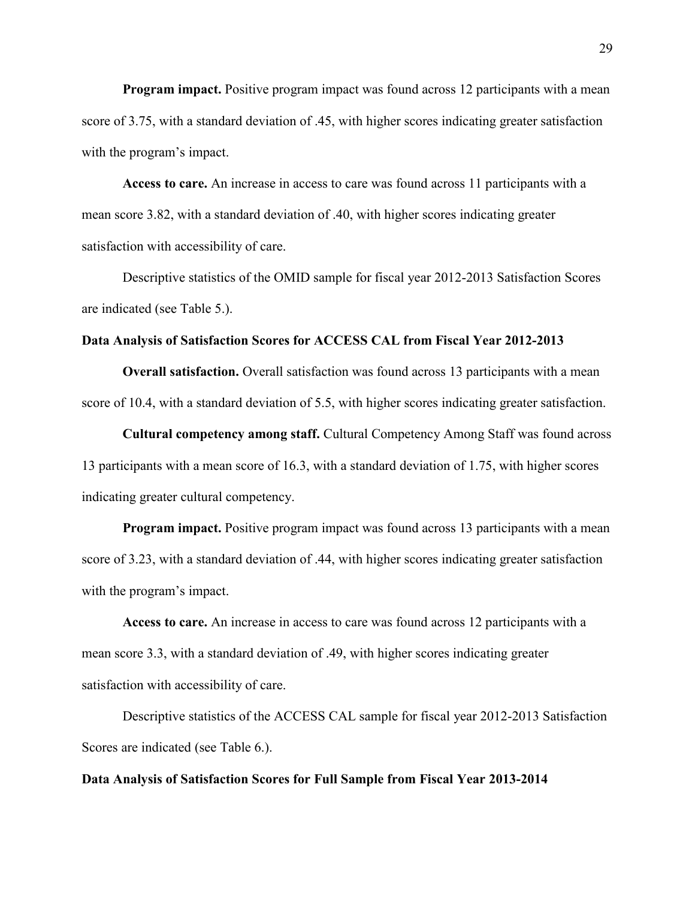**Program impact.** Positive program impact was found across 12 participants with a mean score of 3.75, with a standard deviation of .45, with higher scores indicating greater satisfaction with the program's impact.

**Access to care.** An increase in access to care was found across 11 participants with a mean score 3.82, with a standard deviation of .40, with higher scores indicating greater satisfaction with accessibility of care.

Descriptive statistics of the OMID sample for fiscal year 2012-2013 Satisfaction Scores are indicated (see Table 5.).

## Data Analysis of Satisfaction Scores for ACCESS CAL from Fiscal Year 2012-2013

**Overall satisfaction.** Overall satisfaction was found across 13 participants with a mean score of 10.4, with a standard deviation of 5.5, with higher scores indicating greater satisfaction.

**Cultural competency among staff.** Cultural Competency Among Staff was found across 13 participants with a mean score of 16.3, with a standard deviation of 1.75, with higher scores indicating greater cultural competency.

**Program impact.** Positive program impact was found across 13 participants with a mean score of 3.23, with a standard deviation of .44, with higher scores indicating greater satisfaction with the program's impact.

**Access to care.** An increase in access to care was found across 12 participants with a mean score 3.3, with a standard deviation of .49, with higher scores indicating greater satisfaction with accessibility of care.

Descriptive statistics of the ACCESS CAL sample for fiscal year 2012-2013 Satisfaction Scores are indicated (see Table 6.).

## Data Analysis of Satisfaction Scores for Full Sample from Fiscal Year 2013-2014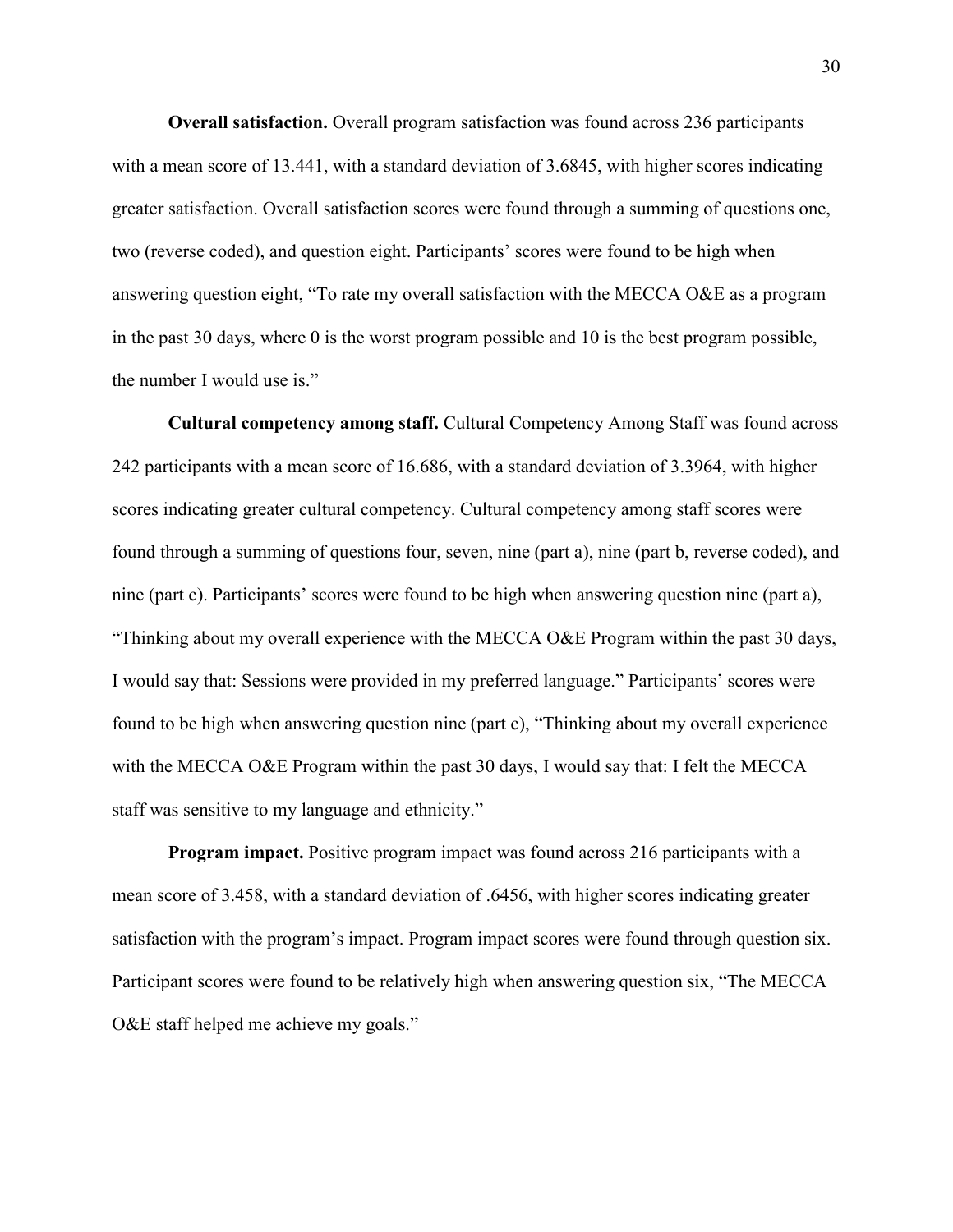**Overall satisfaction.** Overall program satisfaction was found across 236 participants with a mean score of 13.441, with a standard deviation of 3.6845, with higher scores indicating greater satisfaction. Overall satisfaction scores were found through a summing of questions one, two (reverse coded), and question eight. Participants' scores were found to be high when answering question eight, "To rate my overall satisfaction with the MECCA O&E as a program in the past 30 days, where 0 is the worst program possible and 10 is the best program possible, the number I would use is."

**Cultural competency among staff.** Cultural Competency Among Staff was found across 242 participants with a mean score of 16.686, with a standard deviation of 3.3964, with higher scores indicating greater cultural competency. Cultural competency among staff scores were found through a summing of questions four, seven, nine (part a), nine (part b, reverse coded), and nine (part c). Participants' scores were found to be high when answering question nine (part a), "Thinking about my overall experience with the MECCA O&E Program within the past 30 days, I would say that: Sessions were provided in my preferred language." Participants' scores were found to be high when answering question nine (part c), "Thinking about my overall experience with the MECCA O&E Program within the past 30 days, I would say that: I felt the MECCA staff was sensitive to my language and ethnicity."

**Program impact.** Positive program impact was found across 216 participants with a mean score of 3.458, with a standard deviation of .6456, with higher scores indicating greater satisfaction with the program's impact. Program impact scores were found through question six. Participant scores were found to be relatively high when answering question six, "The MECCA O&E staff helped me achieve my goals."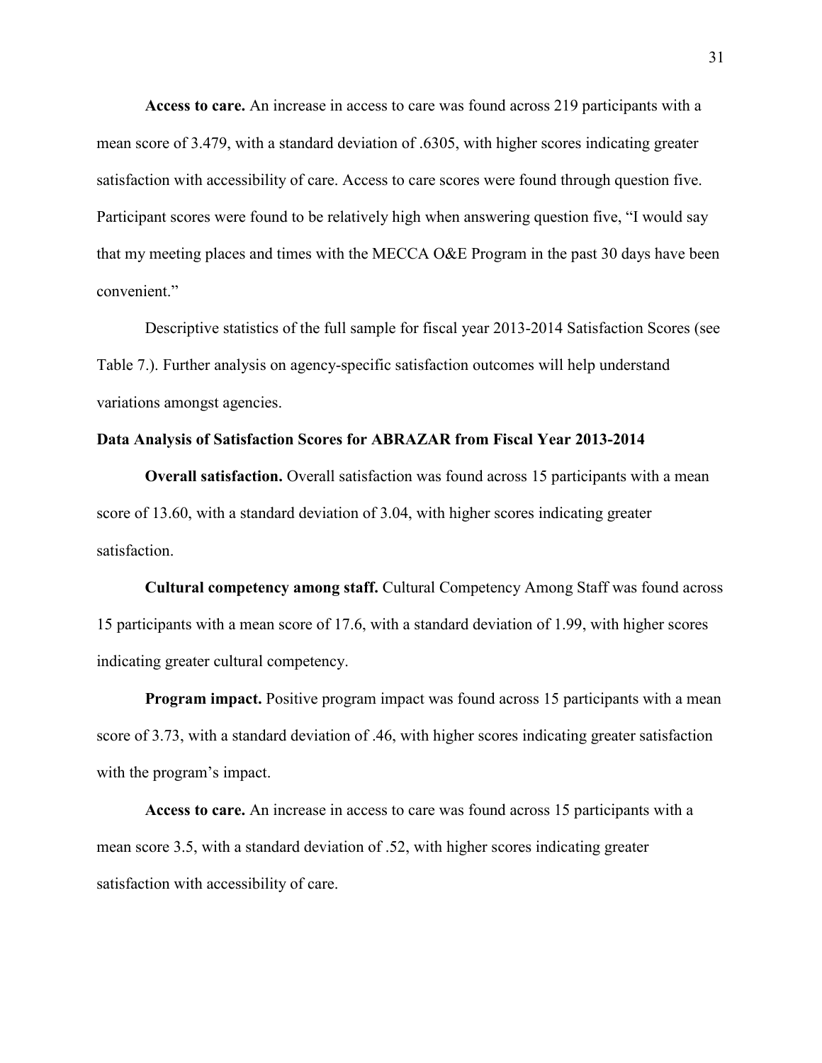**Access to care.** An increase in access to care was found across 219 participants with a mean score of 3.479, with a standard deviation of .6305, with higher scores indicating greater satisfaction with accessibility of care. Access to care scores were found through question five. Participant scores were found to be relatively high when answering question five, "I would say that my meeting places and times with the MECCA O&E Program in the past 30 days have been convenient."

Descriptive statistics of the full sample for fiscal year 2013-2014 Satisfaction Scores (see Table 7.). Further analysis on agency-specific satisfaction outcomes will help understand variations amongst agencies.

### Data Analysis of Satisfaction Scores for ABRAZAR from Fiscal Year 2013-2014

**Overall satisfaction.** Overall satisfaction was found across 15 participants with a mean score of 13.60, with a standard deviation of 3.04, with higher scores indicating greater satisfaction.

**Cultural competency among staff.** Cultural Competency Among Staff was found across 15 participants with a mean score of 17.6, with a standard deviation of 1.99, with higher scores indicating greater cultural competency.

**Program impact.** Positive program impact was found across 15 participants with a mean score of 3.73, with a standard deviation of .46, with higher scores indicating greater satisfaction with the program's impact.

**Access to care.** An increase in access to care was found across 15 participants with a mean score 3.5, with a standard deviation of .52, with higher scores indicating greater satisfaction with accessibility of care.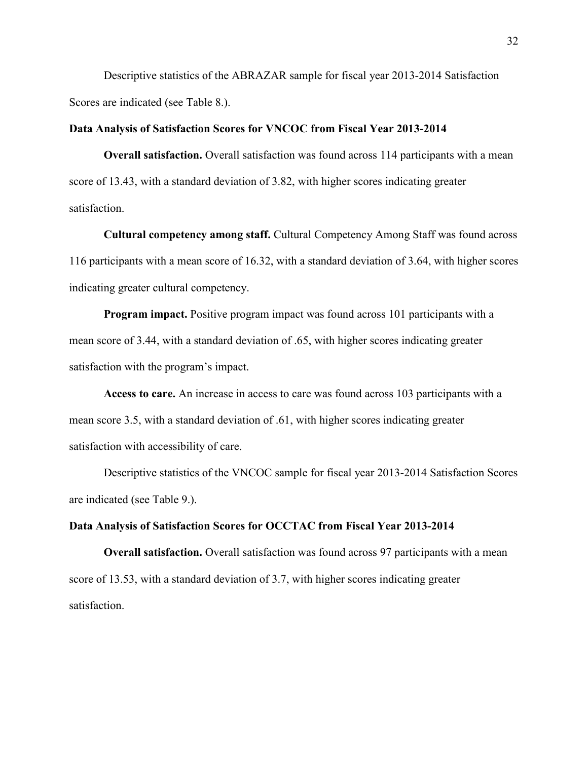Descriptive statistics of the ABRAZAR sample for fiscal year 2013-2014 Satisfaction Scores are indicated (see Table 8.).

### Data Analysis of Satisfaction Scores for VNCOC from Fiscal Year 2013-2014

**Overall satisfaction.** Overall satisfaction was found across 114 participants with a mean score of 13.43, with a standard deviation of 3.82, with higher scores indicating greater satisfaction.

**Cultural competency among staff.** Cultural Competency Among Staff was found across 116 participants with a mean score of 16.32, with a standard deviation of 3.64, with higher scores indicating greater cultural competency.

**Program impact.** Positive program impact was found across 101 participants with a mean score of 3.44, with a standard deviation of .65, with higher scores indicating greater satisfaction with the program's impact.

**Access to care.** An increase in access to care was found across 103 participants with a mean score 3.5, with a standard deviation of .61, with higher scores indicating greater satisfaction with accessibility of care.

Descriptive statistics of the VNCOC sample for fiscal year 2013-2014 Satisfaction Scores are indicated (see Table 9.).

### Data Analysis of Satisfaction Scores for OCCTAC from Fiscal Year 2013-2014

**Overall satisfaction.** Overall satisfaction was found across 97 participants with a mean score of 13.53, with a standard deviation of 3.7, with higher scores indicating greater satisfaction.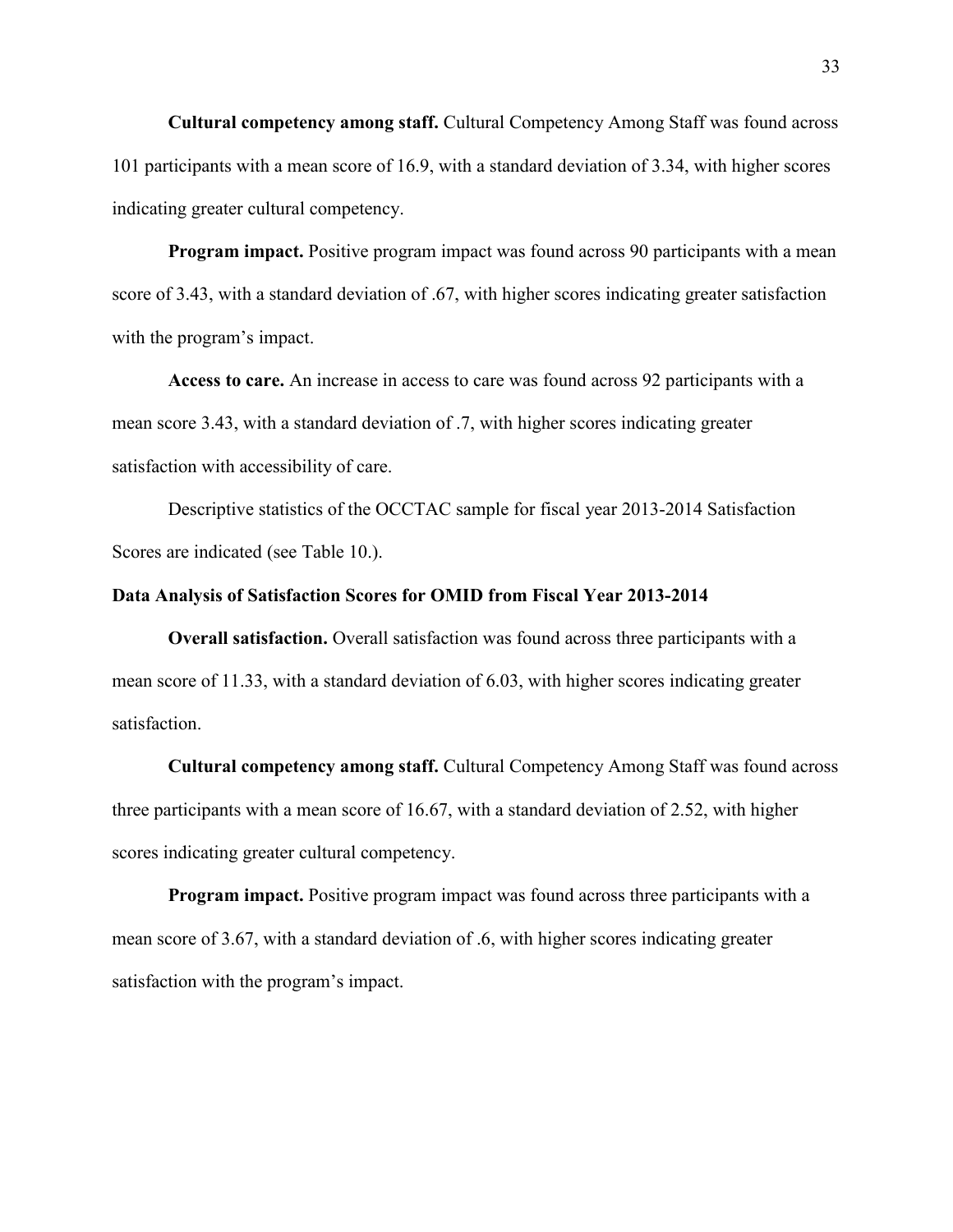**Cultural competency among staff.** Cultural Competency Among Staff was found across 101 participants with a mean score of 16.9, with a standard deviation of 3.34, with higher scores indicating greater cultural competency.

**Program impact.** Positive program impact was found across 90 participants with a mean score of 3.43, with a standard deviation of .67, with higher scores indicating greater satisfaction with the program's impact.

**Access to care.** An increase in access to care was found across 92 participants with a mean score 3.43, with a standard deviation of .7, with higher scores indicating greater satisfaction with accessibility of care.

Descriptive statistics of the OCCTAC sample for fiscal year 2013-2014 Satisfaction Scores are indicated (see Table 10.).

### Data Analysis of Satisfaction Scores for OMID from Fiscal Year 2013-2014

**Overall satisfaction.** Overall satisfaction was found across three participants with a mean score of 11.33, with a standard deviation of 6.03, with higher scores indicating greater satisfaction.

**Cultural competency among staff.** Cultural Competency Among Staff was found across three participants with a mean score of 16.67, with a standard deviation of 2.52, with higher scores indicating greater cultural competency.

**Program impact.** Positive program impact was found across three participants with a mean score of 3.67, with a standard deviation of .6, with higher scores indicating greater satisfaction with the program's impact.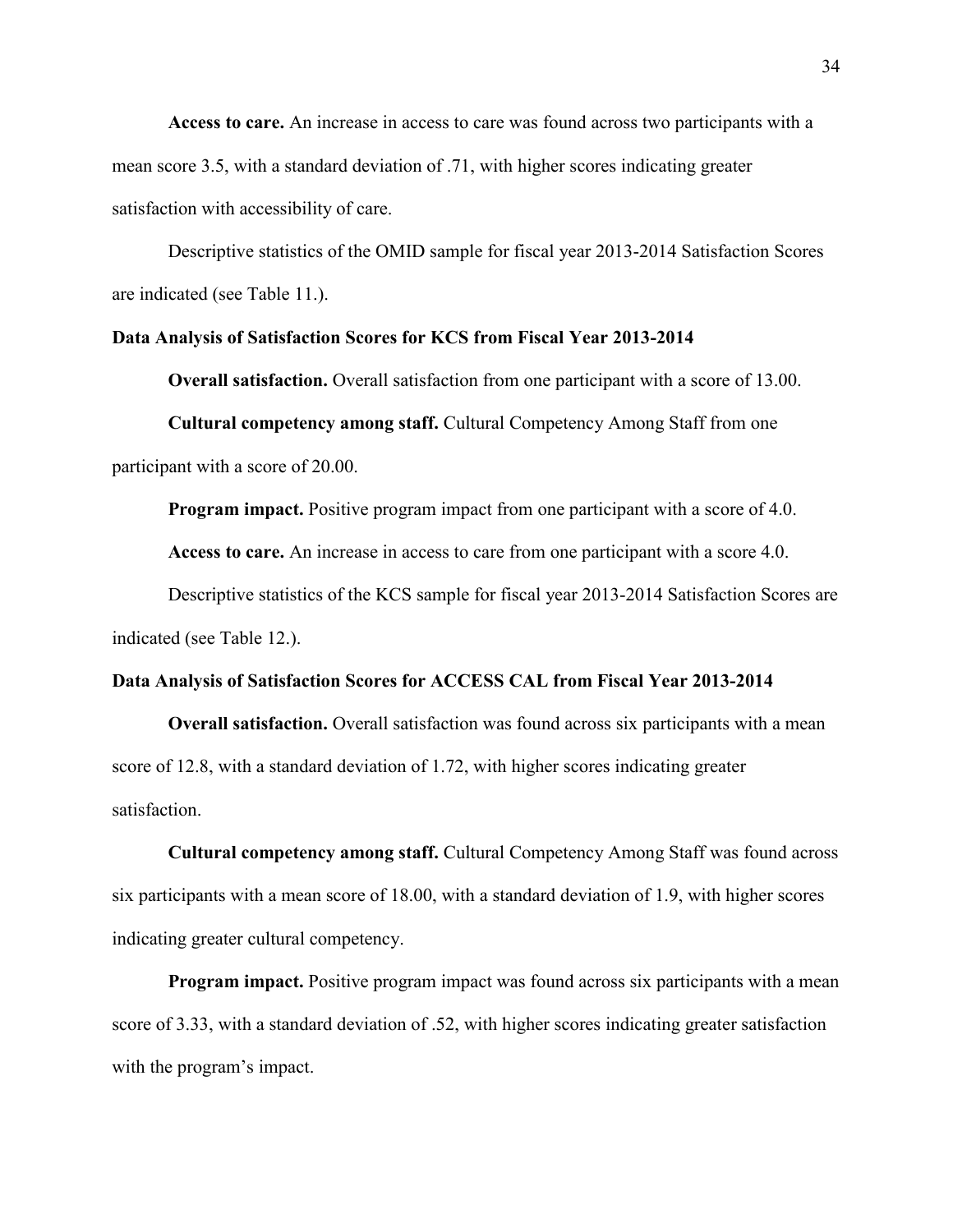**Access to care.** An increase in access to care was found across two participants with a mean score 3.5, with a standard deviation of .71, with higher scores indicating greater satisfaction with accessibility of care.

Descriptive statistics of the OMID sample for fiscal year 2013-2014 Satisfaction Scores are indicated (see Table 11.).

### Data Analysis of Satisfaction Scores for KCS from Fiscal Year 2013-2014

**Overall satisfaction.** Overall satisfaction from one participant with a score of 13.00.

**Cultural competency among staff.** Cultural Competency Among Staff from one participant with a score of 20.00.

**Program impact.** Positive program impact from one participant with a score of 4.0.

**Access to care.** An increase in access to care from one participant with a score 4.0.

Descriptive statistics of the KCS sample for fiscal year 2013-2014 Satisfaction Scores are indicated (see Table 12.).

### Data Analysis of Satisfaction Scores for ACCESS CAL from Fiscal Year 2013-2014

**Overall satisfaction.** Overall satisfaction was found across six participants with a mean score of 12.8, with a standard deviation of 1.72, with higher scores indicating greater satisfaction.

**Cultural competency among staff.** Cultural Competency Among Staff was found across six participants with a mean score of 18.00, with a standard deviation of 1.9, with higher scores indicating greater cultural competency.

**Program impact.** Positive program impact was found across six participants with a mean score of 3.33, with a standard deviation of .52, with higher scores indicating greater satisfaction with the program's impact.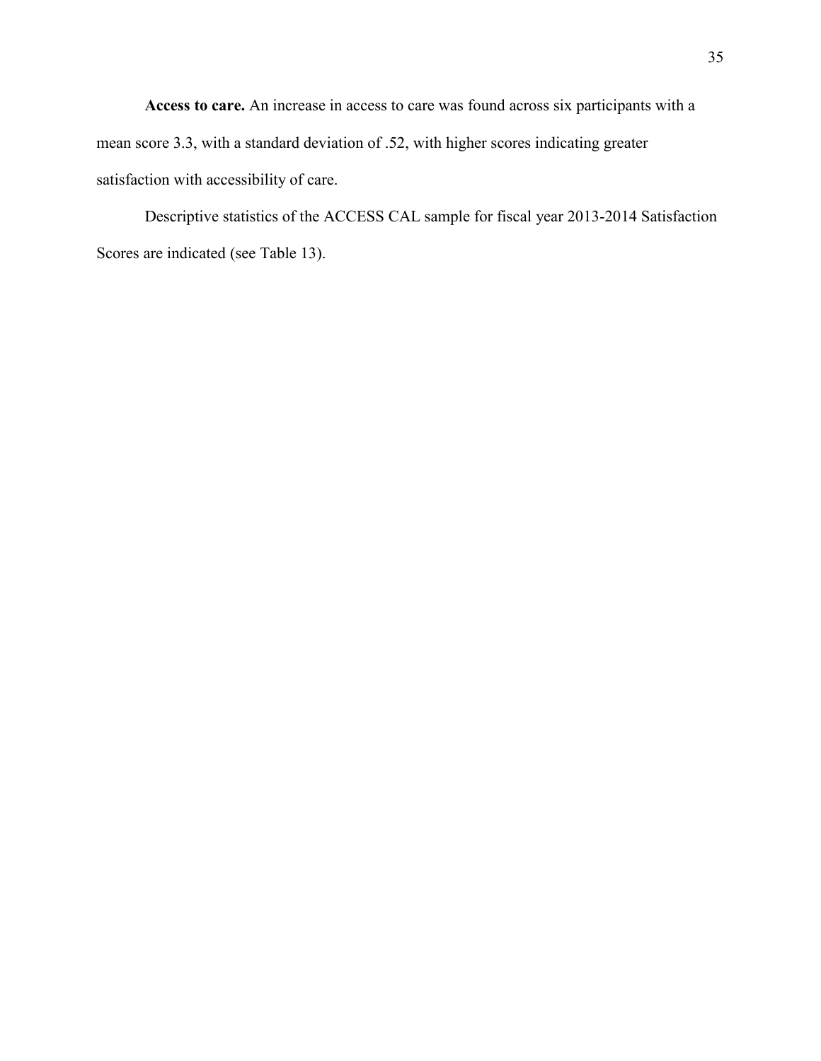**Access to care.** An increase in access to care was found across six participants with a mean score 3.3, with a standard deviation of .52, with higher scores indicating greater satisfaction with accessibility of care.

Descriptive statistics of the ACCESS CAL sample for fiscal year 2013-2014 Satisfaction Scores are indicated (see Table 13).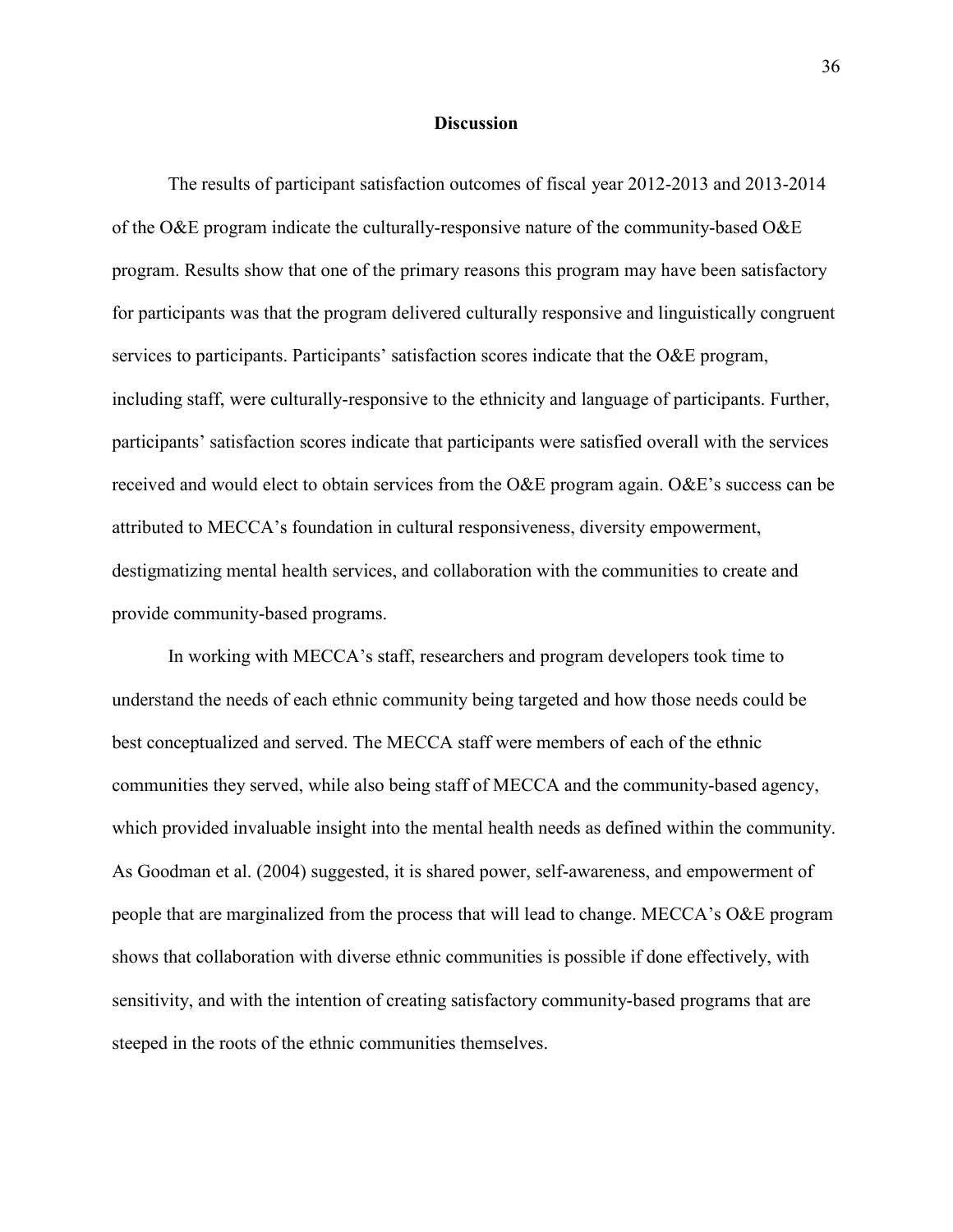## Discussion

The results of participant satisfaction outcomes of fiscal year 2012-2013 and 2013-2014 of the O&E program indicate the culturally-responsive nature of the community-based O&E program. Results show that one of the primary reasons this program may have been satisfactory for participants was that the program delivered culturally responsive and linguistically congruent services to participants. Participants' satisfaction scores indicate that the O&E program, including staff, were culturally-responsive to the ethnicity and language of participants. Further, participants' satisfaction scores indicate that participants were satisfied overall with the services received and would elect to obtain services from the O&E program again. O&E's success can be attributed to MECCA's foundation in cultural responsiveness, diversity empowerment, destigmatizing mental health services, and collaboration with the communities to create and provide community-based programs.

In working with MECCA's staff, researchers and program developers took time to understand the needs of each ethnic community being targeted and how those needs could be best conceptualized and served. The MECCA staff were members of each of the ethnic communities they served, while also being staff of MECCA and the community-based agency, which provided invaluable insight into the mental health needs as defined within the community. As Goodman et al. (2004) suggested, it is shared power, self-awareness, and empowerment of people that are marginalized from the process that will lead to change. MECCA's O&E program shows that collaboration with diverse ethnic communities is possible if done effectively, with sensitivity, and with the intention of creating satisfactory community-based programs that are steeped in the roots of the ethnic communities themselves.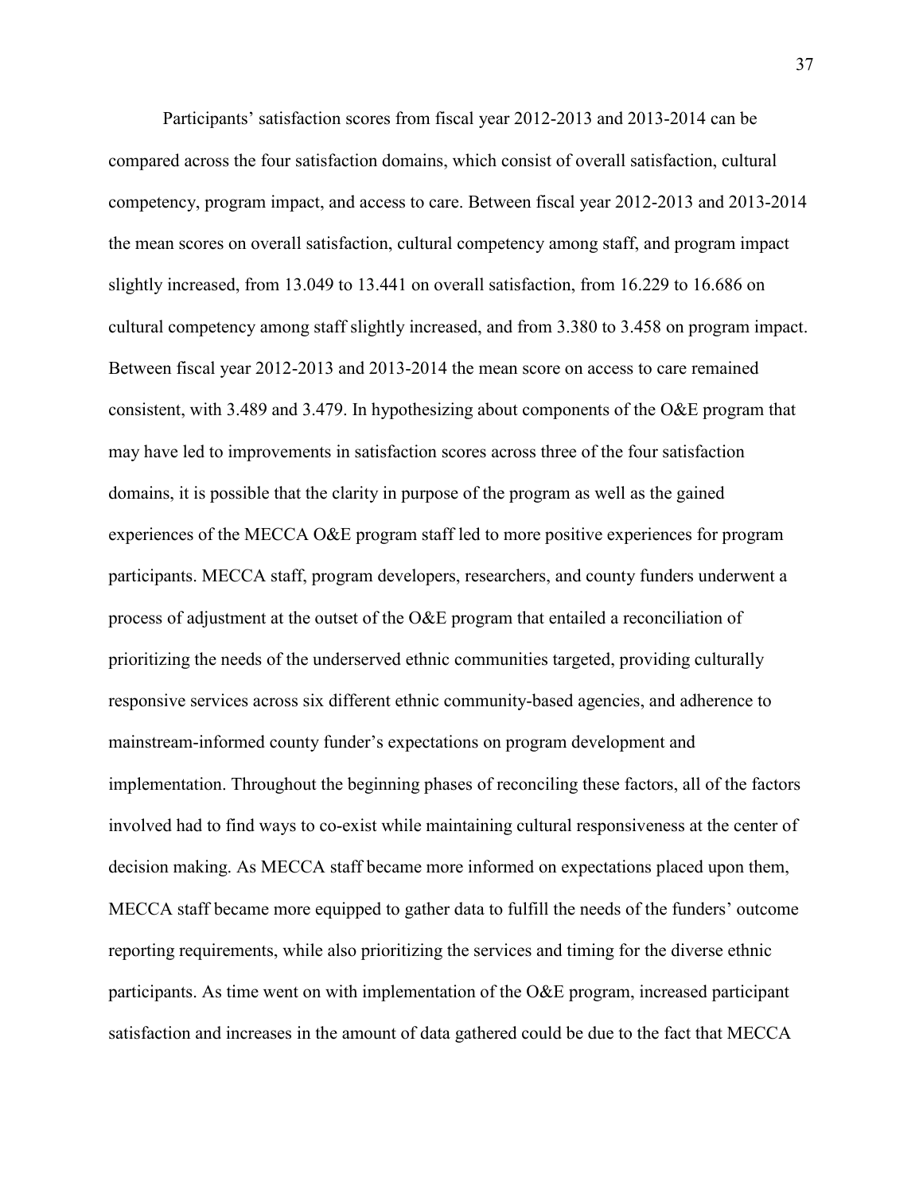Participants' satisfaction scores from fiscal year 2012-2013 and 2013-2014 can be compared across the four satisfaction domains, which consist of overall satisfaction, cultural competency, program impact, and access to care. Between fiscal year 2012-2013 and 2013-2014 the mean scores on overall satisfaction, cultural competency among staff, and program impact slightly increased, from 13.049 to 13.441 on overall satisfaction, from 16.229 to 16.686 on cultural competency among staff slightly increased, and from 3.380 to 3.458 on program impact. Between fiscal year 2012-2013 and 2013-2014 the mean score on access to care remained consistent, with 3.489 and 3.479. In hypothesizing about components of the O&E program that may have led to improvements in satisfaction scores across three of the four satisfaction domains, it is possible that the clarity in purpose of the program as well as the gained experiences of the MECCA O&E program staff led to more positive experiences for program participants. MECCA staff, program developers, researchers, and county funders underwent a process of adjustment at the outset of the O&E program that entailed a reconciliation of prioritizing the needs of the underserved ethnic communities targeted, providing culturally responsive services across six different ethnic community-based agencies, and adherence to mainstream-informed county funder's expectations on program development and implementation. Throughout the beginning phases of reconciling these factors, all of the factors involved had to find ways to co-exist while maintaining cultural responsiveness at the center of decision making. As MECCA staff became more informed on expectations placed upon them, MECCA staff became more equipped to gather data to fulfill the needs of the funders' outcome reporting requirements, while also prioritizing the services and timing for the diverse ethnic participants. As time went on with implementation of the O&E program, increased participant satisfaction and increases in the amount of data gathered could be due to the fact that MECCA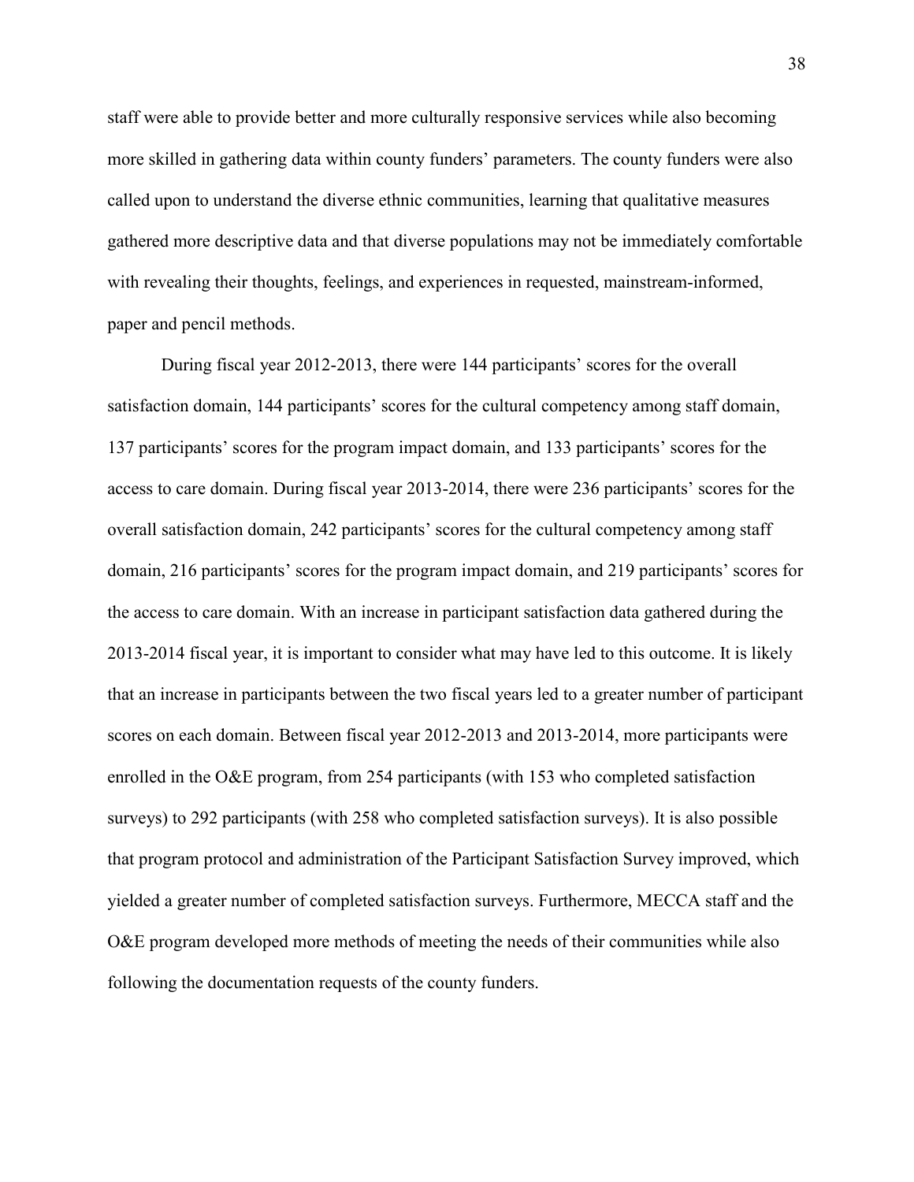staff were able to provide better and more culturally responsive services while also becoming more skilled in gathering data within county funders' parameters. The county funders were also called upon to understand the diverse ethnic communities, learning that qualitative measures gathered more descriptive data and that diverse populations may not be immediately comfortable with revealing their thoughts, feelings, and experiences in requested, mainstream-informed, paper and pencil methods.

During fiscal year 2012-2013, there were 144 participants' scores for the overall satisfaction domain, 144 participants' scores for the cultural competency among staff domain, 137 participants' scores for the program impact domain, and 133 participants' scores for the access to care domain. During fiscal year 2013-2014, there were 236 participants' scores for the overall satisfaction domain, 242 participants' scores for the cultural competency among staff domain, 216 participants' scores for the program impact domain, and 219 participants' scores for the access to care domain. With an increase in participant satisfaction data gathered during the 2013-2014 fiscal year, it is important to consider what may have led to this outcome. It is likely that an increase in participants between the two fiscal years led to a greater number of participant scores on each domain. Between fiscal year 2012-2013 and 2013-2014, more participants were enrolled in the O&E program, from 254 participants (with 153 who completed satisfaction surveys) to 292 participants (with 258 who completed satisfaction surveys). It is also possible that program protocol and administration of the Participant Satisfaction Survey improved, which yielded a greater number of completed satisfaction surveys. Furthermore, MECCA staff and the O&E program developed more methods of meeting the needs of their communities while also following the documentation requests of the county funders.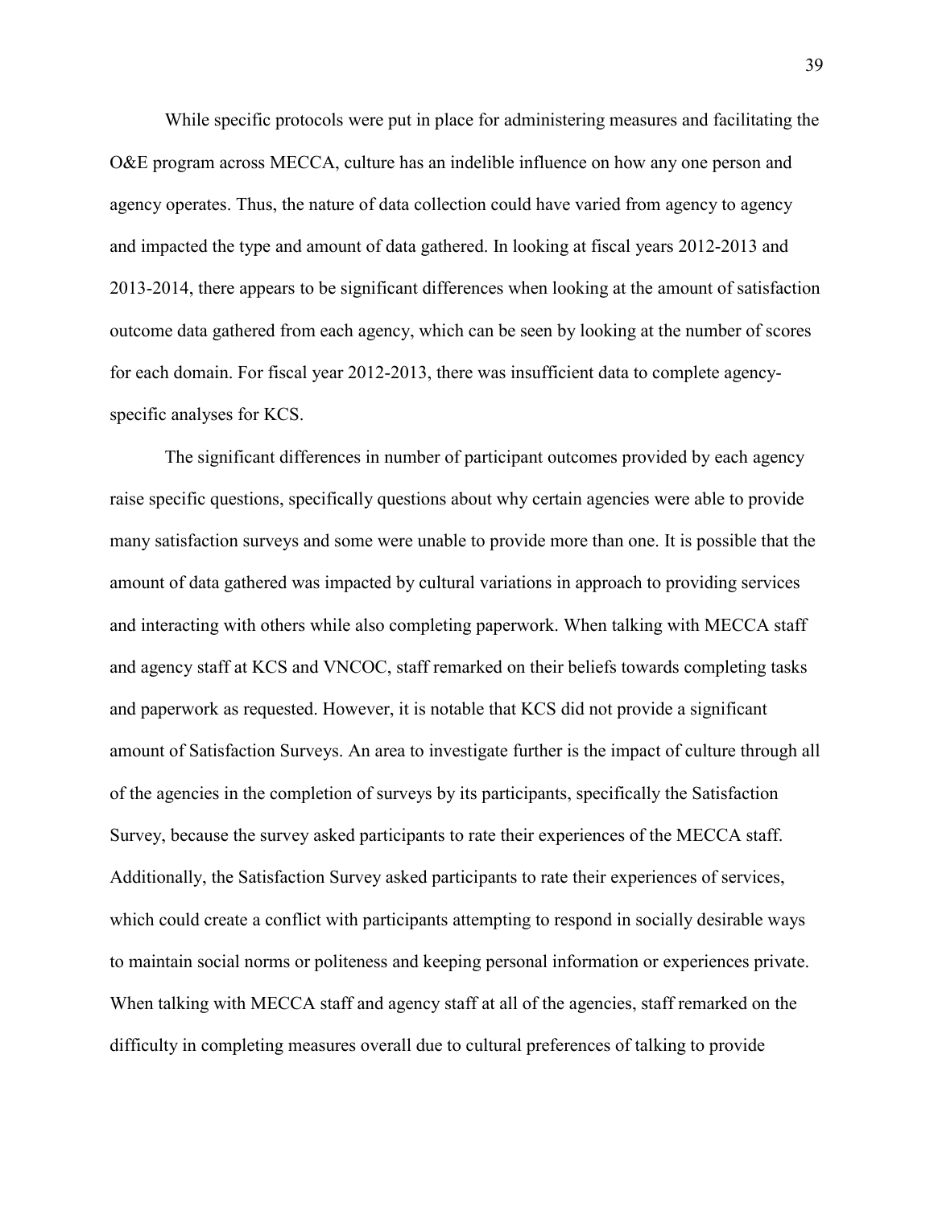While specific protocols were put in place for administering measures and facilitating the O&E program across MECCA, culture has an indelible influence on how any one person and agency operates. Thus, the nature of data collection could have varied from agency to agency and impacted the type and amount of data gathered. In looking at fiscal years 2012-2013 and 2013-2014, there appears to be significant differences when looking at the amount of satisfaction outcome data gathered from each agency, which can be seen by looking at the number of scores for each domain. For fiscal year 2012-2013, there was insufficient data to complete agency-specific analyses for KCS.

The significant differences in number of participant outcomes provided by each agency raise specific questions, specifically questions about why certain agencies were able to provide many satisfaction surveys and some were unable to provide more than one. It is possible that the amount of data gathered was impacted by cultural variations in approach to providing services and interacting with others while also completing paperwork. When talking with MECCA staff and agency staff at KCS and VNCOC, staff remarked on their beliefs towards completing tasks and paperwork as requested. However, it is notable that KCS did not provide a significant amount of Satisfaction Surveys. An area to investigate further is the impact of culture through all of the agencies in the completion of surveys by its participants, specifically the Satisfaction Survey, because the survey asked participants to rate their experiences of the MECCA staff. Additionally, the Satisfaction Survey asked participants to rate their experiences of services, which could create a conflict with participants attempting to respond in socially desirable ways to maintain social norms or politeness and keeping personal information or experiences private. When talking with MECCA staff and agency staff at all of the agencies, staff remarked on the difficulty in completing measures overall due to cultural preferences of talking to provide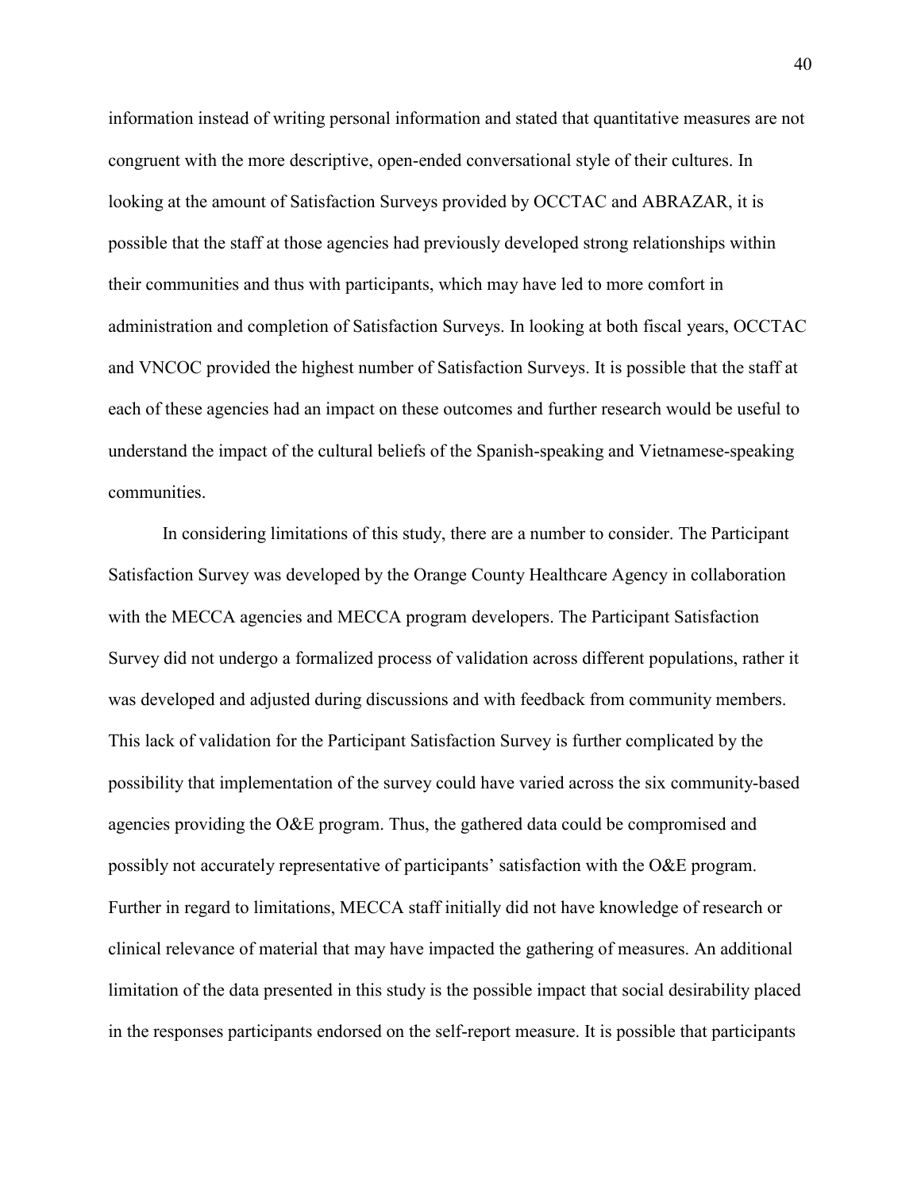information instead of writing personal information and stated that quantitative measures are not congruent with the more descriptive, open-ended conversational style of their cultures. In looking at the amount of Satisfaction Surveys provided by OCCTAC and ABRAZAR, it is possible that the staff at those agencies had previously developed strong relationships within their communities and thus with participants, which may have led to more comfort in administration and completion of Satisfaction Surveys. In looking at both fiscal years, OCCTAC and VNCOC provided the highest number of Satisfaction Surveys. It is possible that the staff at each of these agencies had an impact on these outcomes and further research would be useful to understand the impact of the cultural beliefs of the Spanish-speaking and Vietnamese-speaking communities.

In considering limitations of this study, there are a number to consider. The Participant Satisfaction Survey was developed by the Orange County Healthcare Agency in collaboration with the MECCA agencies and MECCA program developers. The Participant Satisfaction Survey did not undergo a formalized process of validation across different populations, rather it was developed and adjusted during discussions and with feedback from community members. This lack of validation for the Participant Satisfaction Survey is further complicated by the possibility that implementation of the survey could have varied across the six community-based agencies providing the O&E program. Thus, the gathered data could be compromised and possibly not accurately representative of participants' satisfaction with the O&E program. Further in regard to limitations, MECCA staff initially did not have knowledge of research or clinical relevance of material that may have impacted the gathering of measures. An additional limitation of the data presented in this study is the possible impact that social desirability placed in the responses participants endorsed on the self-report measure. It is possible that participants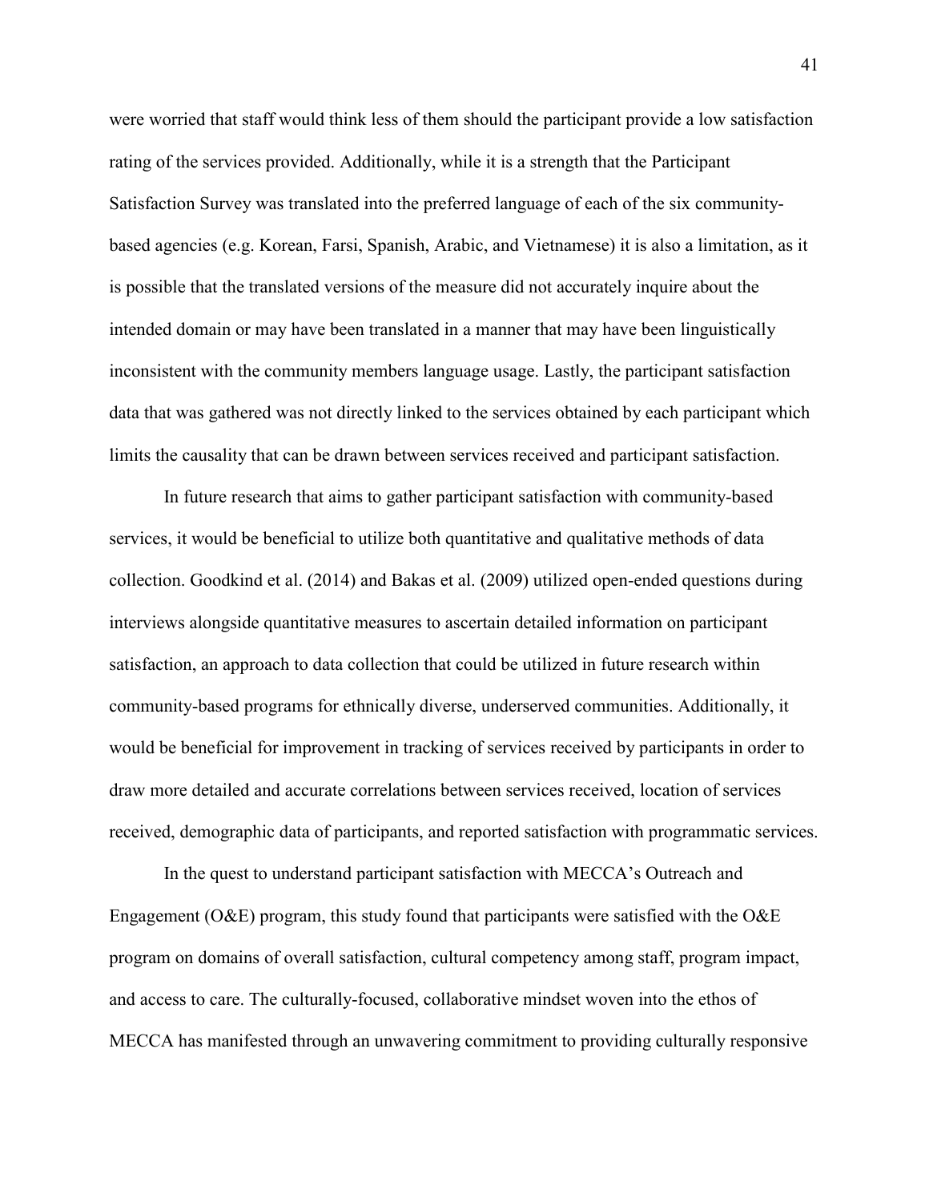were worried that staff would think less of them should the participant provide a low satisfaction rating of the services provided. Additionally, while it is a strength that the Participant Satisfaction Survey was translated into the preferred language of each of the six community-based agencies (e.g. Korean, Farsi, Spanish, Arabic, and Vietnamese) it is also a limitation, as it is possible that the translated versions of the measure did not accurately inquire about the intended domain or may have been translated in a manner that may have been linguistically inconsistent with the community members language usage. Lastly, the participant satisfaction data that was gathered was not directly linked to the services obtained by each participant which limits the causality that can be drawn between services received and participant satisfaction.

In future research that aims to gather participant satisfaction with community-based services, it would be beneficial to utilize both quantitative and qualitative methods of data collection. Goodkind et al. (2014) and Bakas et al. (2009) utilized open-ended questions during interviews alongside quantitative measures to ascertain detailed information on participant satisfaction, an approach to data collection that could be utilized in future research within community-based programs for ethnically diverse, underserved communities. Additionally, it would be beneficial for improvement in tracking of services received by participants in order to draw more detailed and accurate correlations between services received, location of services received, demographic data of participants, and reported satisfaction with programmatic services.

In the quest to understand participant satisfaction with MECCA's Outreach and Engagement (O&E) program, this study found that participants were satisfied with the O&E program on domains of overall satisfaction, cultural competency among staff, program impact, and access to care. The culturally-focused, collaborative mindset woven into the ethos of MECCA has manifested through an unwavering commitment to providing culturally responsive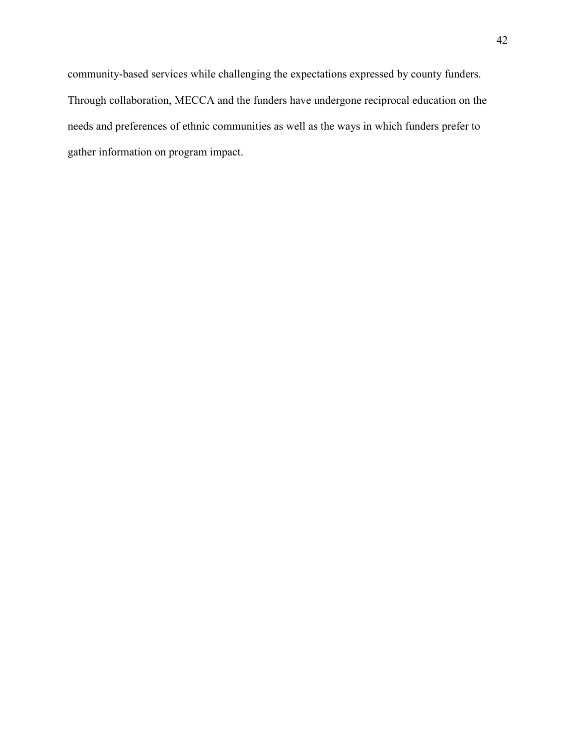community-based services while challenging the expectations expressed by county funders. Through collaboration, MECCA and the funders have undergone reciprocal education on the needs and preferences of ethnic communities as well as the ways in which funders prefer to gather information on program impact.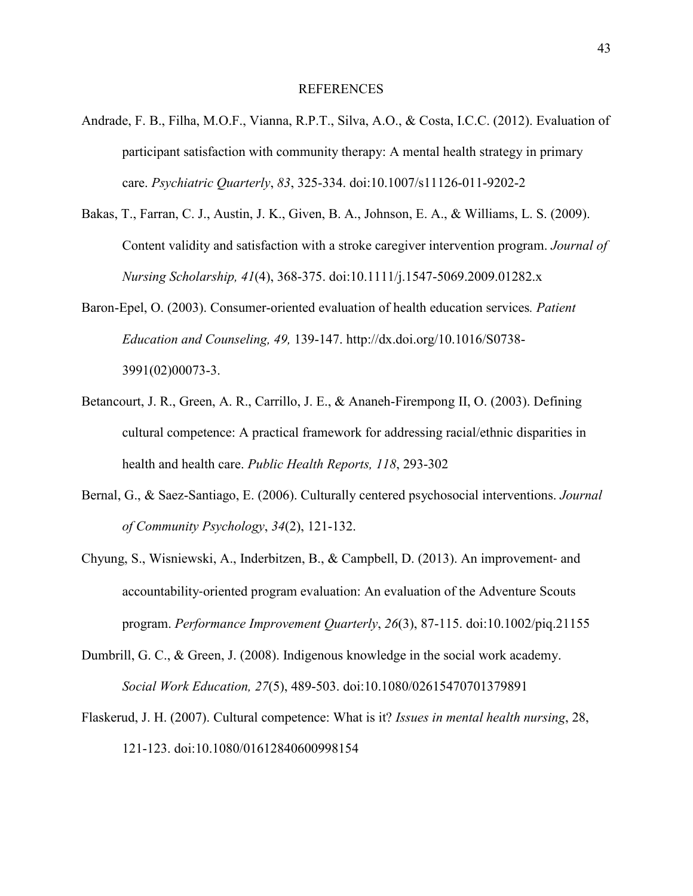# REFERENCES

Andrade, F. B., Filha, M.O.F., Vianna, R.P.T., Silva, A.O., & Costa, I.C.C. (2012). Evaluation of participant satisfaction with community therapy: A mental health strategy in primary care. *Psychiatric Quarterly*, *83*, 325-334. doi:10.1007/s11126-011-9202-2

Bakas, T., Farran, C. J., Austin, J. K., Given, B. A., Johnson, E. A., & Williams, L. S. (2009). Content validity and satisfaction with a stroke caregiver intervention program. *Journal of Nursing Scholarship, 41*(4), 368-375. doi:10.1111/j.1547-5069.2009.01282.x

Baron-Epel, O. (2003). Consumer-oriented evaluation of health education services*. Patient Education and Counseling, 49,* 139-147. http://dx.doi.org/10.1016/S0738-3991(02)00073-3.

Betancourt, J. R., Green, A. R., Carrillo, J. E., & Ananeh-Firempong II, O. (2003). Defining cultural competence: A practical framework for addressing racial/ethnic disparities in health and health care. *Public Health Reports, 118*, 293-302

Bernal, G., & Saez-Santiago, E. (2006). Culturally centered psychosocial interventions. *Journal of Community Psychology*, *34*(2), 121-132.

Chyung, S., Wisniewski, A., Inderbitzen, B., & Campbell, D. (2013). An improvement- and accountability-oriented program evaluation: An evaluation of the Adventure Scouts program. *Performance Improvement Quarterly*, *26*(3), 87-115. doi:10.1002/piq.21155

Dumbrill, G. C., & Green, J. (2008). Indigenous knowledge in the social work academy. *Social Work Education, 27*(5), 489-503. doi:10.1080/02615470701379891

Flaskerud, J. H. (2007). Cultural competence: What is it? *Issues in mental health nursing*, 28, 121-123. doi:10.1080/01612840600998154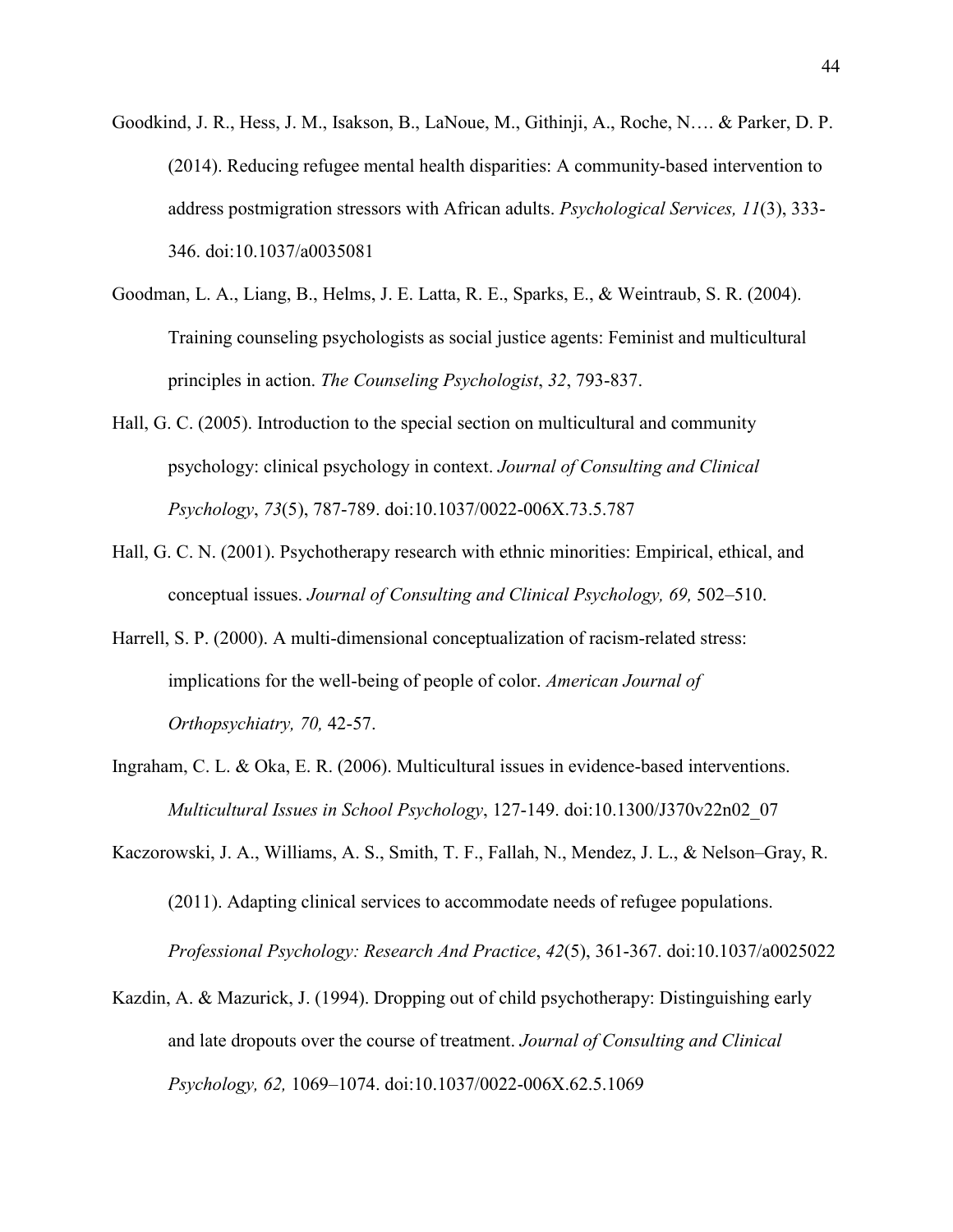Goodkind, J. R., Hess, J. M., Isakson, B., LaNoue, M., Githinji, A., Roche, N…. & Parker, D. P. (2014). Reducing refugee mental health disparities: A community-based intervention to address postmigration stressors with African adults. *Psychological Services, 11*(3), 333-346. doi:10.1037/a0035081

Goodman, L. A., Liang, B., Helms, J. E. Latta, R. E., Sparks, E., & Weintraub, S. R. (2004). Training counseling psychologists as social justice agents: Feminist and multicultural principles in action. *The Counseling Psychologist*, *32*, 793-837.

Hall, G. C. (2005). Introduction to the special section on multicultural and community psychology: clinical psychology in context. *Journal of Consulting and Clinical Psychology*, *73*(5), 787-789. doi:10.1037/0022-006X.73.5.787

Hall, G. C. N. (2001). Psychotherapy research with ethnic minorities: Empirical, ethical, and conceptual issues. *Journal of Consulting and Clinical Psychology, 69,* 502–510.

Harrell, S. P. (2000). A multi-dimensional conceptualization of racism-related stress: implications for the well-being of people of color. *American Journal of Orthopsychiatry, 70,* 42-57.

Ingraham, C. L. & Oka, E. R. (2006). Multicultural issues in evidence-based interventions. *Multicultural Issues in School Psychology*, 127-149. doi:10.1300/J370v22n02_07

Kaczorowski, J. A., Williams, A. S., Smith, T. F., Fallah, N., Mendez, J. L., & Nelson–Gray, R. (2011). Adapting clinical services to accommodate needs of refugee populations. *Professional Psychology: Research And Practice*, *42*(5), 361-367. doi:10.1037/a0025022

Kazdin, A. & Mazurick, J. (1994). Dropping out of child psychotherapy: Distinguishing early and late dropouts over the course of treatment. *Journal of Consulting and Clinical Psychology, 62,* 1069–1074. doi:10.1037/0022-006X.62.5.1069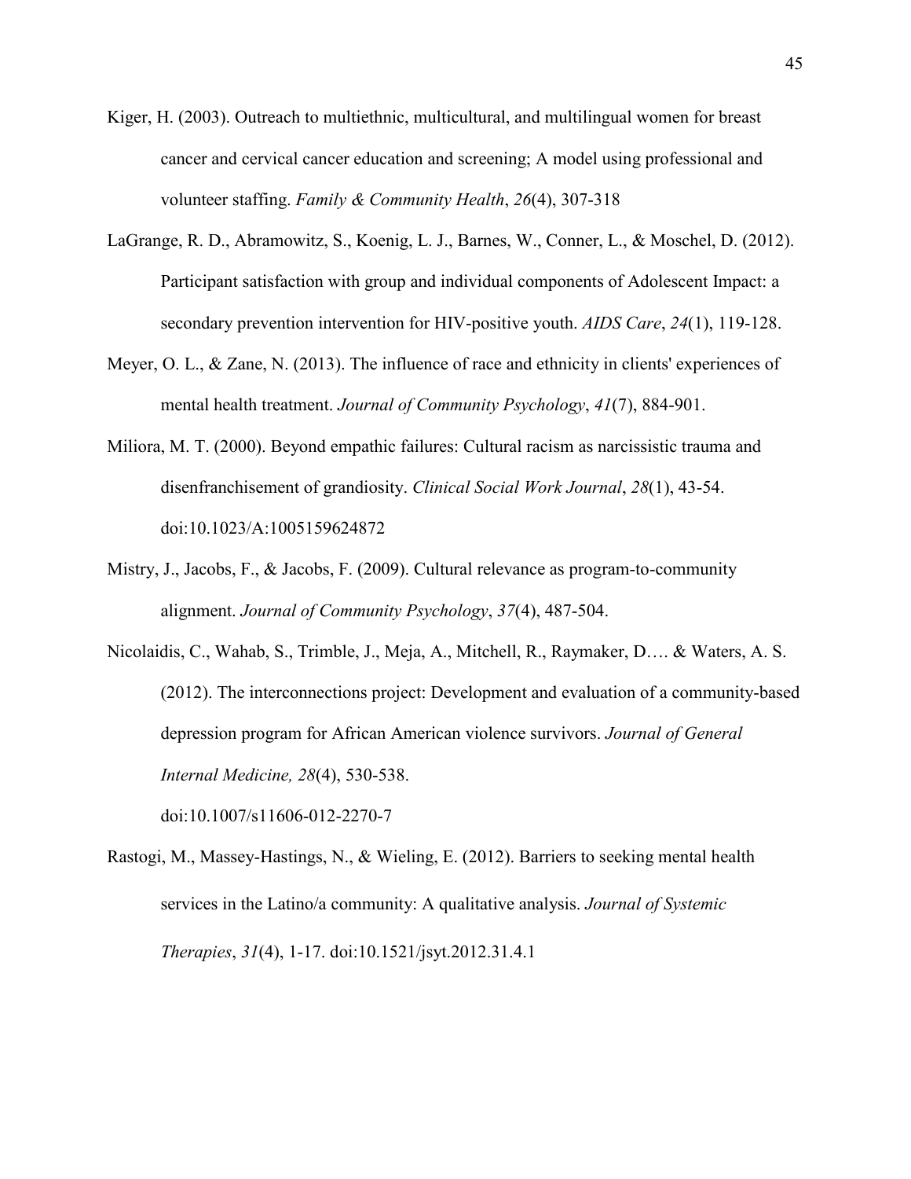Kiger, H. (2003). Outreach to multiethnic, multicultural, and multilingual women for breast cancer and cervical cancer education and screening; A model using professional and volunteer staffing. *Family & Community Health*, *26*(4), 307-318

LaGrange, R. D., Abramowitz, S., Koenig, L. J., Barnes, W., Conner, L., & Moschel, D. (2012). Participant satisfaction with group and individual components of Adolescent Impact: a secondary prevention intervention for HIV-positive youth. *AIDS Care*, *24*(1), 119-128.

Meyer, O. L., & Zane, N. (2013). The influence of race and ethnicity in clients' experiences of mental health treatment. *Journal of Community Psychology*, *41*(7), 884-901.

Miliora, M. T. (2000). Beyond empathic failures: Cultural racism as narcissistic trauma and disenfranchisement of grandiosity. *Clinical Social Work Journal*, *28*(1), 43-54. doi:10.1023/A:1005159624872

Mistry, J., Jacobs, F., & Jacobs, F. (2009). Cultural relevance as program-to-community alignment. *Journal of Community Psychology*, *37*(4), 487-504.

Nicolaidis, C., Wahab, S., Trimble, J., Meja, A., Mitchell, R., Raymaker, D…. & Waters, A. S. (2012). The interconnections project: Development and evaluation of a community-based depression program for African American violence survivors. *Journal of General Internal Medicine, 28*(4), 530-538. doi:10.1007/s11606-012-2270-7

Rastogi, M., Massey-Hastings, N., & Wieling, E. (2012). Barriers to seeking mental health services in the Latino/a community: A qualitative analysis. *Journal of Systemic Therapies*, *31*(4), 1-17. doi:10.1521/jsyt.2012.31.4.1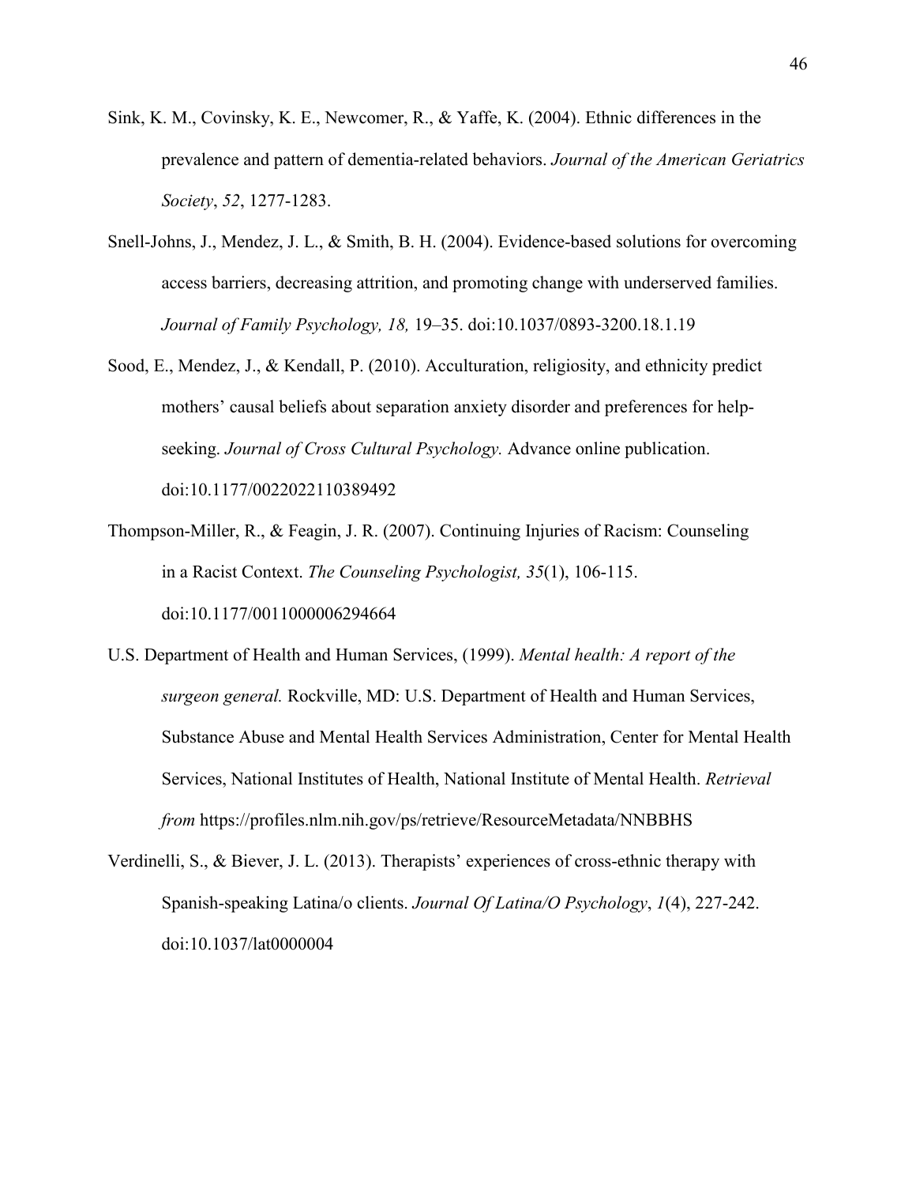Sink, K. M., Covinsky, K. E., Newcomer, R., & Yaffe, K. (2004). Ethnic differences in the prevalence and pattern of dementia-related behaviors. *Journal of the American Geriatrics Society*, *52*, 1277-1283.

Snell-Johns, J., Mendez, J. L., & Smith, B. H. (2004). Evidence-based solutions for overcoming access barriers, decreasing attrition, and promoting change with underserved families. *Journal of Family Psychology, 18,* 19–35. doi:10.1037/0893-3200.18.1.19

Sood, E., Mendez, J., & Kendall, P. (2010). Acculturation, religiosity, and ethnicity predict mothers' causal beliefs about separation anxiety disorder and preferences for help-seeking. *Journal of Cross Cultural Psychology.* Advance online publication. doi:10.1177/0022022110389492

Thompson-Miller, R., & Feagin, J. R. (2007). Continuing Injuries of Racism: Counseling in a Racist Context. *The Counseling Psychologist, 35*(1), 106-115. doi:10.1177/0011000006294664

U.S. Department of Health and Human Services, (1999). *Mental health: A report of the surgeon general.* Rockville, MD: U.S. Department of Health and Human Services, Substance Abuse and Mental Health Services Administration, Center for Mental Health Services, National Institutes of Health, National Institute of Mental Health. *Retrieval from* https://profiles.nlm.nih.gov/ps/retrieve/ResourceMetadata/NNBBHS

Verdinelli, S., & Biever, J. L. (2013). Therapists' experiences of cross-ethnic therapy with Spanish-speaking Latina/o clients. *Journal Of Latina/O Psychology*, *1*(4), 227-242. doi:10.1037/lat0000004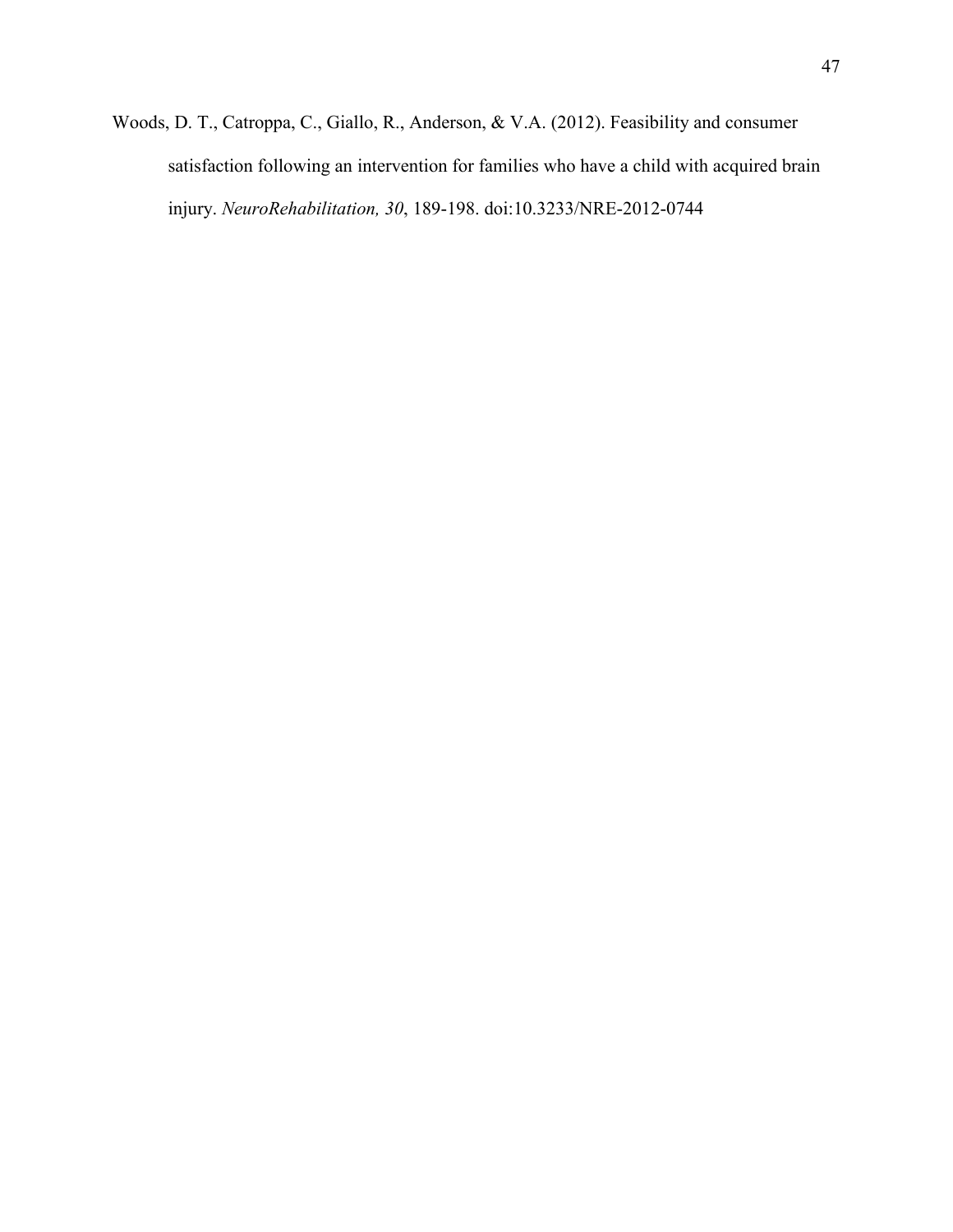Woods, D. T., Catroppa, C., Giallo, R., Anderson, & V.A. (2012). Feasibility and consumer satisfaction following an intervention for families who have a child with acquired brain injury. *NeuroRehabilitation, 30*, 189-198. doi:10.3233/NRE-2012-0744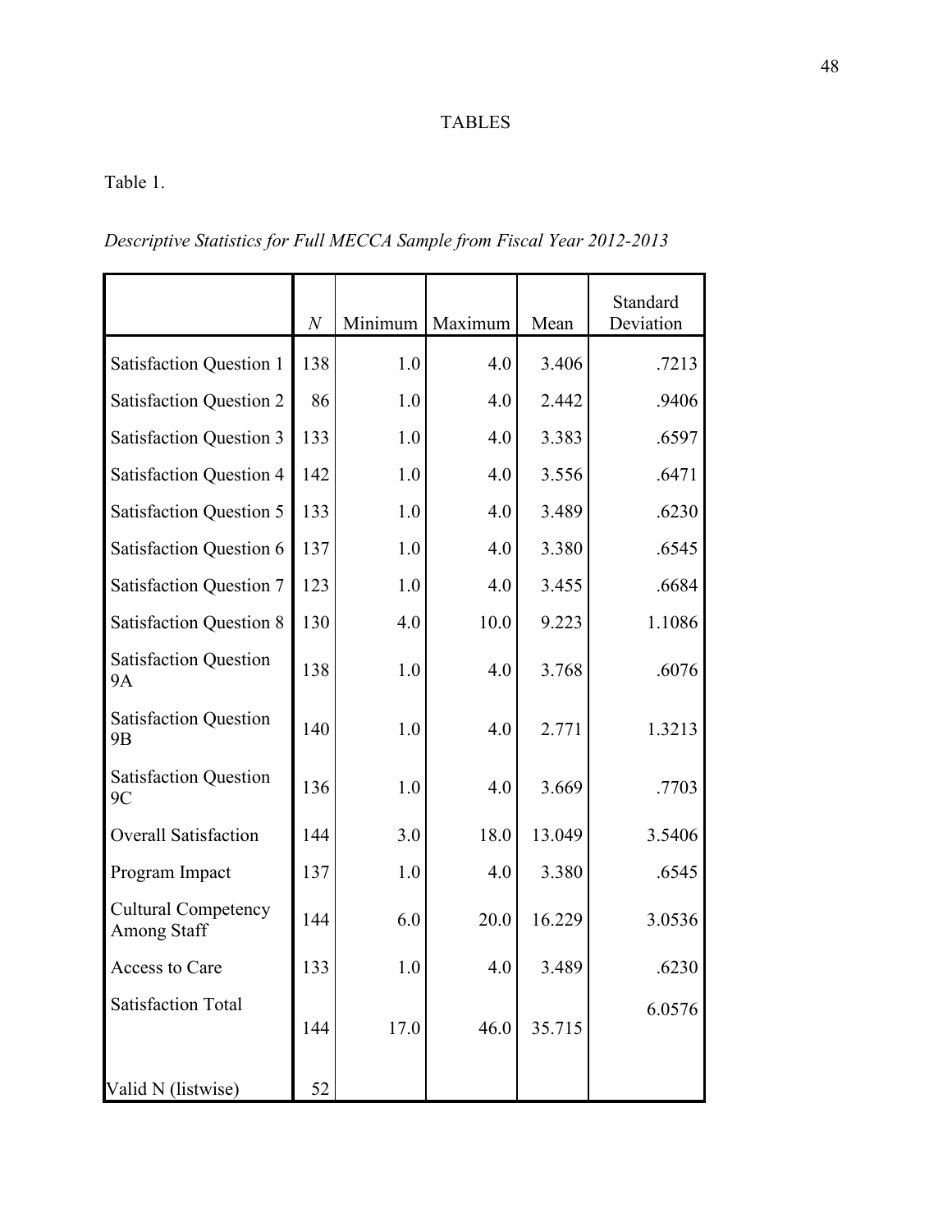TABLES

Table 1.

*Descriptive Statistics for Full MECCA Sample from Fiscal Year 2012-2013*

| | *N* | Minimum | Maximum | Mean | Standard Deviation |
|---|---|---|---|---|---|
| Satisfaction Question 1 | 138 | 1.0 | 4.0 | 3.406 | .7213 |
| Satisfaction Question 2 | 86 | 1.0 | 4.0 | 2.442 | .9406 |
| Satisfaction Question 3 | 133 | 1.0 | 4.0 | 3.383 | .6597 |
| Satisfaction Question 4 | 142 | 1.0 | 4.0 | 3.556 | .6471 |
| Satisfaction Question 5 | 133 | 1.0 | 4.0 | 3.489 | .6230 |
| Satisfaction Question 6 | 137 | 1.0 | 4.0 | 3.380 | .6545 |
| Satisfaction Question 7 | 123 | 1.0 | 4.0 | 3.455 | .6684 |
| Satisfaction Question 8 | 130 | 4.0 | 10.0 | 9.223 | 1.1086 |
| Satisfaction Question 9A | 138 | 1.0 | 4.0 | 3.768 | .6076 |
| Satisfaction Question 9B | 140 | 1.0 | 4.0 | 2.771 | 1.3213 |
| Satisfaction Question 9C | 136 | 1.0 | 4.0 | 3.669 | .7703 |
| Overall Satisfaction | 144 | 3.0 | 18.0 | 13.049 | 3.5406 |
| Program Impact | 137 | 1.0 | 4.0 | 3.380 | .6545 |
| Cultural Competency Among Staff | 144 | 6.0 | 20.0 | 16.229 | 3.0536 |
| Access to Care | 133 | 1.0 | 4.0 | 3.489 | .6230 |
| Satisfaction Total | 144 | 17.0 | 46.0 | 35.715 | 6.0576 |
| Valid N (listwise) | 52 | | | | |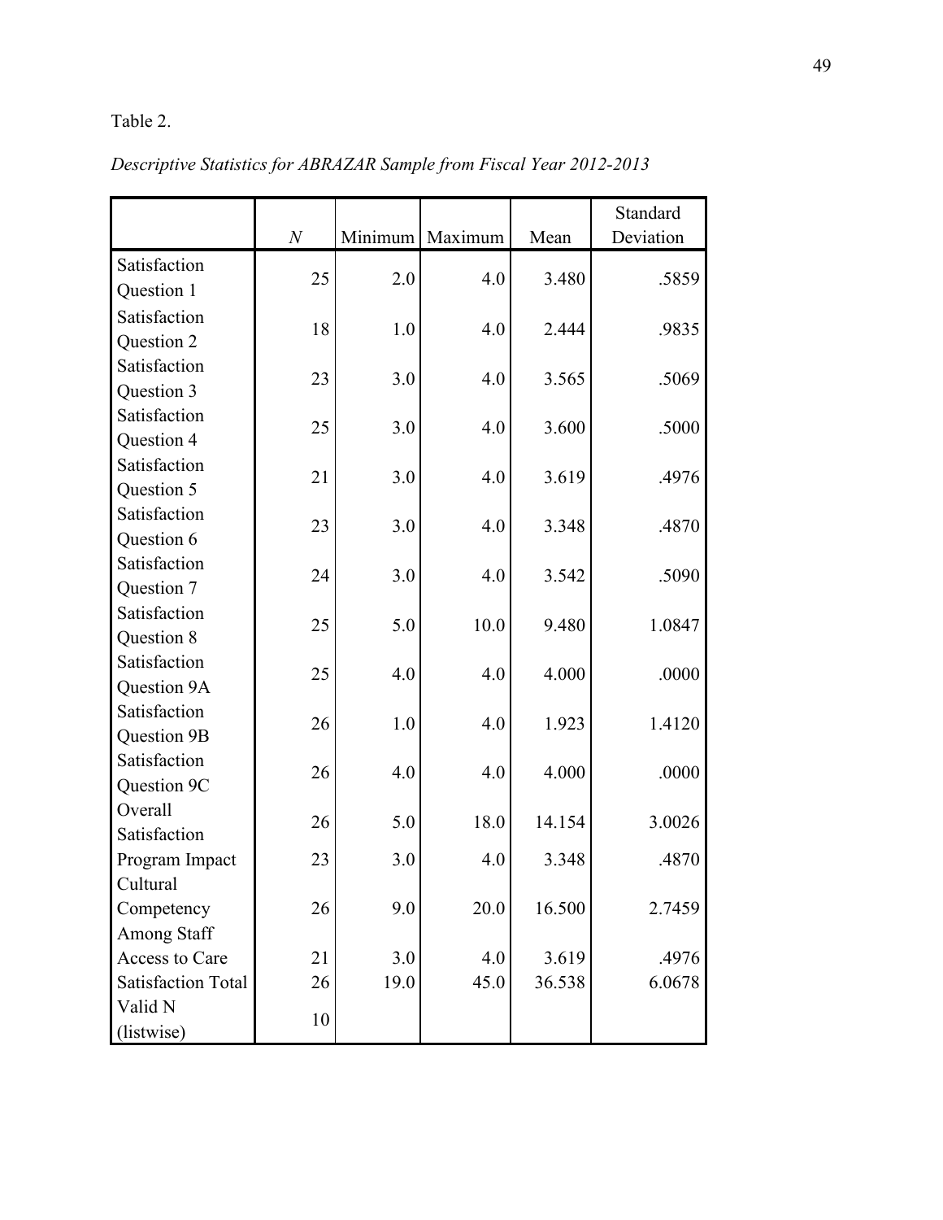Table 2.

*Descriptive Statistics for ABRAZAR Sample from Fiscal Year 2012-2013*

| | *N* | Minimum | Maximum | Mean | Standard Deviation |
|---|---|---|---|---|---|
| Satisfaction Question 1 | 25 | 2.0 | 4.0 | 3.480 | .5859 |
| Satisfaction Question 2 | 18 | 1.0 | 4.0 | 2.444 | .9835 |
| Satisfaction Question 3 | 23 | 3.0 | 4.0 | 3.565 | .5069 |
| Satisfaction Question 4 | 25 | 3.0 | 4.0 | 3.600 | .5000 |
| Satisfaction Question 5 | 21 | 3.0 | 4.0 | 3.619 | .4976 |
| Satisfaction Question 6 | 23 | 3.0 | 4.0 | 3.348 | .4870 |
| Satisfaction Question 7 | 24 | 3.0 | 4.0 | 3.542 | .5090 |
| Satisfaction Question 8 | 25 | 5.0 | 10.0 | 9.480 | 1.0847 |
| Satisfaction Question 9A | 25 | 4.0 | 4.0 | 4.000 | .0000 |
| Satisfaction Question 9B | 26 | 1.0 | 4.0 | 1.923 | 1.4120 |
| Satisfaction Question 9C | 26 | 4.0 | 4.0 | 4.000 | .0000 |
| Overall Satisfaction | 26 | 5.0 | 18.0 | 14.154 | 3.0026 |
| Program Impact | 23 | 3.0 | 4.0 | 3.348 | .4870 |
| Cultural Competency Among Staff | 26 | 9.0 | 20.0 | 16.500 | 2.7459 |
| Access to Care | 21 | 3.0 | 4.0 | 3.619 | .4976 |
| Satisfaction Total | 26 | 19.0 | 45.0 | 36.538 | 6.0678 |
| Valid N (listwise) | 10 | | | | |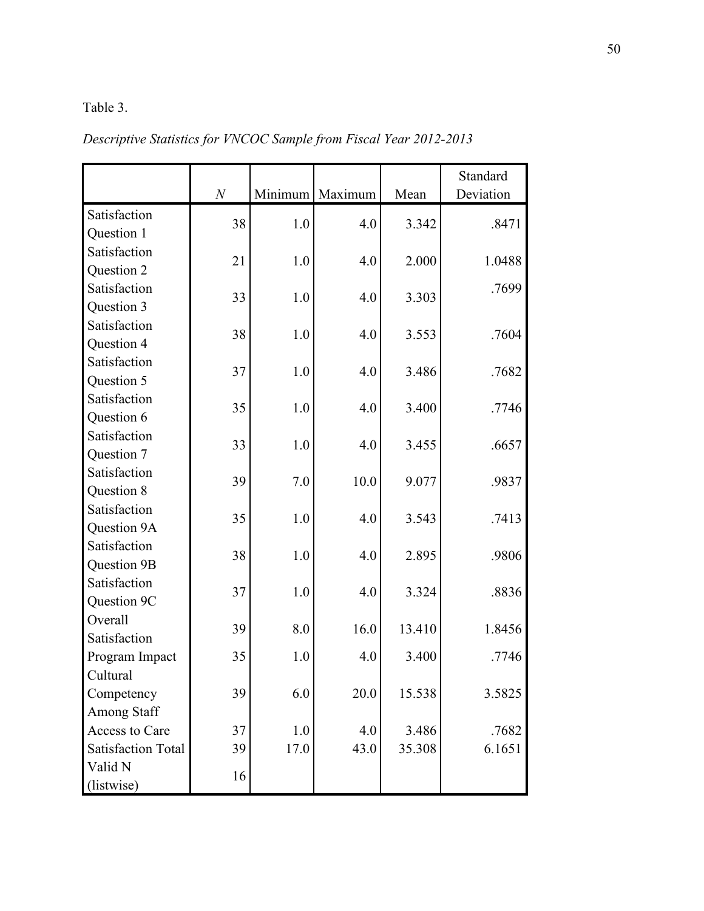Table 3.

*Descriptive Statistics for VNCOC Sample from Fiscal Year 2012-2013*

| | *N* | Minimum | Maximum | Mean | Standard Deviation |
|---|---|---|---|---|---|
| Satisfaction Question 1 | 38 | 1.0 | 4.0 | 3.342 | .8471 |
| Satisfaction Question 2 | 21 | 1.0 | 4.0 | 2.000 | 1.0488 |
| Satisfaction Question 3 | 33 | 1.0 | 4.0 | 3.303 | .7699 |
| Satisfaction Question 4 | 38 | 1.0 | 4.0 | 3.553 | .7604 |
| Satisfaction Question 5 | 37 | 1.0 | 4.0 | 3.486 | .7682 |
| Satisfaction Question 6 | 35 | 1.0 | 4.0 | 3.400 | .7746 |
| Satisfaction Question 7 | 33 | 1.0 | 4.0 | 3.455 | .6657 |
| Satisfaction Question 8 | 39 | 7.0 | 10.0 | 9.077 | .9837 |
| Satisfaction Question 9A | 35 | 1.0 | 4.0 | 3.543 | .7413 |
| Satisfaction Question 9B | 38 | 1.0 | 4.0 | 2.895 | .9806 |
| Satisfaction Question 9C | 37 | 1.0 | 4.0 | 3.324 | .8836 |
| Overall Satisfaction | 39 | 8.0 | 16.0 | 13.410 | 1.8456 |
| Program Impact | 35 | 1.0 | 4.0 | 3.400 | .7746 |
| Cultural Competency Among Staff | 39 | 6.0 | 20.0 | 15.538 | 3.5825 |
| Access to Care | 37 | 1.0 | 4.0 | 3.486 | .7682 |
| Satisfaction Total | 39 | 17.0 | 43.0 | 35.308 | 6.1651 |
| Valid N (listwise) | 16 | | | | |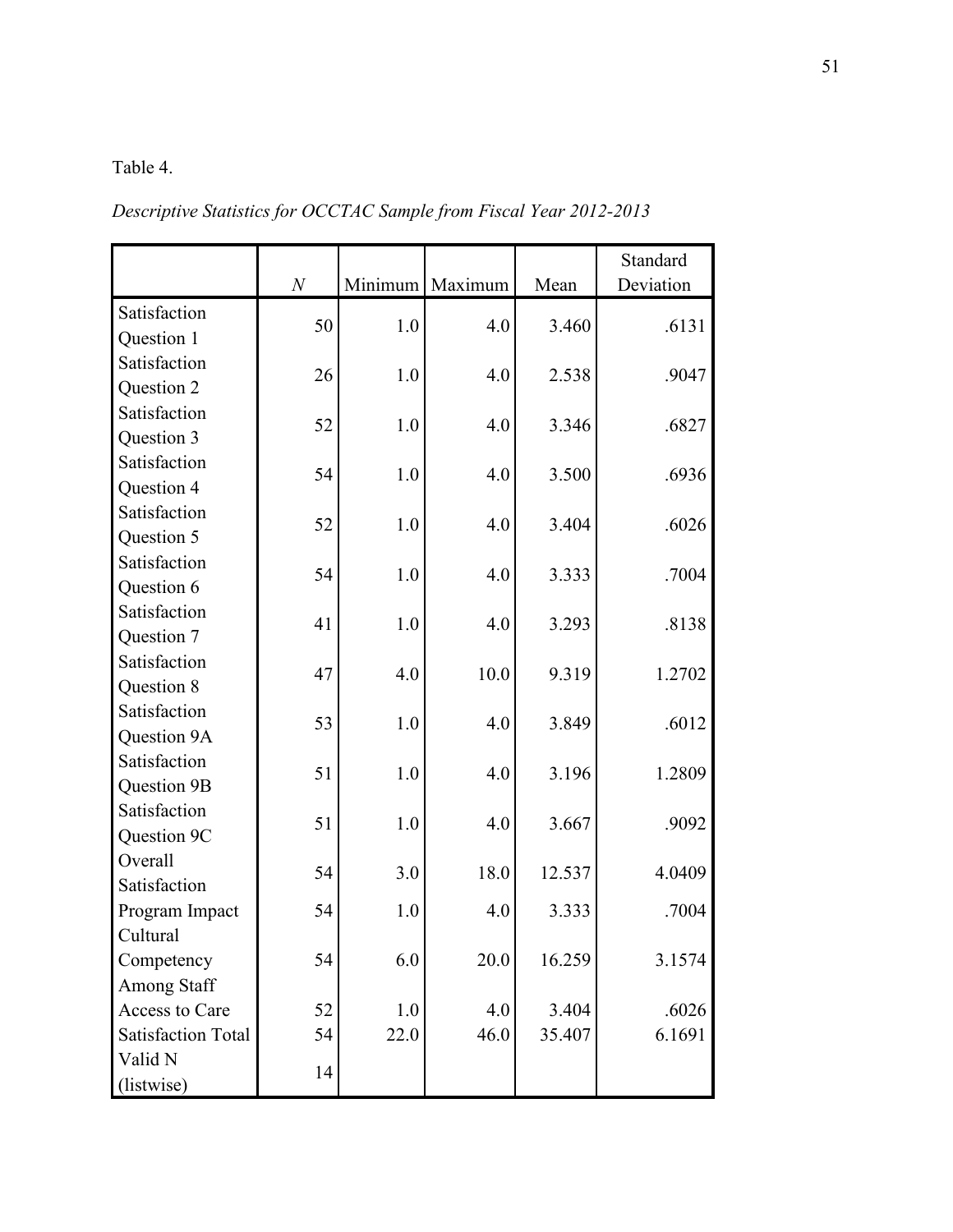Table 4.

*Descriptive Statistics for OCCTAC Sample from Fiscal Year 2012-2013*

| | *N* | Minimum | Maximum | Mean | Standard Deviation |
|---|---|---|---|---|---|
| Satisfaction Question 1 | 50 | 1.0 | 4.0 | 3.460 | .6131 |
| Satisfaction Question 2 | 26 | 1.0 | 4.0 | 2.538 | .9047 |
| Satisfaction Question 3 | 52 | 1.0 | 4.0 | 3.346 | .6827 |
| Satisfaction Question 4 | 54 | 1.0 | 4.0 | 3.500 | .6936 |
| Satisfaction Question 5 | 52 | 1.0 | 4.0 | 3.404 | .6026 |
| Satisfaction Question 6 | 54 | 1.0 | 4.0 | 3.333 | .7004 |
| Satisfaction Question 7 | 41 | 1.0 | 4.0 | 3.293 | .8138 |
| Satisfaction Question 8 | 47 | 4.0 | 10.0 | 9.319 | 1.2702 |
| Satisfaction Question 9A | 53 | 1.0 | 4.0 | 3.849 | .6012 |
| Satisfaction Question 9B | 51 | 1.0 | 4.0 | 3.196 | 1.2809 |
| Satisfaction Question 9C | 51 | 1.0 | 4.0 | 3.667 | .9092 |
| Overall Satisfaction | 54 | 3.0 | 18.0 | 12.537 | 4.0409 |
| Program Impact | 54 | 1.0 | 4.0 | 3.333 | .7004 |
| Cultural Competency Among Staff | 54 | 6.0 | 20.0 | 16.259 | 3.1574 |
| Access to Care | 52 | 1.0 | 4.0 | 3.404 | .6026 |
| Satisfaction Total | 54 | 22.0 | 46.0 | 35.407 | 6.1691 |
| Valid N (listwise) | 14 | | | | |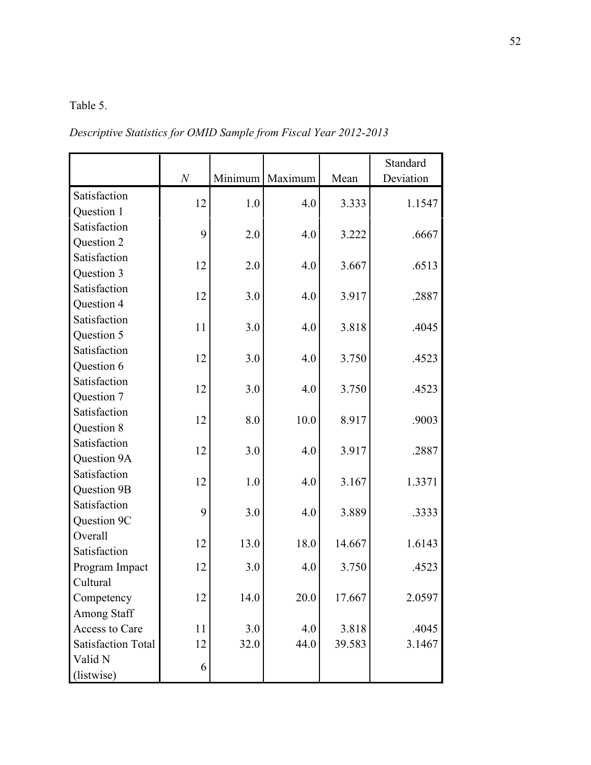Table 5.

*Descriptive Statistics for OMID Sample from Fiscal Year 2012-2013*

| | *N* | Minimum | Maximum | Mean | Standard Deviation |
|---|---|---|---|---|---|
| Satisfaction Question 1 | 12 | 1.0 | 4.0 | 3.333 | 1.1547 |
| Satisfaction Question 2 | 9 | 2.0 | 4.0 | 3.222 | .6667 |
| Satisfaction Question 3 | 12 | 2.0 | 4.0 | 3.667 | .6513 |
| Satisfaction Question 4 | 12 | 3.0 | 4.0 | 3.917 | .2887 |
| Satisfaction Question 5 | 11 | 3.0 | 4.0 | 3.818 | .4045 |
| Satisfaction Question 6 | 12 | 3.0 | 4.0 | 3.750 | .4523 |
| Satisfaction Question 7 | 12 | 3.0 | 4.0 | 3.750 | .4523 |
| Satisfaction Question 8 | 12 | 8.0 | 10.0 | 8.917 | .9003 |
| Satisfaction Question 9A | 12 | 3.0 | 4.0 | 3.917 | .2887 |
| Satisfaction Question 9B | 12 | 1.0 | 4.0 | 3.167 | 1.3371 |
| Satisfaction Question 9C | 9 | 3.0 | 4.0 | 3.889 | .3333 |
| Overall Satisfaction | 12 | 13.0 | 18.0 | 14.667 | 1.6143 |
| Program Impact | 12 | 3.0 | 4.0 | 3.750 | .4523 |
| Cultural Competency Among Staff | 12 | 14.0 | 20.0 | 17.667 | 2.0597 |
| Access to Care | 11 | 3.0 | 4.0 | 3.818 | .4045 |
| Satisfaction Total | 12 | 32.0 | 44.0 | 39.583 | 3.1467 |
| Valid N (listwise) | 6 | | | | |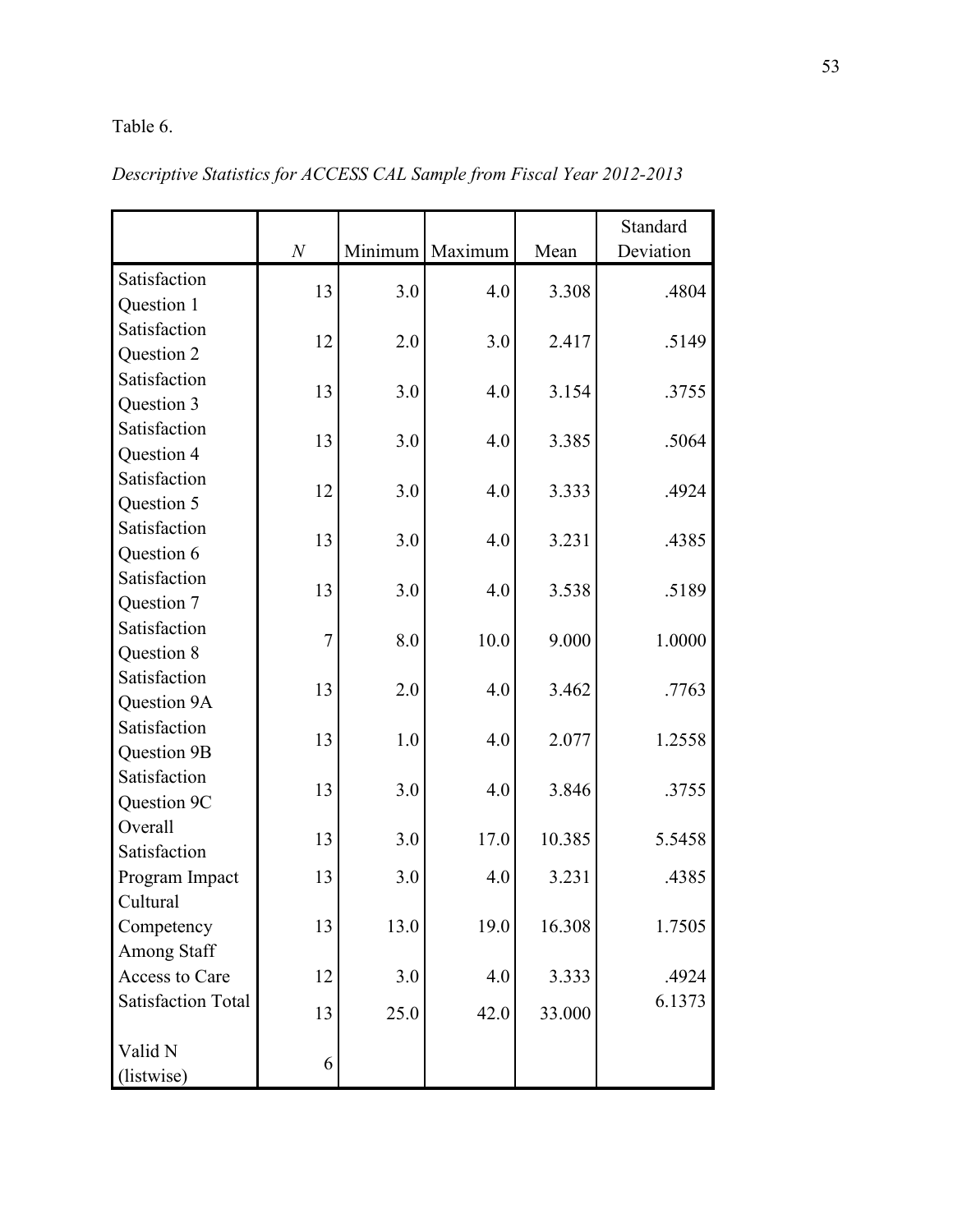Table 6.

*Descriptive Statistics for ACCESS CAL Sample from Fiscal Year 2012-2013*

| | *N* | Minimum | Maximum | Mean | Standard Deviation |
|---|---|---|---|---|---|
| Satisfaction Question 1 | 13 | 3.0 | 4.0 | 3.308 | .4804 |
| Satisfaction Question 2 | 12 | 2.0 | 3.0 | 2.417 | .5149 |
| Satisfaction Question 3 | 13 | 3.0 | 4.0 | 3.154 | .3755 |
| Satisfaction Question 4 | 13 | 3.0 | 4.0 | 3.385 | .5064 |
| Satisfaction Question 5 | 12 | 3.0 | 4.0 | 3.333 | .4924 |
| Satisfaction Question 6 | 13 | 3.0 | 4.0 | 3.231 | .4385 |
| Satisfaction Question 7 | 13 | 3.0 | 4.0 | 3.538 | .5189 |
| Satisfaction Question 8 | 7 | 8.0 | 10.0 | 9.000 | 1.0000 |
| Satisfaction Question 9A | 13 | 2.0 | 4.0 | 3.462 | .7763 |
| Satisfaction Question 9B | 13 | 1.0 | 4.0 | 2.077 | 1.2558 |
| Satisfaction Question 9C | 13 | 3.0 | 4.0 | 3.846 | .3755 |
| Overall Satisfaction | 13 | 3.0 | 17.0 | 10.385 | 5.5458 |
| Program Impact | 13 | 3.0 | 4.0 | 3.231 | .4385 |
| Cultural Competency Among Staff | 13 | 13.0 | 19.0 | 16.308 | 1.7505 |
| Access to Care | 12 | 3.0 | 4.0 | 3.333 | .4924 |
| Satisfaction Total | 13 | 25.0 | 42.0 | 33.000 | 6.1373 |
| Valid N (listwise) | 6 | | | | |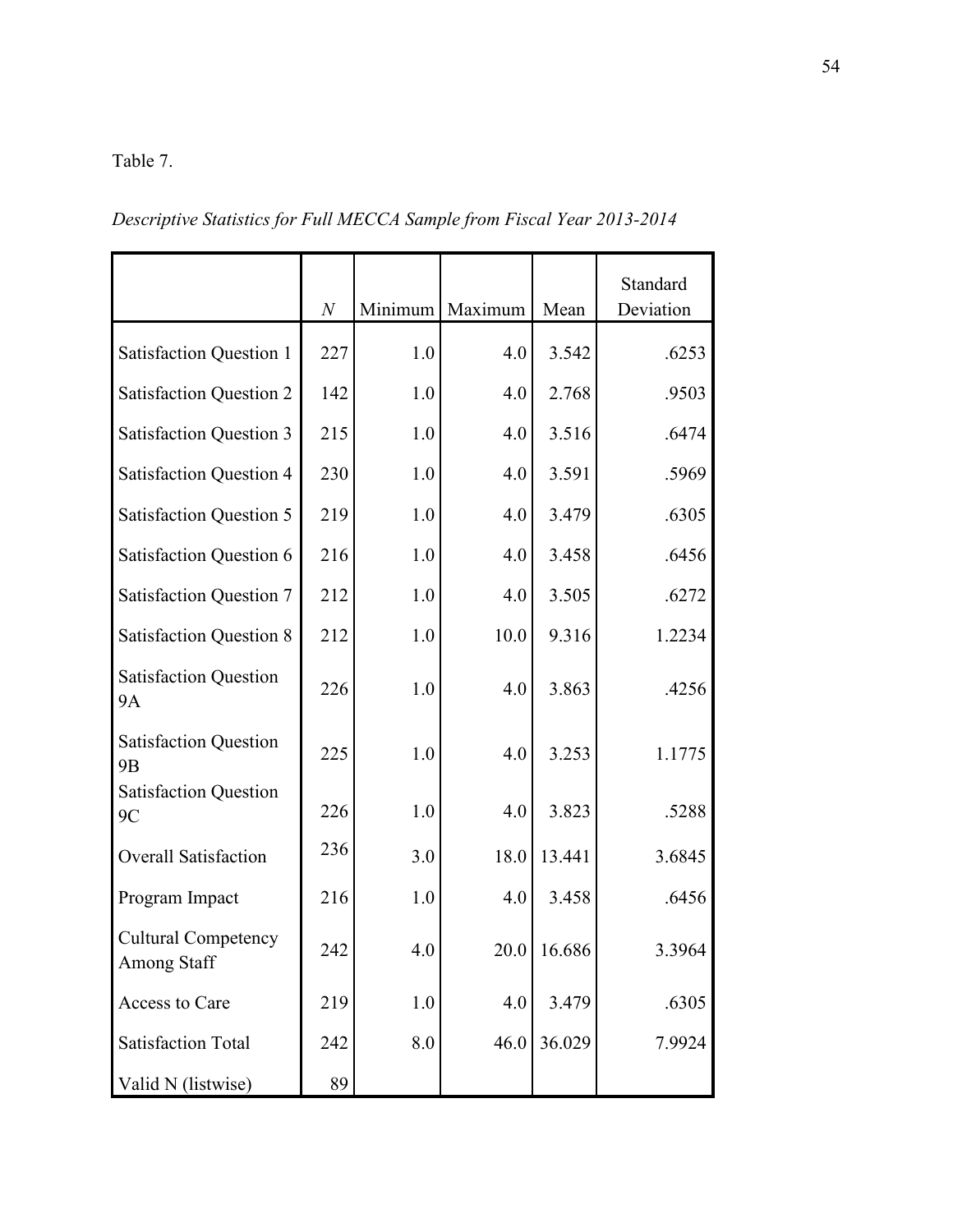Table 7.

*Descriptive Statistics for Full MECCA Sample from Fiscal Year 2013-2014*

| | $N$ | Minimum | Maximum | Mean | Standard Deviation |
|---|---|---|---|---|---|
| Satisfaction Question 1 | 227 | 1.0 | 4.0 | 3.542 | .6253 |
| Satisfaction Question 2 | 142 | 1.0 | 4.0 | 2.768 | .9503 |
| Satisfaction Question 3 | 215 | 1.0 | 4.0 | 3.516 | .6474 |
| Satisfaction Question 4 | 230 | 1.0 | 4.0 | 3.591 | .5969 |
| Satisfaction Question 5 | 219 | 1.0 | 4.0 | 3.479 | .6305 |
| Satisfaction Question 6 | 216 | 1.0 | 4.0 | 3.458 | .6456 |
| Satisfaction Question 7 | 212 | 1.0 | 4.0 | 3.505 | .6272 |
| Satisfaction Question 8 | 212 | 1.0 | 10.0 | 9.316 | 1.2234 |
| Satisfaction Question 9A | 226 | 1.0 | 4.0 | 3.863 | .4256 |
| Satisfaction Question 9B | 225 | 1.0 | 4.0 | 3.253 | 1.1775 |
| Satisfaction Question 9C | 226 | 1.0 | 4.0 | 3.823 | .5288 |
| Overall Satisfaction | 236 | 3.0 | 18.0 | 13.441 | 3.6845 |
| Program Impact | 216 | 1.0 | 4.0 | 3.458 | .6456 |
| Cultural Competency Among Staff | 242 | 4.0 | 20.0 | 16.686 | 3.3964 |
| Access to Care | 219 | 1.0 | 4.0 | 3.479 | .6305 |
| Satisfaction Total | 242 | 8.0 | 46.0 | 36.029 | 7.9924 |
| Valid N (listwise) | 89 | | | | |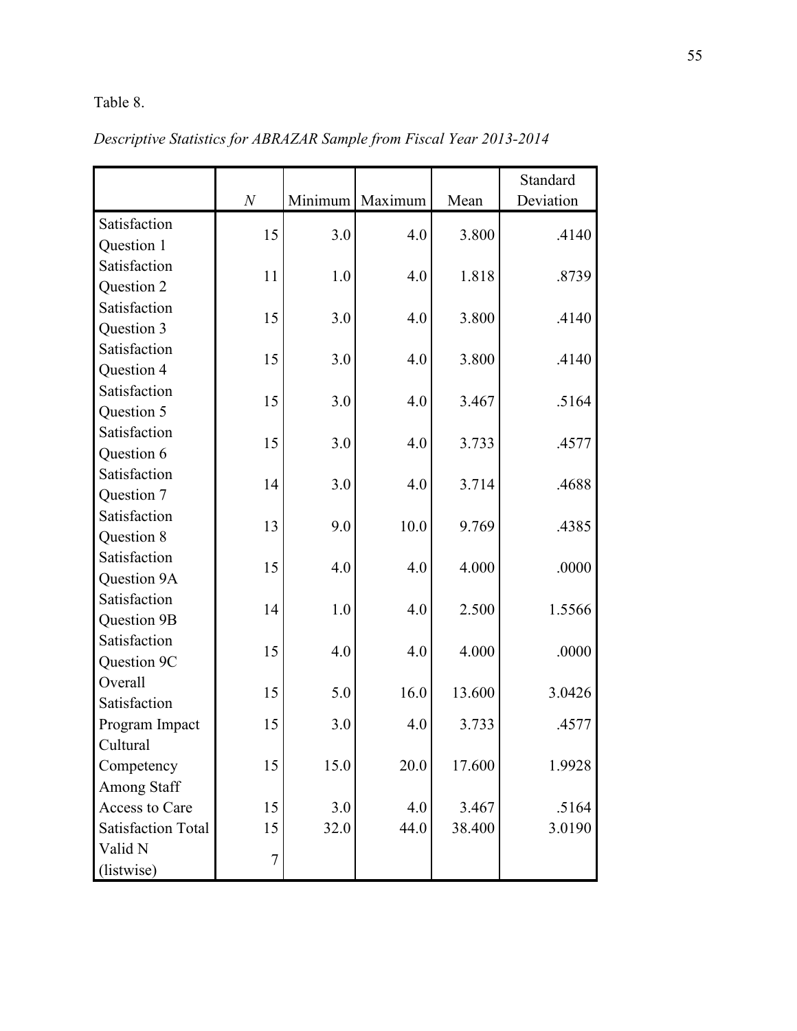Table 8.

*Descriptive Statistics for ABRAZAR Sample from Fiscal Year 2013-2014*

| | *N* | Minimum | Maximum | Mean | Standard Deviation |
|---|---|---|---|---|---|
| Satisfaction Question 1 | 15 | 3.0 | 4.0 | 3.800 | .4140 |
| Satisfaction Question 2 | 11 | 1.0 | 4.0 | 1.818 | .8739 |
| Satisfaction Question 3 | 15 | 3.0 | 4.0 | 3.800 | .4140 |
| Satisfaction Question 4 | 15 | 3.0 | 4.0 | 3.800 | .4140 |
| Satisfaction Question 5 | 15 | 3.0 | 4.0 | 3.467 | .5164 |
| Satisfaction Question 6 | 15 | 3.0 | 4.0 | 3.733 | .4577 |
| Satisfaction Question 7 | 14 | 3.0 | 4.0 | 3.714 | .4688 |
| Satisfaction Question 8 | 13 | 9.0 | 10.0 | 9.769 | .4385 |
| Satisfaction Question 9A | 15 | 4.0 | 4.0 | 4.000 | .0000 |
| Satisfaction Question 9B | 14 | 1.0 | 4.0 | 2.500 | 1.5566 |
| Satisfaction Question 9C | 15 | 4.0 | 4.0 | 4.000 | .0000 |
| Overall Satisfaction | 15 | 5.0 | 16.0 | 13.600 | 3.0426 |
| Program Impact | 15 | 3.0 | 4.0 | 3.733 | .4577 |
| Cultural Competency Among Staff | 15 | 15.0 | 20.0 | 17.600 | 1.9928 |
| Access to Care | 15 | 3.0 | 4.0 | 3.467 | .5164 |
| Satisfaction Total | 15 | 32.0 | 44.0 | 38.400 | 3.0190 |
| Valid N (listwise) | 7 | | | | |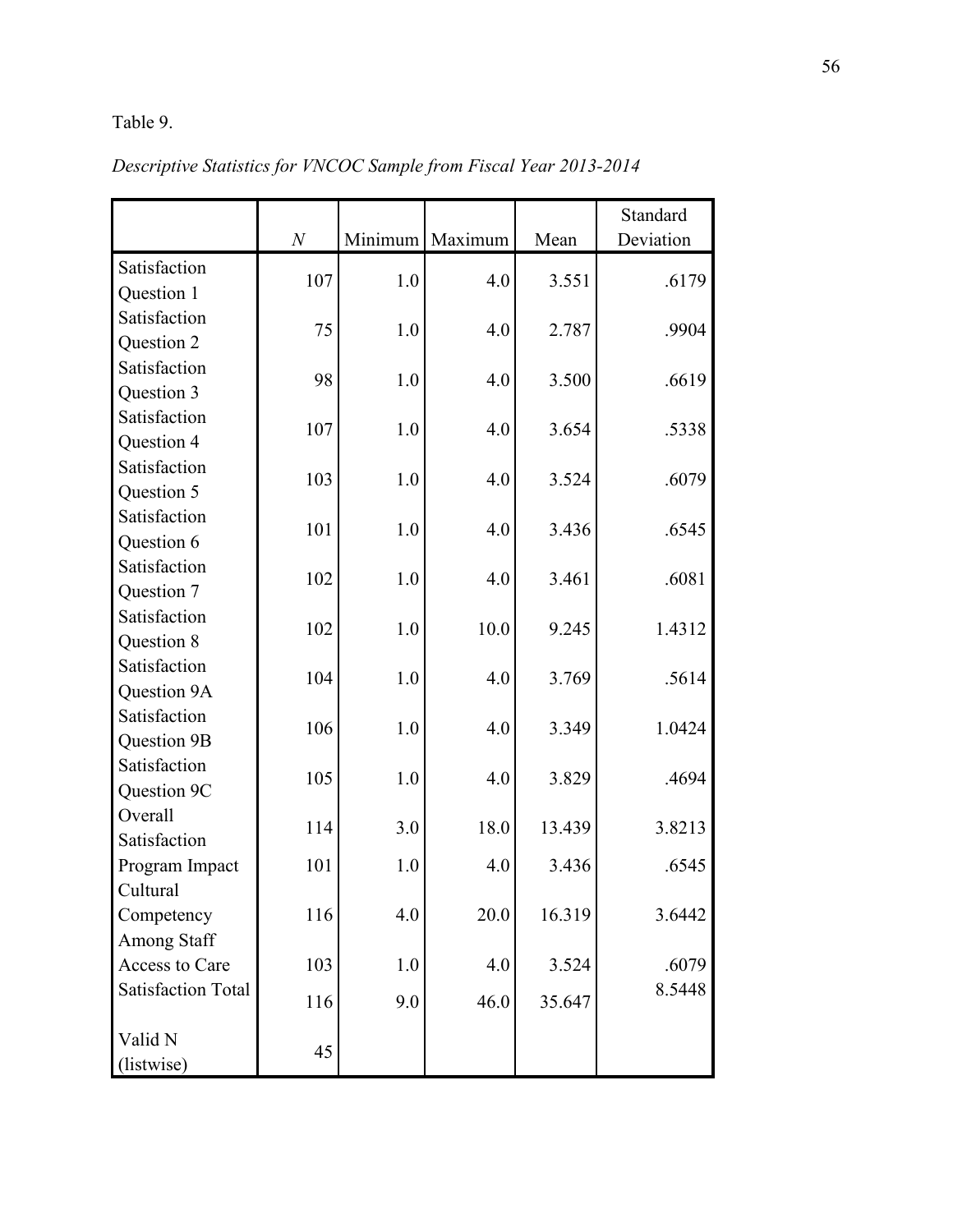Table 9.

*Descriptive Statistics for VNCOC Sample from Fiscal Year 2013-2014*

| | *N* | Minimum | Maximum | Mean | Standard Deviation |
|---|---|---|---|---|---|
| Satisfaction Question 1 | 107 | 1.0 | 4.0 | 3.551 | .6179 |
| Satisfaction Question 2 | 75 | 1.0 | 4.0 | 2.787 | .9904 |
| Satisfaction Question 3 | 98 | 1.0 | 4.0 | 3.500 | .6619 |
| Satisfaction Question 4 | 107 | 1.0 | 4.0 | 3.654 | .5338 |
| Satisfaction Question 5 | 103 | 1.0 | 4.0 | 3.524 | .6079 |
| Satisfaction Question 6 | 101 | 1.0 | 4.0 | 3.436 | .6545 |
| Satisfaction Question 7 | 102 | 1.0 | 4.0 | 3.461 | .6081 |
| Satisfaction Question 8 | 102 | 1.0 | 10.0 | 9.245 | 1.4312 |
| Satisfaction Question 9A | 104 | 1.0 | 4.0 | 3.769 | .5614 |
| Satisfaction Question 9B | 106 | 1.0 | 4.0 | 3.349 | 1.0424 |
| Satisfaction Question 9C | 105 | 1.0 | 4.0 | 3.829 | .4694 |
| Overall Satisfaction | 114 | 3.0 | 18.0 | 13.439 | 3.8213 |
| Program Impact | 101 | 1.0 | 4.0 | 3.436 | .6545 |
| Cultural Competency Among Staff | 116 | 4.0 | 20.0 | 16.319 | 3.6442 |
| Access to Care | 103 | 1.0 | 4.0 | 3.524 | .6079 |
| Satisfaction Total | 116 | 9.0 | 46.0 | 35.647 | 8.5448 |
| Valid N (listwise) | 45 | | | | |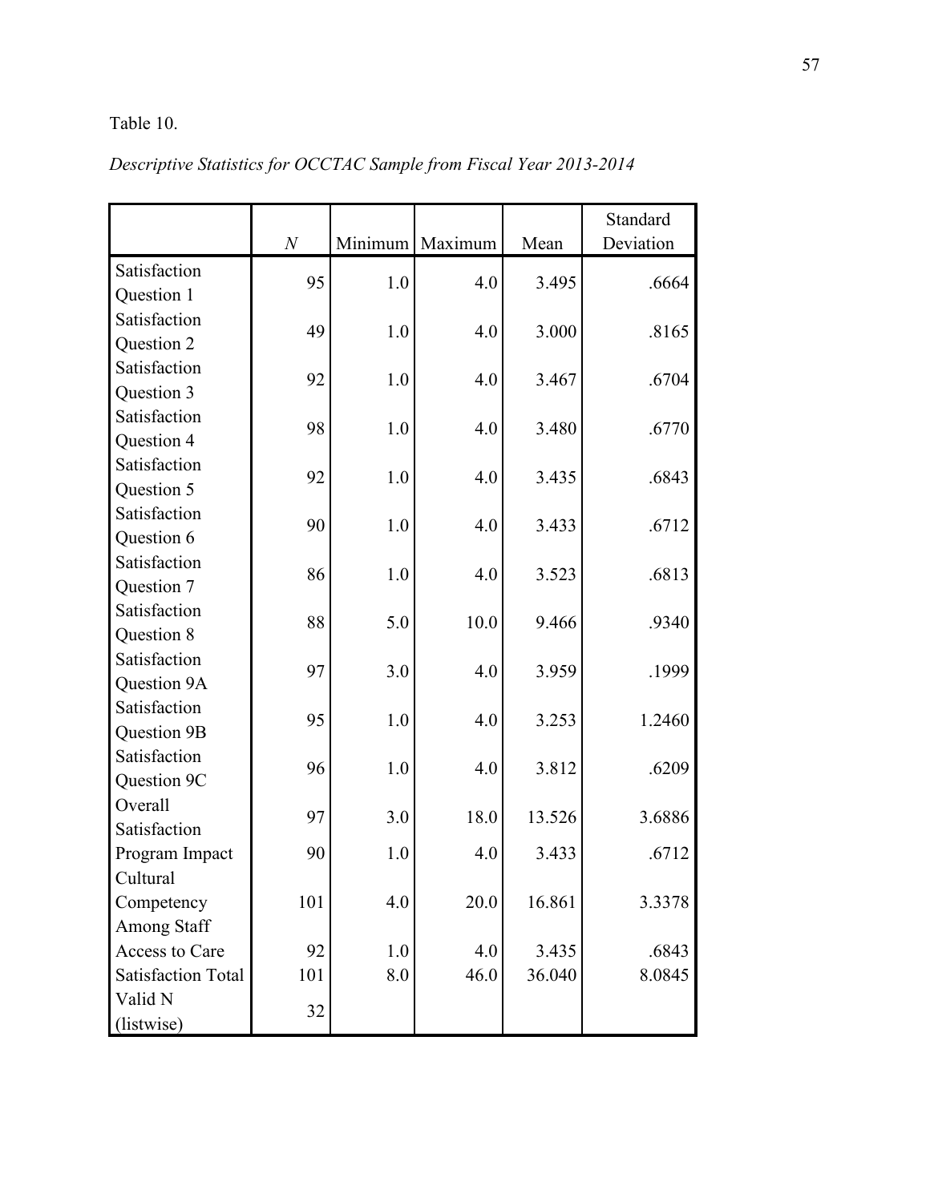Table 10.

*Descriptive Statistics for OCCTAC Sample from Fiscal Year 2013-2014*

| | *N* | Minimum | Maximum | Mean | Standard Deviation |
|---|---|---|---|---|---|
| Satisfaction Question 1 | 95 | 1.0 | 4.0 | 3.495 | .6664 |
| Satisfaction Question 2 | 49 | 1.0 | 4.0 | 3.000 | .8165 |
| Satisfaction Question 3 | 92 | 1.0 | 4.0 | 3.467 | .6704 |
| Satisfaction Question 4 | 98 | 1.0 | 4.0 | 3.480 | .6770 |
| Satisfaction Question 5 | 92 | 1.0 | 4.0 | 3.435 | .6843 |
| Satisfaction Question 6 | 90 | 1.0 | 4.0 | 3.433 | .6712 |
| Satisfaction Question 7 | 86 | 1.0 | 4.0 | 3.523 | .6813 |
| Satisfaction Question 8 | 88 | 5.0 | 10.0 | 9.466 | .9340 |
| Satisfaction Question 9A | 97 | 3.0 | 4.0 | 3.959 | .1999 |
| Satisfaction Question 9B | 95 | 1.0 | 4.0 | 3.253 | 1.2460 |
| Satisfaction Question 9C | 96 | 1.0 | 4.0 | 3.812 | .6209 |
| Overall Satisfaction | 97 | 3.0 | 18.0 | 13.526 | 3.6886 |
| Program Impact | 90 | 1.0 | 4.0 | 3.433 | .6712 |
| Cultural Competency Among Staff | 101 | 4.0 | 20.0 | 16.861 | 3.3378 |
| Access to Care | 92 | 1.0 | 4.0 | 3.435 | .6843 |
| Satisfaction Total | 101 | 8.0 | 46.0 | 36.040 | 8.0845 |
| Valid N (listwise) | 32 | | | | |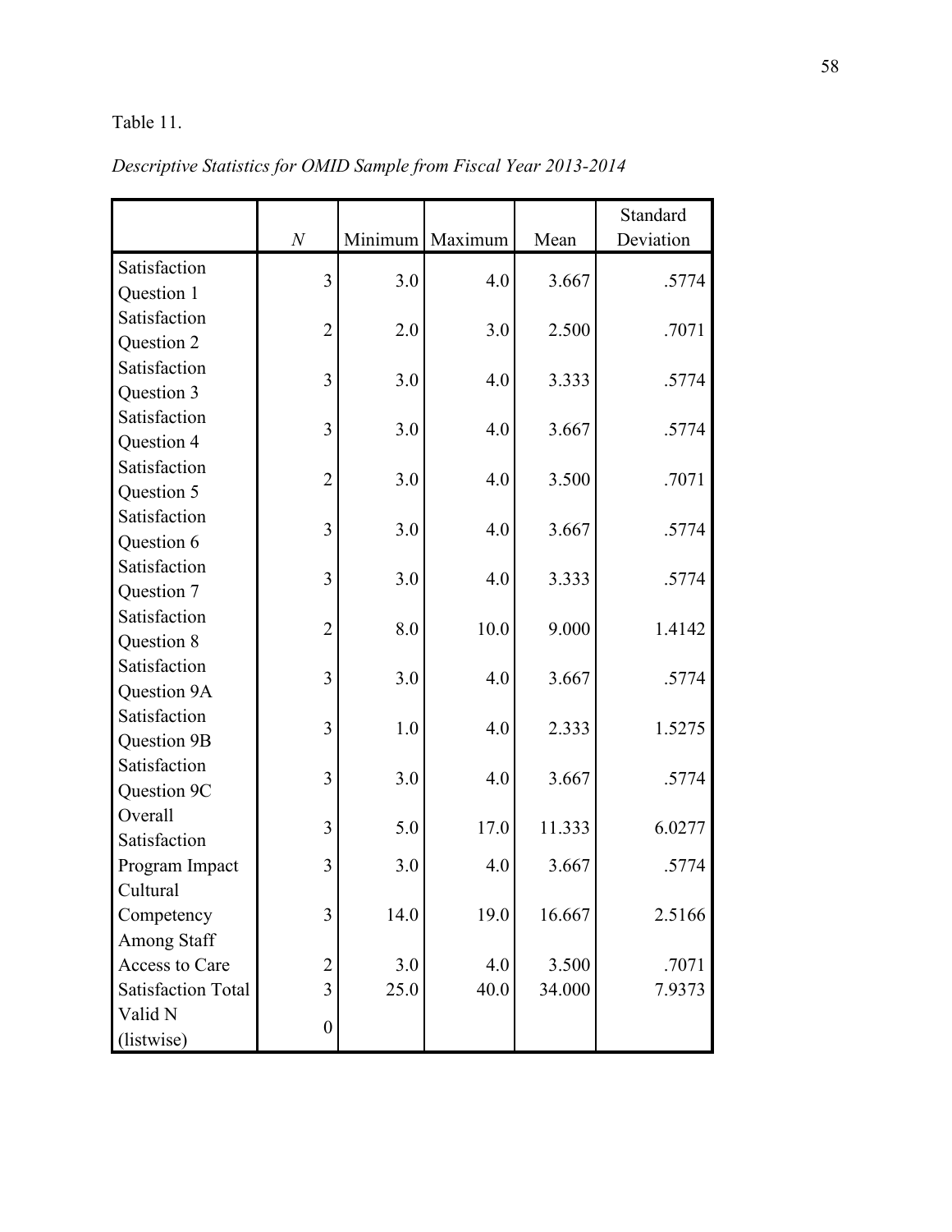Table 11.

*Descriptive Statistics for OMID Sample from Fiscal Year 2013-2014*

| | *N* | Minimum | Maximum | Mean | Standard Deviation |
|---|---|---|---|---|---|
| Satisfaction Question 1 | 3 | 3.0 | 4.0 | 3.667 | .5774 |
| Satisfaction Question 2 | 2 | 2.0 | 3.0 | 2.500 | .7071 |
| Satisfaction Question 3 | 3 | 3.0 | 4.0 | 3.333 | .5774 |
| Satisfaction Question 4 | 3 | 3.0 | 4.0 | 3.667 | .5774 |
| Satisfaction Question 5 | 2 | 3.0 | 4.0 | 3.500 | .7071 |
| Satisfaction Question 6 | 3 | 3.0 | 4.0 | 3.667 | .5774 |
| Satisfaction Question 7 | 3 | 3.0 | 4.0 | 3.333 | .5774 |
| Satisfaction Question 8 | 2 | 8.0 | 10.0 | 9.000 | 1.4142 |
| Satisfaction Question 9A | 3 | 3.0 | 4.0 | 3.667 | .5774 |
| Satisfaction Question 9B | 3 | 1.0 | 4.0 | 2.333 | 1.5275 |
| Satisfaction Question 9C | 3 | 3.0 | 4.0 | 3.667 | .5774 |
| Overall Satisfaction | 3 | 5.0 | 17.0 | 11.333 | 6.0277 |
| Program Impact | 3 | 3.0 | 4.0 | 3.667 | .5774 |
| Cultural Competency Among Staff | 3 | 14.0 | 19.0 | 16.667 | 2.5166 |
| Access to Care | 2 | 3.0 | 4.0 | 3.500 | .7071 |
| Satisfaction Total | 3 | 25.0 | 40.0 | 34.000 | 7.9373 |
| Valid N (listwise) | 0 | | | | |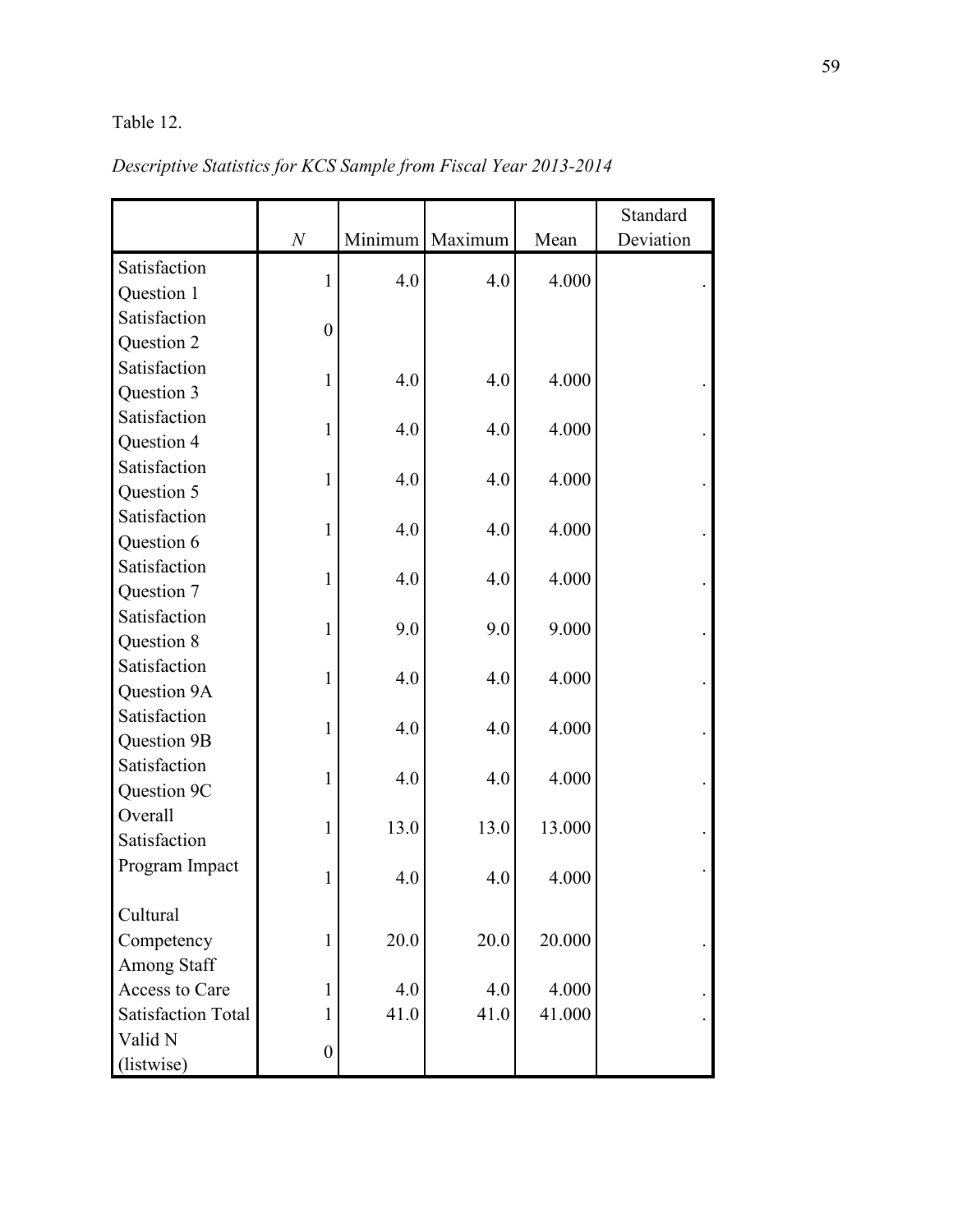Table 12.

*Descriptive Statistics for KCS Sample from Fiscal Year 2013-2014*

| | $N$ | Minimum | Maximum | Mean | Standard Deviation |
|---|---|---|---|---|---|
| Satisfaction Question 1 | 1 | 4.0 | 4.0 | 4.000 | . |
| Satisfaction Question 2 | 0 | | | | |
| Satisfaction Question 3 | 1 | 4.0 | 4.0 | 4.000 | . |
| Satisfaction Question 4 | 1 | 4.0 | 4.0 | 4.000 | . |
| Satisfaction Question 5 | 1 | 4.0 | 4.0 | 4.000 | . |
| Satisfaction Question 6 | 1 | 4.0 | 4.0 | 4.000 | . |
| Satisfaction Question 7 | 1 | 4.0 | 4.0 | 4.000 | . |
| Satisfaction Question 8 | 1 | 9.0 | 9.0 | 9.000 | . |
| Satisfaction Question 9A | 1 | 4.0 | 4.0 | 4.000 | . |
| Satisfaction Question 9B | 1 | 4.0 | 4.0 | 4.000 | . |
| Satisfaction Question 9C | 1 | 4.0 | 4.0 | 4.000 | . |
| Overall Satisfaction | 1 | 13.0 | 13.0 | 13.000 | . |
| Program Impact | 1 | 4.0 | 4.0 | 4.000 | . |
| Cultural Competency Among Staff | 1 | 20.0 | 20.0 | 20.000 | . |
| Access to Care | 1 | 4.0 | 4.0 | 4.000 | . |
| Satisfaction Total | 1 | 41.0 | 41.0 | 41.000 | . |
| Valid N (listwise) | 0 | | | | |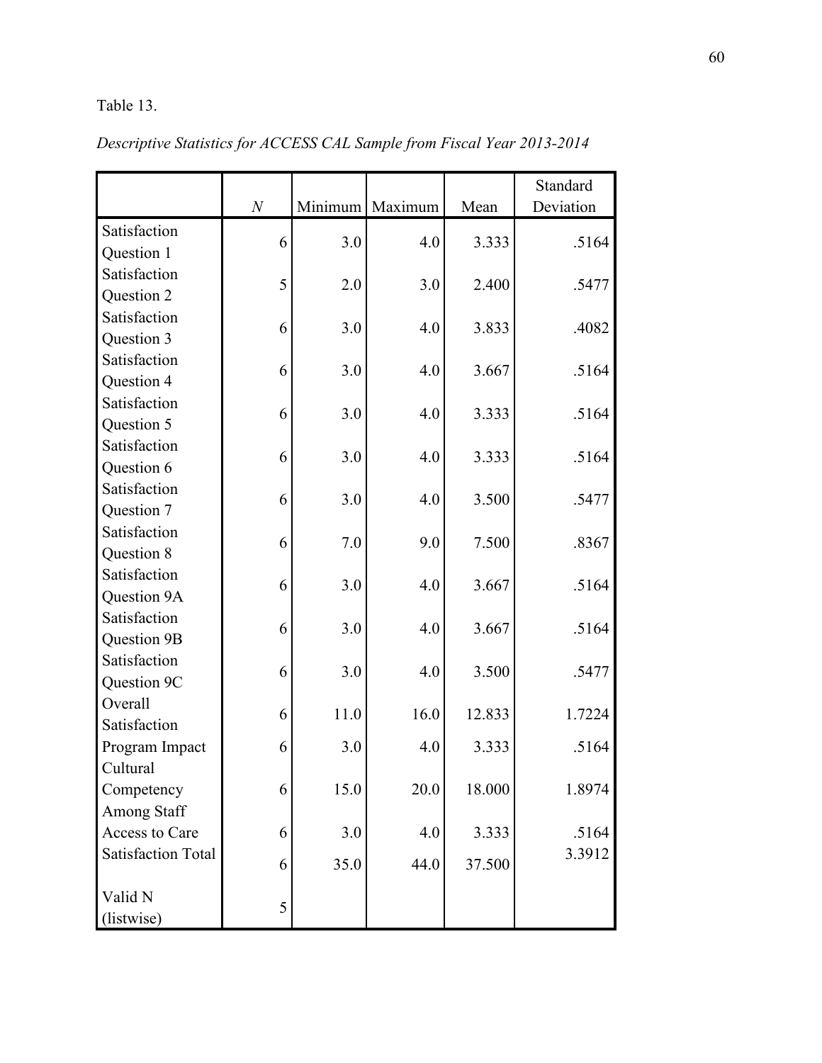Table 13.

*Descriptive Statistics for ACCESS CAL Sample from Fiscal Year 2013-2014*

| | *N* | Minimum | Maximum | Mean | Standard Deviation |
|---|---|---|---|---|---|
| Satisfaction Question 1 | 6 | 3.0 | 4.0 | 3.333 | .5164 |
| Satisfaction Question 2 | 5 | 2.0 | 3.0 | 2.400 | .5477 |
| Satisfaction Question 3 | 6 | 3.0 | 4.0 | 3.833 | .4082 |
| Satisfaction Question 4 | 6 | 3.0 | 4.0 | 3.667 | .5164 |
| Satisfaction Question 5 | 6 | 3.0 | 4.0 | 3.333 | .5164 |
| Satisfaction Question 6 | 6 | 3.0 | 4.0 | 3.333 | .5164 |
| Satisfaction Question 7 | 6 | 3.0 | 4.0 | 3.500 | .5477 |
| Satisfaction Question 8 | 6 | 7.0 | 9.0 | 7.500 | .8367 |
| Satisfaction Question 9A | 6 | 3.0 | 4.0 | 3.667 | .5164 |
| Satisfaction Question 9B | 6 | 3.0 | 4.0 | 3.667 | .5164 |
| Satisfaction Question 9C | 6 | 3.0 | 4.0 | 3.500 | .5477 |
| Overall Satisfaction | 6 | 11.0 | 16.0 | 12.833 | 1.7224 |
| Program Impact | 6 | 3.0 | 4.0 | 3.333 | .5164 |
| Cultural Competency Among Staff | 6 | 15.0 | 20.0 | 18.000 | 1.8974 |
| Access to Care | 6 | 3.0 | 4.0 | 3.333 | .5164 |
| Satisfaction Total | 6 | 35.0 | 44.0 | 37.500 | 3.3912 |
| Valid N (listwise) | 5 | | | | |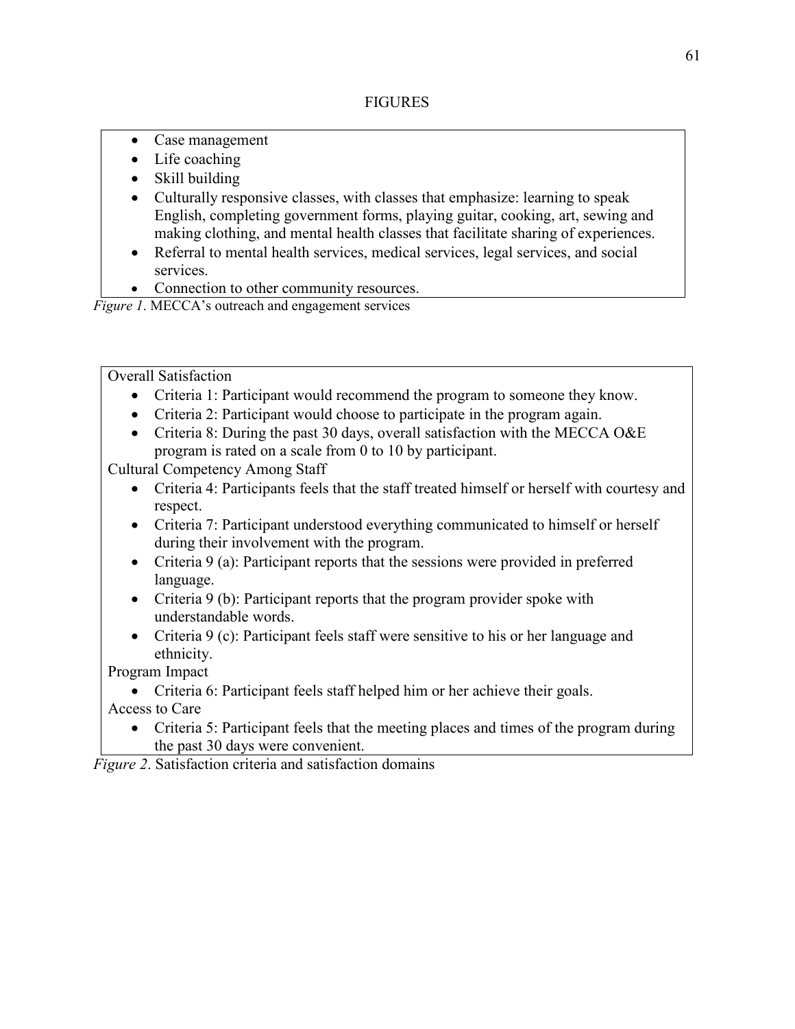# FIGURES

- Case management
- Life coaching
- Skill building
- Culturally responsive classes, with classes that emphasize: learning to speak English, completing government forms, playing guitar, cooking, art, sewing and making clothing, and mental health classes that facilitate sharing of experiences.
- Referral to mental health services, medical services, legal services, and social services.
- Connection to other community resources.

*Figure 1*. MECCA's outreach and engagement services

Overall Satisfaction

- Criteria 1: Participant would recommend the program to someone they know.
- Criteria 2: Participant would choose to participate in the program again.
- Criteria 8: During the past 30 days, overall satisfaction with the MECCA O&E program is rated on a scale from 0 to 10 by participant.

Cultural Competency Among Staff

- Criteria 4: Participants feels that the staff treated himself or herself with courtesy and respect.
- Criteria 7: Participant understood everything communicated to himself or herself during their involvement with the program.
- Criteria 9 (a): Participant reports that the sessions were provided in preferred language.
- Criteria 9 (b): Participant reports that the program provider spoke with understandable words.
- Criteria 9 (c): Participant feels staff were sensitive to his or her language and ethnicity.

Program Impact

- Criteria 6: Participant feels staff helped him or her achieve their goals.

Access to Care

- Criteria 5: Participant feels that the meeting places and times of the program during the past 30 days were convenient.

*Figure 2*. Satisfaction criteria and satisfaction domains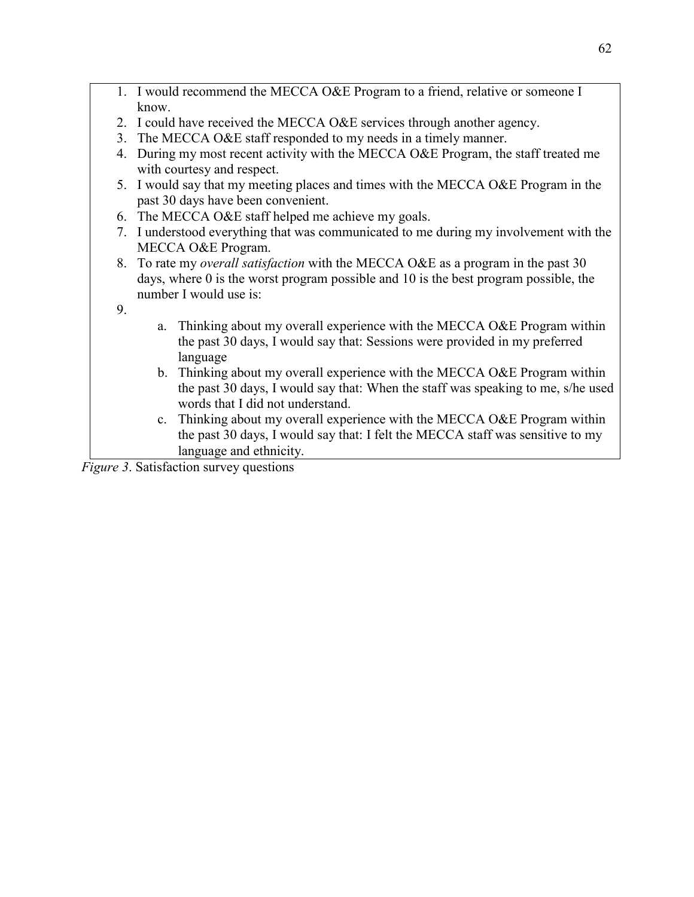1. I would recommend the MECCA O&E Program to a friend, relative or someone I know.
2. I could have received the MECCA O&E services through another agency.
3. The MECCA O&E staff responded to my needs in a timely manner.
4. During my most recent activity with the MECCA O&E Program, the staff treated me with courtesy and respect.
5. I would say that my meeting places and times with the MECCA O&E Program in the past 30 days have been convenient.
6. The MECCA O&E staff helped me achieve my goals.
7. I understood everything that was communicated to me during my involvement with the MECCA O&E Program.
8. To rate my *overall satisfaction* with the MECCA O&E as a program in the past 30 days, where 0 is the worst program possible and 10 is the best program possible, the number I would use is:
9. 
    a. Thinking about my overall experience with the MECCA O&E Program within the past 30 days, I would say that: Sessions were provided in my preferred language
    b. Thinking about my overall experience with the MECCA O&E Program within the past 30 days, I would say that: When the staff was speaking to me, s/he used words that I did not understand.
    c. Thinking about my overall experience with the MECCA O&E Program within the past 30 days, I would say that: I felt the MECCA staff was sensitive to my language and ethnicity.

*Figure 3*. Satisfaction survey questions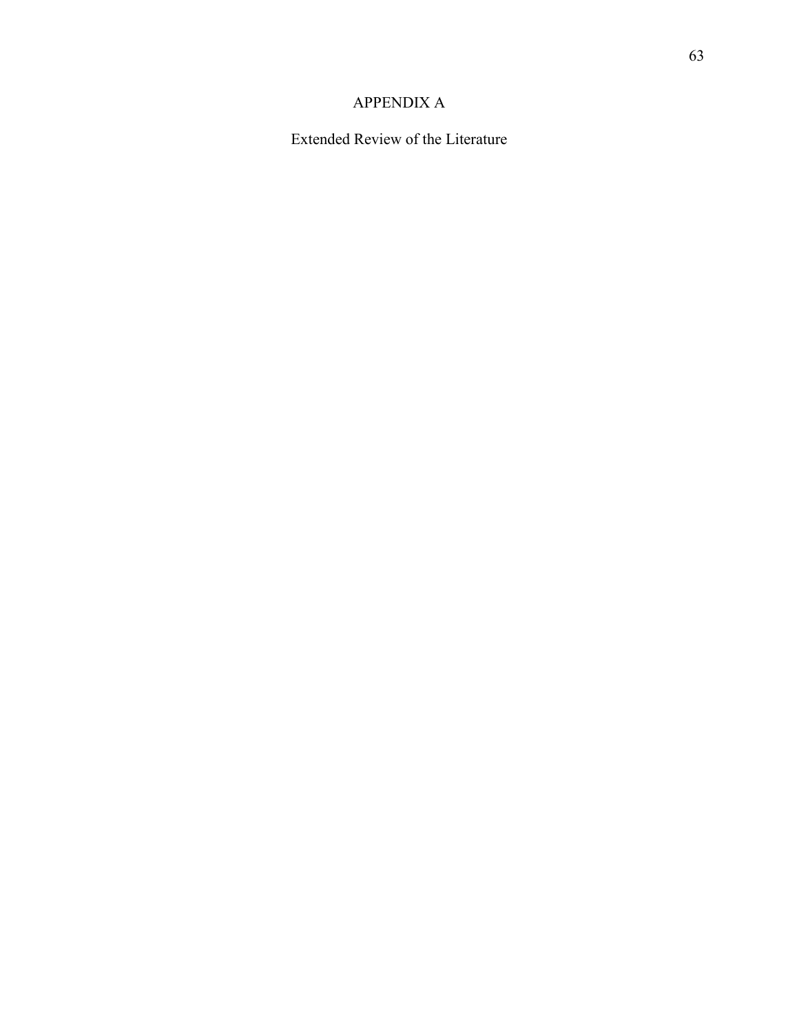# APPENDIX A

## Extended Review of the Literature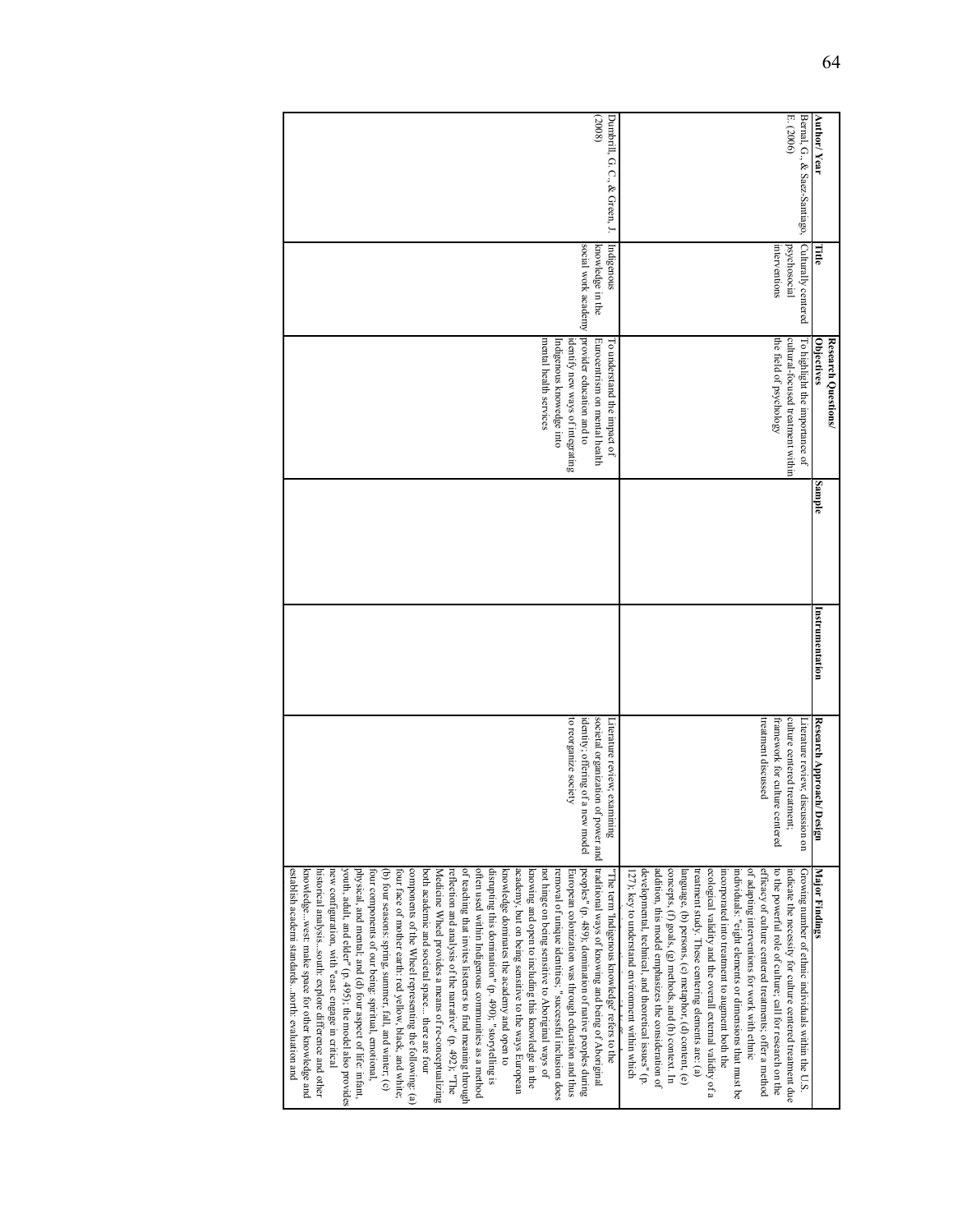| Author/ Year | Title | Research Questions/ Objectives | Sample | Instrumentation | Research Approach/ Design | Major Findings |
|---|---|---|---|---|---|---|
| Bernal, G., & Saez-Santiago, E. (2006) | Culturally centered psychosocial interventions | To highlight the importance of cultural-focused treatment within the field of psychology | | | Literature review, discussion on culture centered treatment; framework for culture centered treatment discussed | Growing number of ethnic individuals within the U.S. indicate the necessity for culture centered treatment due to the powerful role of culture; call for research on the efficacy of culture centered treatments; offer a method of adapting interventions for work with ethnic individuals: "eight elements or dimensions that must be incorporated into treatment to augment both the ecological validity and the overall external validity of a treatment study. These centering elements are: (a) language, (b) persons, (c) metaphor, (d) content, (e) concepts, (f) goals, (g) methods, and (h) context. In addition, this model emphasizes the consideration of developmental, technical, and theoretical issues" (p. 127); key to understand environment within which |
| Dumbrill, G. C., & Green, J. (2008) | Indigenous knowledge in the social work academy | To understand the impact of Eurocentrism on mental health provider education and to identify new ways of integrating Indigenous knowledge into mental health services | | | Literature review; examining societal organization of power and identity; offering of a new model to reorganize society | "The term 'Indigenous knowledge' refers to the traditional ways of knowing and being of Aboriginal peoples" (p. 489); domination of native peoples during European colonization was through education and thus removal of unique identities; "successful inclusion does not hinge on being sensitive to Aboriginal ways of knowing and open to including this knowledge in the academy, but on being sensitive to the ways European knowledge dominates the academy and open to disrupting this domination" (p. 490); "storytelling is often used within Indigenous communities as a method of teaching that invites listeners to find meaning through reflection and analysis of the narrative" (p. 492); "The Medicine Wheel provides a means of re-conceptualizing both academic and societal space… there are four components of the Wheel representing the following: (a) four face of mother earth: red yellow, black, and white; (b) four seasons: spring, summer, fall, and winter; (c) four components of our being: spiritual, emotional, physical, and mental; and (d) four aspect of life: infant, youth, adult, and elder" (p. 495); the model also provides new configuration, with "east: engage in critical historical analysis…south: explore difference and other knowledge…west: make space for other knowledge and establish academic standards…north: evaluation and |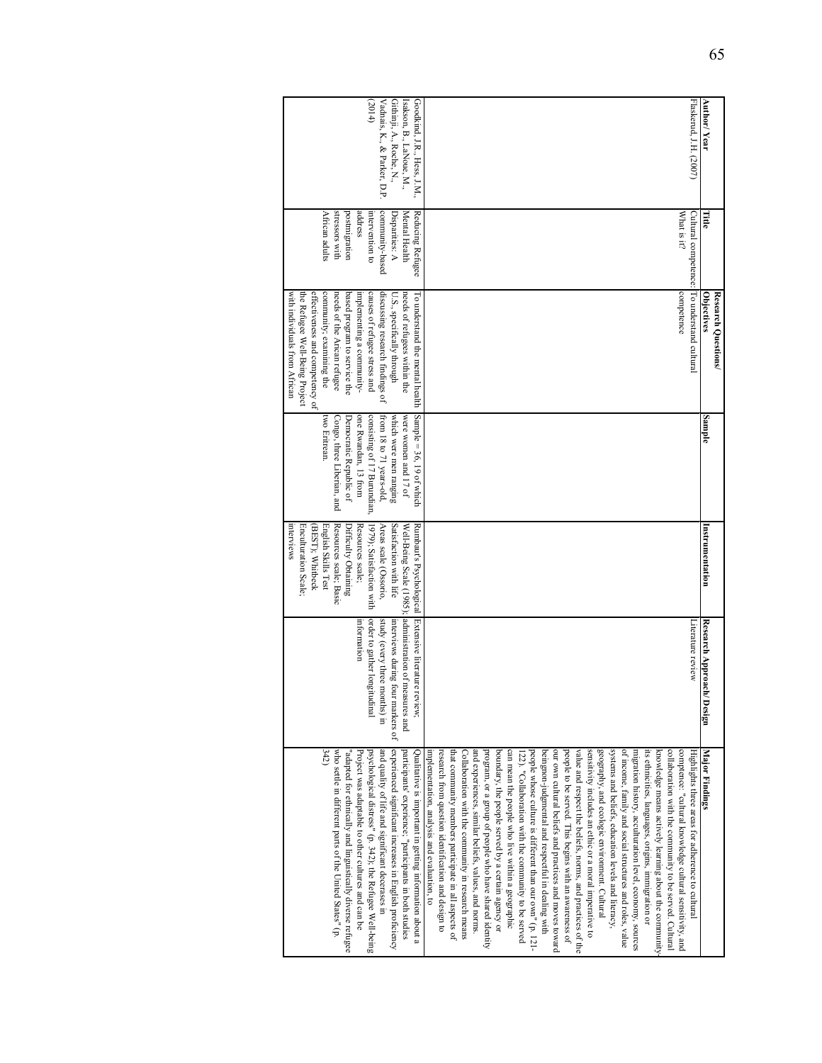| Author/ Year | Title | Research Questions/ Objectives | Sample | Instrumentation | Research Approach/ Design | Major Findings |
|---|---|---|---|---|---|---|
| Flaskerud, J.H. (2007) | Cultural competence: What is it? | To understand cultural competence | | | Literature review | Highlights three areas for adherence to cultural competence: "cultural knowledge cultural sensitivity, and collaboration with the community to be served. Cultural knowledge means actively learning about the community- its ethnicities, languages, origins, immigration or migration history, acculturation level, economy, sources of income, family and social structures and roles, value systems and beliefs, education levels and literacy, geography, and ecologic environment. Cultural sensitivity includes an ethic or a moral imperative to value and respect the beliefs, norms, and practices of the people to be served. This begins with an awareness of our own cultural beliefs and practices and moves toward beingnon-judgmental and respectful in dealing with people whose culture is different than our own" (p. 121-122). "Collaboration with the community to be served can mean the people who live within a geographic boundary, the people served by a certain agency or program, or a group of people who have shared identity and experiences, similar beliefs, values, and norms. Collaboration with the community in research means that community members participate in all aspects of research from question identification and design to implementation, analysis and evaluation, to |
| Goodkind, J.R., Hess, J.M., Isakson, B., LaNoue, M., Githinji, A., Roche, N., Vadnais, K., & Parker, D.P. (2014) | Reducing Refugee Mental Health Disparities: A community-based intervention to address postmigration stressors with African adults | To understand the mental health needs of refugees within the U.S. specifically through discussing research findings of causes of refugee stress and implementing a community-based program to service the needs of the African refugee community; examining the effectiveness and competency of the Refugee Well-Being Project with individuals from African | Sample = 36, 19 of which were women and 17 of which were men ranging from 18 to 71 years-old, consisting of 17 Burundian, one Rwandan, 13 from Democratic Republic of Congo, three Liberian, and two Eritrean. | Rumbaut's Psychological Well-Being Scale (1985); Satisfaction with life Areas scale (Ossorio, 1979); Satisfaction with Resources scale; Difficulty Obtaining Resources scale; Basic English Skills Test (BEST); Whitbeck Enculturation Scale; interviews | Extensive literature review, administration of measures and interviews during four markers of study (every three months) in order to gather longitudinal information | Qualitative is important in getting information about a participants' experience; "participants in both studies experienced significant increases in English proficiency and quality of life and significant decreases in psychological distress" (p. 342); the Refugee Well-being Project was adaptable to other cultures and can be "adapted for ethnically and linguistically diverse refugee who settle in different parts of the United States" (p. 342) |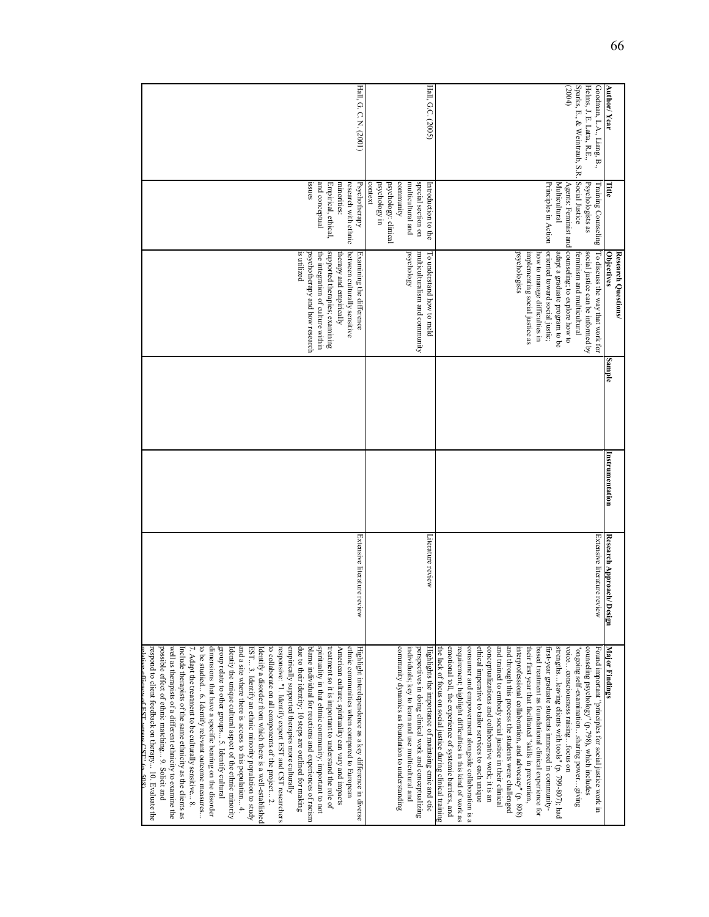| Author/ Year | Title | Research Questions/ Objectives | Sample | Instrumentation | Research Approach/ Design | Major Findings |
|---|---|---|---|---|---|---|
| Goodman, L.A., Liang, B., Helms, J. E., Latta, R.E., Sparks, E., & Weintraub, S.R. (2004) | Training Counseling Psychologists as Social Justice Agents: Feminist and Multicultural Principles in Action | To discuss the way that work for social justice can be informed by feminism and multicultural counseling; to explore how to adapt a graduate program to be oriented toward social justice; how to manage difficulties in implementing social justice as psychologists | | | Extensive literature review | Found important "principles for social justice work in counseling psychology" (p.798), which includes "ongoing self-examination…sharing power…giving voice…consciousness raising…focus on strengths…leaving clients with tools" (p. 799-807); had first-year graduate students immersed in community-based treatment as foundational clinical experience for their first year that facilitated "skills in prevention, interprofessional collaboration, and advocacy" (p. 808) and through this process the students were challenged and trained to embody social justice in their clinical conceptualizations and collaborative work; it is an ethical imperative to tailor services to each unique consumer and empowerment alongside collaboration is a requirement; highlight difficulties in this kind of work as emotional toll, the experience of systemic barriers, and the lack of focus on social justice during clinical training |
| Hall, G.C. (2005) | Introduction to the special section on multicultural and community psychology: clinical psychology in context | To understand how to meld multiculturalism and community psychology | | | Literature review | Highlights the importance of maintaining emic and etic perspectives in doing clinical work and conceptualizing individuals; key to learn and use multicultural and community dynamics as foundation to understanding |
| Hall, G. C. N. (2001) | Psychotherapy research with ethnic minorities: Empirical, ethical, and conceptual issues | Examining the difference between culturally sensitive therapy and empirically supported therapies; examining the integration of culture within psychotherapy and how research is utilized | | | Extensive literature review | Highlight interdependence as a key difference in diverse ethnic communities when compared to European American culture; spirituality can vary and impacts treatment so it is important to understand the role of spirituality in that ethnic community; important to not blame individual for reactions and experiences of racism due to their identity; 10 steps are outlined for making empirically supported therapies more culturally responsive: "1. Identify expert EST and CST researchers to collaborate on all components of the project… 2. Identify a disorder from which there is a well-established EST… 3. Identify an ethnic minority population to study and a site where there is access to this population… 4. Identify the unique cultural aspect of the ethnic minority group relate to other groups… 5. Identify cultural dimensions that have a specific bearing on the disorder to be studied… 6. Identify relevant outcome measures… 7. Adapt the treatment to be culturally sensitive… 8. Include therapists of the same ethnicity as the clients as well as therapists of a different ethnicity to examine the possible effect of ethnic matching… 9. Solicit and respond to client feedback on therapy… 10. Evaluate the relative efficacy of EST versus CST" (p. 508) |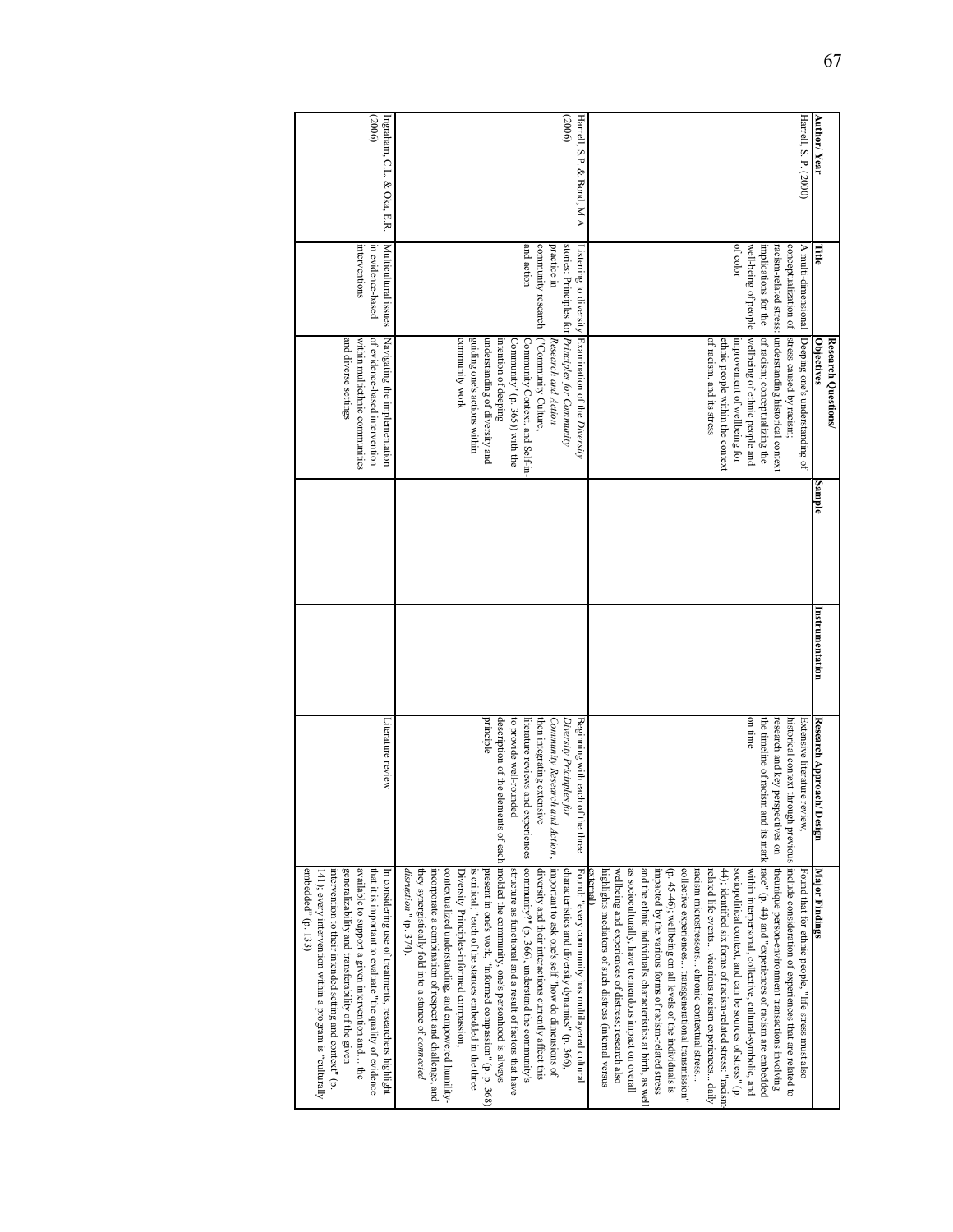| Author/ Year | Title | Research Questions/ Objectives | Sample | Instrumentation | Research Approach/ Design | Major Findings |
|---|---|---|---|---|---|---|
| Harrell, S.P. (2000) | A multi-dimensional conceptualization of racism-related stress: implications for the well-being of people of color | Deeping one's understanding of stress caused by racism; understanding historical context of racism; conceptualizing the wellbeing of ethnic people and improvement of wellbeing for ethnic people within the context of racism, and its stress | | | Extensive literature review, historical context through previous research and key perspectives on the timeline of racism and its mark on time | Found that for ethnic people, "life stress must also include consideration of experiences that are related to theunique person-environment transactions involving race" (p. 44) and "experiences of racism are embedded within interpersonal, collective, cultural-symbolic, and sociopolitical context, and can be sources of stress" (p. 44); identified six forms of racism-related stress: "racism related life events… vicarious racism experiences… daily racism microstressors… chronic-contextual stress… collective experiences… transgenerational transmission" (p. 45-46); wellbeing on all levels of the individuals is impacted by the various forms of racism-related stress and the ethnic individual's characteristics at birth, as well as socioculturally, have tremendous impact on overall wellbeing and experiences of distress; research also highlights mediators of such distress (internal versus external) |
| Harrell, S.P. & Bond, M.A. (2006) | Listening to diversity stories: Principles for practice in community research and action | Examination of the *Diversity Principles for Community Research and Action* ("Community Culture, Community Context, and Self-in-Community" (p. 365)) with the intention of deeping understanding of diversity and guiding one's actions within community work | | | Beginning with each of the three *Diversity Principles for Community Research and Action*, then integrating extensive literature reviews and experiences to provide well-rounded description of the elements of each principle | Found: "every community has multilayered cultural characteristics and diversity dynamics" (p. 366), important to ask one's self "how do dimensions of diversity and their interactions currently affect this community?" (p. 366), understand the community's structure as functional and a result of factors that have molded the community, one's personhood is always present in one's work, "informed compassion" (p. 368) is critical; "each of the stances embedded in the three Diversity Principles-informed compassion, contextualized understanding, and empowered humility-incorporate a combination of respect and challenge, and they synergistically fold into a stance of *connected disruption*" (p. 374). |
| Ingraham, C.L. & Oka, E.R. (2006) | Multicultural issues in evidence-based interventions | Navigating the implementation of evidence-based intervention within multiethnic communities and diverse settings | | | Literature review | In considering use of treatments, researchers highlight that it is important to evaluate "the quality of evidence available to support a given intervention and… the generalizability and transferability of the given intervention to their intended setting and context" (p. 141); every intervention within a program is "culturally embedded" (p. 133) |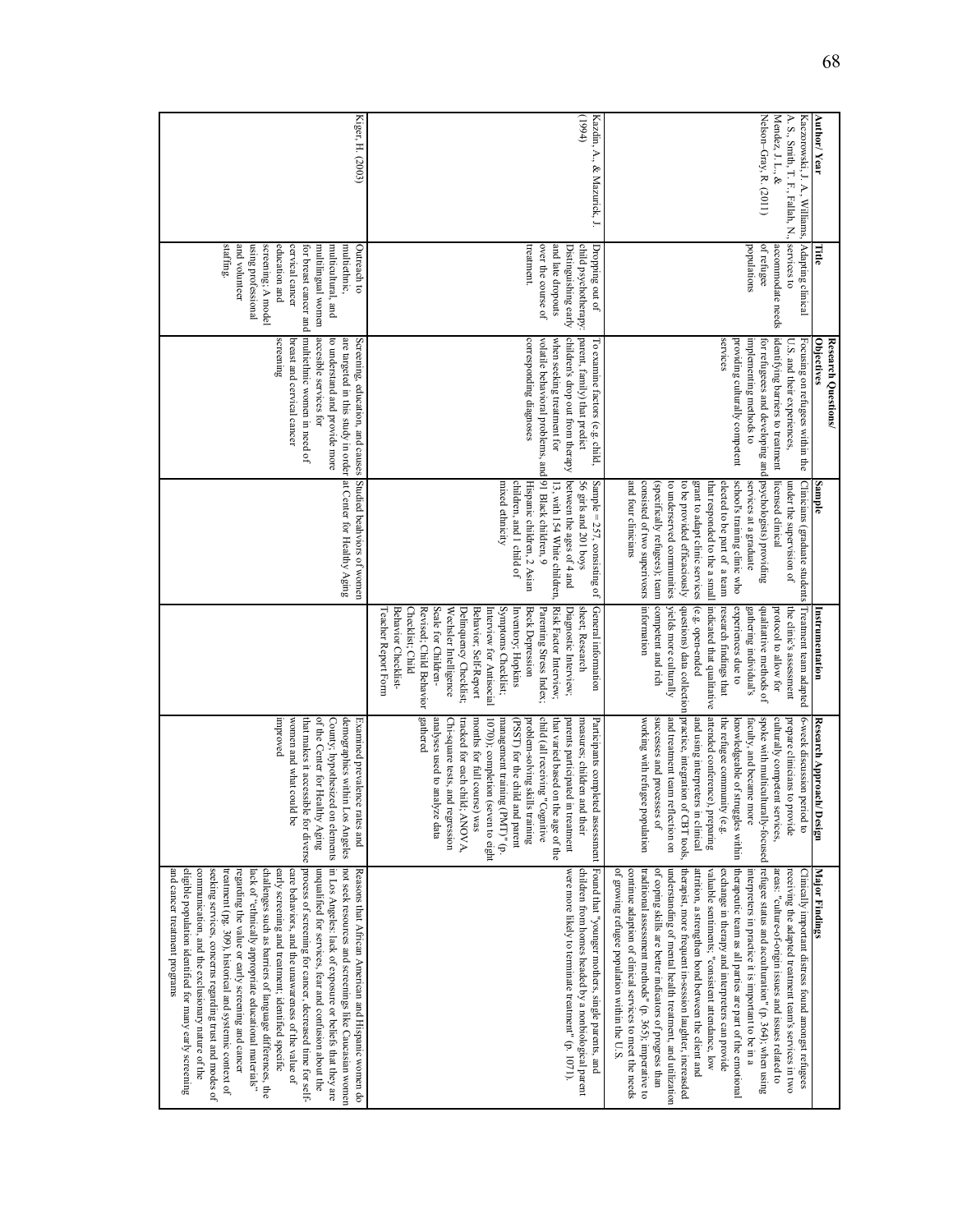| Author/ Year | Title | Research Questions/ Objectives | Sample | Instrumentation | Research Approach/ Design | Major Findings |
|---|---|---|---|---|---|---|
| Kaczorowski, J. A., Williams, A. S., Smith, T. F., Fallah, N., Mendez, J. L., & Nelson–Gray, R. (2011) | Adapting clinical services to accommodate needs of refugee populations | Focusing on refugees within the U.S. and their experiences, identifying barriers to treatment for refugees and developing and implementing methods to providing culturally competent services | Clinicians (graduate students under the supervision of licensed clinical psychologists) providing services at a graduate school's training clinic who elected to be part of a team that responded to the a small grant to adapt clinic services to be provided efficaciously to underserved communities (specifically refugees); team consisted of two supervisors and four clinicians | Treatment team adapted the clinic's assessment protocol to allow for qualitative methods of gathering individual's experiences due to research findings that indicated that qualitative (e.g. open-ended questions) data collection yields more culturally competent and rich information | 6-week discussion period to prepare clinicians to provide culturally competent services, spoke with multiculturally-focused faculty, and became more knowledgeable of struggles within the refugee community (e.g. attended conference), preparing and using interpreters in clinical practice, integration of CBT tools, and treatment team reflection on successes and processes of working with refugee population | Clinically important distress found amongst refugees receiving the adapted treatment team's services in two areas: "culture-of-origin issues and issues related to refugee status and acculturation" (p. 364); when using interpreters in practice it is important to be in a therapeutic team as all parties are part of the emotional exchange in therapy and interpreters can provide valuable sentiments; "consistent attendance, low attrition, a strengthen bond between the client and therapist, more frequent in-session laughter, increased understanding of mental health treatment, and utilization of coping skills are better indicators of progress than traditional assessment methods" (p. 365); imperative to continue adaption of clinical services to meet the needs of growing refugee population within the U.S. |
| Kazdin, A., & Mazurick, J. (1994) | Dropping out of child psychotherapy: Distinguishing early and late dropouts over the course of treatment. | To examine factors (e.g. child, parent, family) that predict children's drop out from therapy when seeking treatment for volatile behavioral problems, and corresponding diagnoses | Sample = 257, consisting of 56 girls and 201 boys between the ages of 4 and 13, with 154 White children, 91 Black children, 9 Hispanic children, 2 Asian children, and 1 child of mixed ethnicity | General information sheet; Research Diagnostic Interview; Risk Factor Interview; Parenting Stress Index; Beck Depression Inventory; Hopkins Symptoms Checklist; Interview for Antisocial Behavior; Self-Report Delinquency Checklist; Wechsler Intelligence Scale for Children-Revised; Child Behavior Checklist; Child Behavior Checklist-Teacher Report Form | Participants completed assessment measures, children and their parents participated in treatment that varied based on the age of the child (all receiving "Cognitive problem-solving skills training (PSST) for the child and parent management training (PMT)" (p. 1070); completion (seven to eight months for full course) was tracked for each child; ANOVA, Chi-square tests, and regression analyses used to analyze data gathered | Found that "younger mothers, single parents, and children from homes headed by a nonbiological parent were more likely to terminate treatment" (p. 1071). |
| Kiger, H. (2003) | Outreach to multiethnic, multicultural, and multilingual women for breast cancer and cervical cancer education and screening: A model using professional and volunteer staffing. | Screening, education, and causes are targeted in this study in order to understand and provide more accessible services for multiethnic women in need of breast and cervical cancer screening | Studied healthy behaviors of women at Center for Healthy Aging | | Examined prevalence rates and demographics within Los Angeles County; hypothesized on elements of the Center for Healthy Aging that makes it accessible for diverse women and what could be improved | Reasons that African American and Hispanic women do not seek resources and screenings like Caucasian women in Los Angeles: lack of exposure or beliefs that they are unqualified for services, fear and confusion about the process of screening for cancer, decreased time for self-care behaviors, and the unawareness of the value of early screening and treatment; identified specific challenges such as barriers of language differences, the lack of "ethnically appropriate educational materials" regarding the value of early screening and cancer treatment (pg. 309), historical and systemic context of seeking services, concerns regarding trust and modes of communication, and the exclusionary nature of the eligible population identified for many early screening and cancer treatment programs |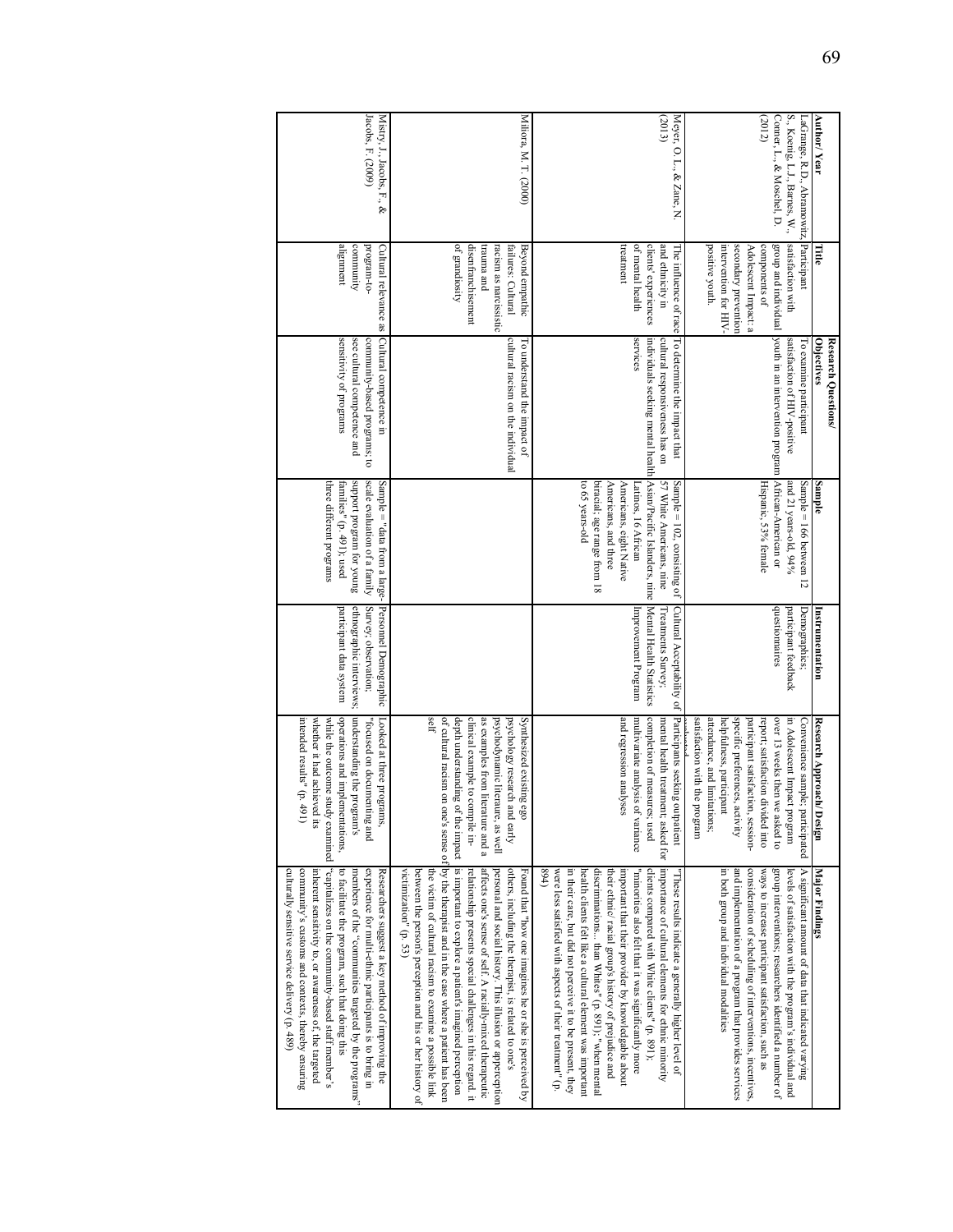| Author/ Year | Title | Research Questions/ Objectives | Sample | Instrumentation | Research Approach/ Design | Major Findings |
|---|---|---|---|---|---|---|
| LaGrange, R.D., Abramowitz, S., Koenig, L.J., Barnes, W., Conner, L., & Moschel, D. (2012) | Participant satisfaction with group and individual components of Adolescent Impact: a secondary prevention intervention for HIV-positive youth. | To examine participant satisfaction of HIV-positive youth in an intervention program | Sample = 166 between 12 and 21 years-old, 94% African-American or Hispanic, 53% female | Demographics; participant feedback questionnaires | Convenience sample; participated in Adolescent Impact program over 13 weeks then we asked to report; satisfaction divided into participant satisfaction, session-specific preferences, activity helpfulness, participant attendance, and limitations; satisfaction with the program | A significant amount of data that indicated varying levels of satisfaction with the program's individual and group interventions; researchers identified a number of ways to increase participant satisfaction, such as consideration of scheduling of interventions, incentives, and implementation of a program that provides services in both group and individual modalities |
| Meyer, O.L., & Zane, N. (2013) | The influence of race and ethnicity in clients' experiences of mental health treatment | To determine the impact that cultural responsiveness has on individuals seeking mental health services | Sample = 102, consisting of 57 White Americans, nine Asian/Pacific Islanders, nine Latinos, 16 African Americans, eight Native Americans, and three biracial; age range from 18 to 65 years-old | Cultural Acceptability of Treatments Survey; Mental Health Statistics Improvement Program | Participants seeking outpatient mental health treatment; asked for completion of measures; used multivariate analysis of variance and regression analyses | "These results indicate a generally higher level of importance of cultural elements for ethnic minority clients compared with White clients" (p. 891); "minorities also felt that it was significantly more important that their provider by knowledgeable about their ethnic/ racial group's history of prejudice and discrimination... than Whites" (p. 891); "when mental health clients felt like a cultural element was important in their care, but did not perceive it to be present, they were less satisfied with aspects of their treatment" (p. 894) |
| Milora, M.T. (2000) | Beyond empathic failures: Cultural racism as narcissistic trauma and disenfranchisement of grandiosity | To understand the impact of cultural racism on the individual | | | Synthesized existing ego psychology research and early psychodynamic literature, as well as examples from literature and a clinical example to compile in-depth understanding of the impact of cultural racism on one's sense of self | Found that "how one imagines he or she is perceived by others, including the therapist, is related to one's personal and social history. This illusion or apperception affects one's sense of self. A racially-mixed therapeutic relationship presents special challenges in this regard; it is important to explore a patient's imagined perception by the therapist and in the case where a patient has been the victim of cultural racism to examine a possible link between the person's perception and his or her history of victimization" (p. 53) |
| Mistry, J., Jacobs, F., & Jacobs, F. (2009) | Cultural relevance as program-to-community alignment | Cultural competence in community-based programs; to see cultural competence and sensitivity of programs | Sample = "data from a large-scale evaluation of a family support program for young families" (p. 491); used three different programs | Personnel Demographic Survey; observation; ethnographic interviews; participant data system | Looked at three programs, "focused on documenting and understanding the program's operations and implementations, while the outcome study examined whether it had achieved its intended results" (p. 491) | Researchers suggest a key method of improving the experience for multi-ethnic participants is to bring in members of the "communities targeted by the programs" to facilitate the program, such that doing this "capitalizes on the community-based staff member's inherent sensitivity to, or awareness of, the targeted community's customs and contexts, thereby ensuring culturally sensitive service delivery (p. 489) |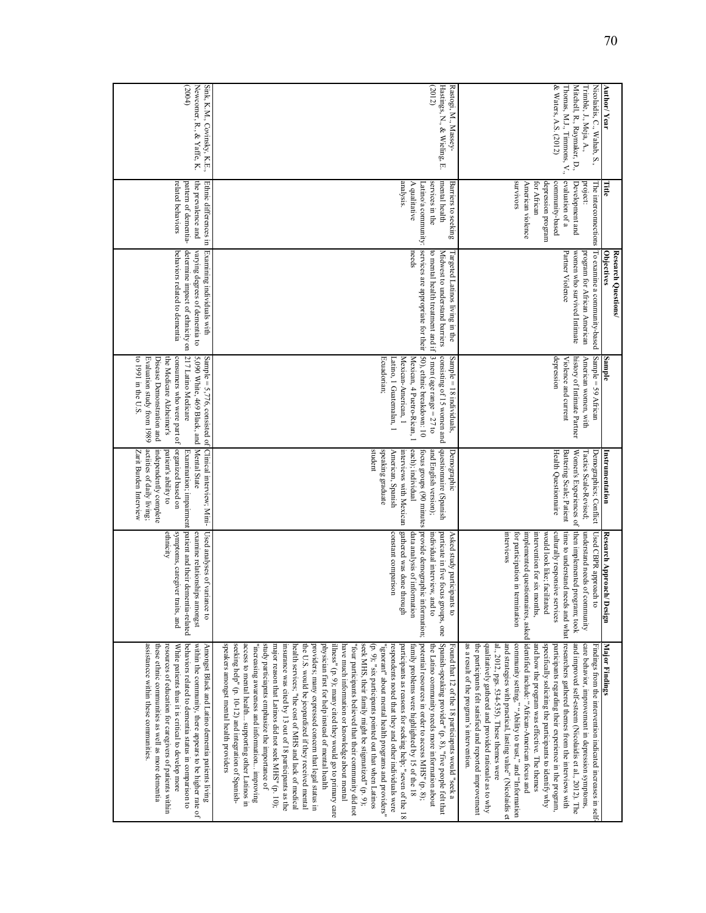| Author/ Year | Title | Research Questions/ Objectives | Sample | Instrumentation | Research Approach/ Design | Major Findings |
|---|---|---|---|---|---|---|
| Nicolaidis, C., Wahab, S., Trimble, J., Mejia, A., Mitchell, R., Raymaker, D., Thomas, M.J., Timmons, V., & Waters, A.S. (2012) | The interconnections project: Development and evaluation of a community-based depression program for African American violence survivors | To examine a community-based program for African American women who survived Intimate Partner Violence | Sample = 59 African American women, with history of Intimate Partner Violence and current depression | Demographics; Conflict Tactics Scale-Revised; Women's Experiences of Battering Scale; Patient Health Questionnaire | Used CBPR approach to understand needs of community then implemented program; took time to understand needs and what culturally responsive services would look like; facilitated intervention for six months, implemented questionnaires, asked for participation in termination interviews | Findings from the intervention indicated increases in self-care behavior, improvement in depression symptoms, and improved self-esteem (Nicolaidis et al., 2012). The researchers gathered themes from the interviews with participants regarding their experience in the program, specifically soliciting the participants to identify why and how the program was effective. The themes identified include: "African-American focus and community setting," "Ability to trust," and "Information and strategies with practical, lasting value" (Nicolaidis et al., 2012, pgs. 534-535). These themes were qualitatively gathered and provided rationale as to why the participants felt satisfied and reported improvement as a result of the program's intervention. |
| Rastogi, M., Massey-Hastings, N., & Wieling, E. (2012) | Barriers to seeking mental health services in the Latino/a community: A qualitative analysis. | Targeted Latinos living in the Midwest to understand barriers to mental health treatment and if services are appropriate for their needs | Sample = 18 individuals, consisting of 15 women and 3 men (age range = 27 to 50), ethnic breakdown: 10 Mexican, 4 Puerto-Rican, 1 Mexican-American, 1 Latino, 1 Guatemalan, 1 Ecuadorian, | Demographic questionnaire (Spanish and English version); focus groups (90 minutes each); individual interviews with Mexican American, Spanish speaking graduate student | Asked study participants to participate in five focus groups, one individual interview, and to provide demographic information; data analysis of information gathered was done through constant comparison | Found that 12 of the 18 participants would "seek a Spanish-speaking provider" (p. 8), "five people felt that the Latino community needs more information about potential resources in order to access MHS" (p. 8); family problems were highlighted by 15 of the 18 participants as reasons for seeking help; "seven of the 18 respondents noted that they and other individuals were "ignorant" about mental health programs and providers" (p. 9); "six participants pointed out that when Latinos seek MHS, their family might be stigmatized" (p. 9); "four participants believed that their community did not have much information or knowledge about mental illness" (p. 9); many cited they would go to primary care physician first for help instead of mental health providers; many expressed concern that legal status in the U.S. would be jeopardized if they received mental health services; "the cost of MHS and lack of medical insurance was cited by 13 out of 18 participants as the major reason that Latinos did not seek MHS" (p. 10); study participants emphasize the importance of "increasing awareness and information… improving access to mental health… supporting other Latinos in seeking help" (p. 10-12) and integration of Spanish-speakers amongst mental health providers |
| Sink, K.M., Covinsky, K.E., Newcomer, R., & Yaffe, K. (2004) | Ethnic differences in the prevalence and pattern of dementia-related behaviors | Examining individuals with varying degrees of dementia to determine impact of ethnicity on behaviors related to dementia | Sample = 5,776, consisted of 5,090 White, 469 Black, and 217 Latino Medicare consumers who were part of the Medicare Alzheimer's Disease Demonstration and Evaluation study from 1989 to 1991 in the U.S. | Clinical interview; Mini-Mental State Examination; impairment organized based on patient's ability to independently complete activities of daily living; Zarit Burden Interview | Used analyses of variance to examine relationships amongst patient and their dementia-related symptoms, caregiver traits, and ethnicity | Amongst Black and Latino dementia patients living within the community, there appears to be higher rate of behaviors related to dementia status in comparison to White patients thus it is critical to develop more resources of education for caregivers of patients within these ethnic communities as well as more dementia assistance within these communities. |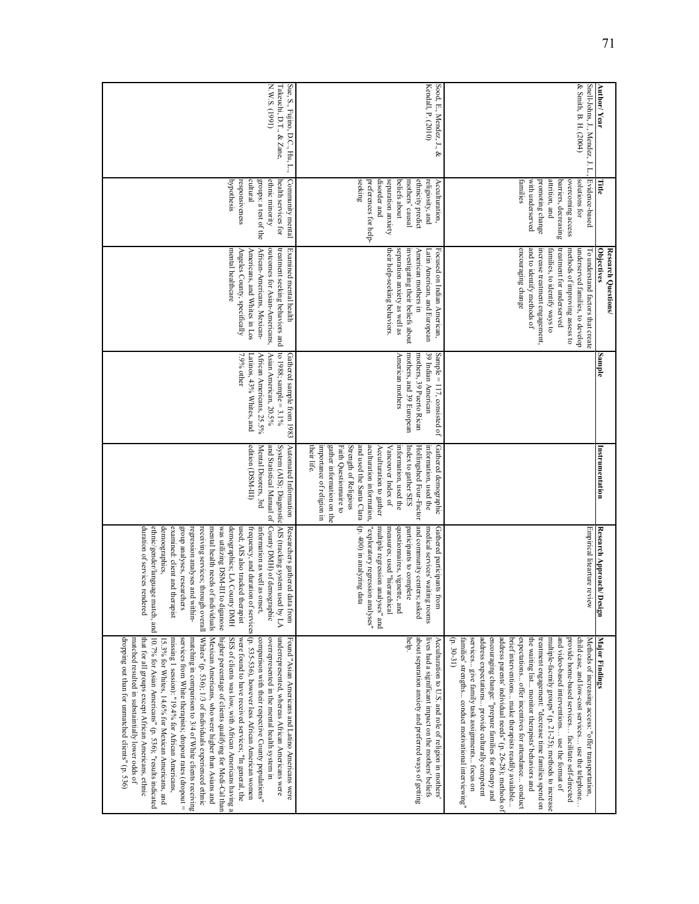| Author/ Year | Title | Research Questions/ Objectives | Sample | Instrumentation | Research Approach/Design | Major Findings |
|---|---|---|---|---|---|---|
| Snell-Johns, J., Mendez, J. L., & Smith, B. H. (2004) | Evidence-based solutions for overcoming access barriers, decreasing attrition, and promoting change with underserved families | To understand factors that create underserved families, to develop methods of improving assess to treatment for underserved families, to identify ways to increase treatment engagement, and to identify methods of encouraging change | | | Empirical literature review | Methods of increasing access: "offer transportation, child case, and low-cost services… use the telephone… provide home-based services… facilitate self-directed and video-based interventions… use the format of multiple-family groups" (p. 21-25); methods to increase treatment engagement: "decrease time families spend on the waiting list… monitor therapists' behaviors and expectations… offer incentives for attendance… conduct brief interventions… make therapists readily available… address parents' individual needs" (p. 26-28); methods of encouraging change: "prepare families for theapy and address expectations… provide culturally competent services… give family task assignments… focus on families' strengths… conduct motivational interviewing" (p. 30-31) |
| Sood, E., Mendez, J., & Kendall, P. (2010) | Acculturation, religiosity, and ethnicity predict mothers' causal beliefs about separation anxiety disorder and preferences for help-seeking | Focused on Indian American, Latin American, and European American mothers in investigating their beliefs about separation anxiety as well as their help-seeking behaviors. | Sample = 117, consisted of 39 Indian American mothers, 39 Puerto Rican mothers, and 39 European American mothers | Gathered demographic information, used the Hollingshed Four-Factor Index to gather SES information, used the Vancouver Index of Acculturation to gather acculturation information, and used the Santa Clara Strength of Religious Faith Questionnaire to gather information on the importance of religion in their life. | Gathered participants from medical services' waiting rooms and community centers, asked participants to complete questionnaires, vignette, and measures; used "hierarchical multiple regression analyses" and "exploratory regression analyses" (p. 400) in analyzing data | Acculturation to U.S. and role of religion in mothers' lives had a significant impact on the mothers' beliefs about separation anxiety and preferred ways of getting help. |
| Sue, S., Fujino, D.C., Hu, L., Takeuchi, D.T., & Zane, N.W.S. (1991) | Community mental health services for ethnic minority groups: a test of the cultural responsiveness hypothesis | Examined mental health treatment seeking behaviors and outcomes for Asian-Americans, African-Americans, Mexican-Americans, and Whites in Los Angeles County, specifically mental healthcare | Gathered sample from 1983 to 1988; sample = 3.1% Asian American, 20.5% African Americans, 25.5% Latinos, 43% Whites, and 7.9% other | Automated Information System (AIS); Diagnostic and Statistical Manual of Mental Disorders, 3rd edition (DSM-III) | Researchers gathered data from AIS (tracking system used by LA County DMH) of demographic information as well as onset, frequency, and duration of services used; AIS also tracked therapist demographics; LA County DMH was utilizing DSM-III to diagnose mental health needs of individuals receiving services; through overall regression analyses and within-group analyses, researchers examined client and therapist demographics, ethnic/gender/language match, and duration of services rendered | Found "Asian Americans and Latino Americans were underrepresented, whereas African Americans were overrepresented in the mental health system in comparison with their respective County populations" (p. 535-536), however less African American women were found to have received services. "In general, the SES of clients was low, with African Americans having a higher percentage of clients qualifying for Medi-Cal than Mexican Americans, who were higher than Asians and Whites" (p. 536); 1/3 of individuals experienced ethnic matching in comparison to 3/4 of White clients receiving services from White therapists; dropout rates (dropout = missing 1 session): "19.4% for African Americans, 15.3% for Whites, 14.6% for Mexican Americans, and 10.7% for Asian Americans" (p. 536); "results indicated that for all groups except African Americans, ethnic matched resulted in substantially lower odds of dropping out than for unmatched clients" (p. 536) |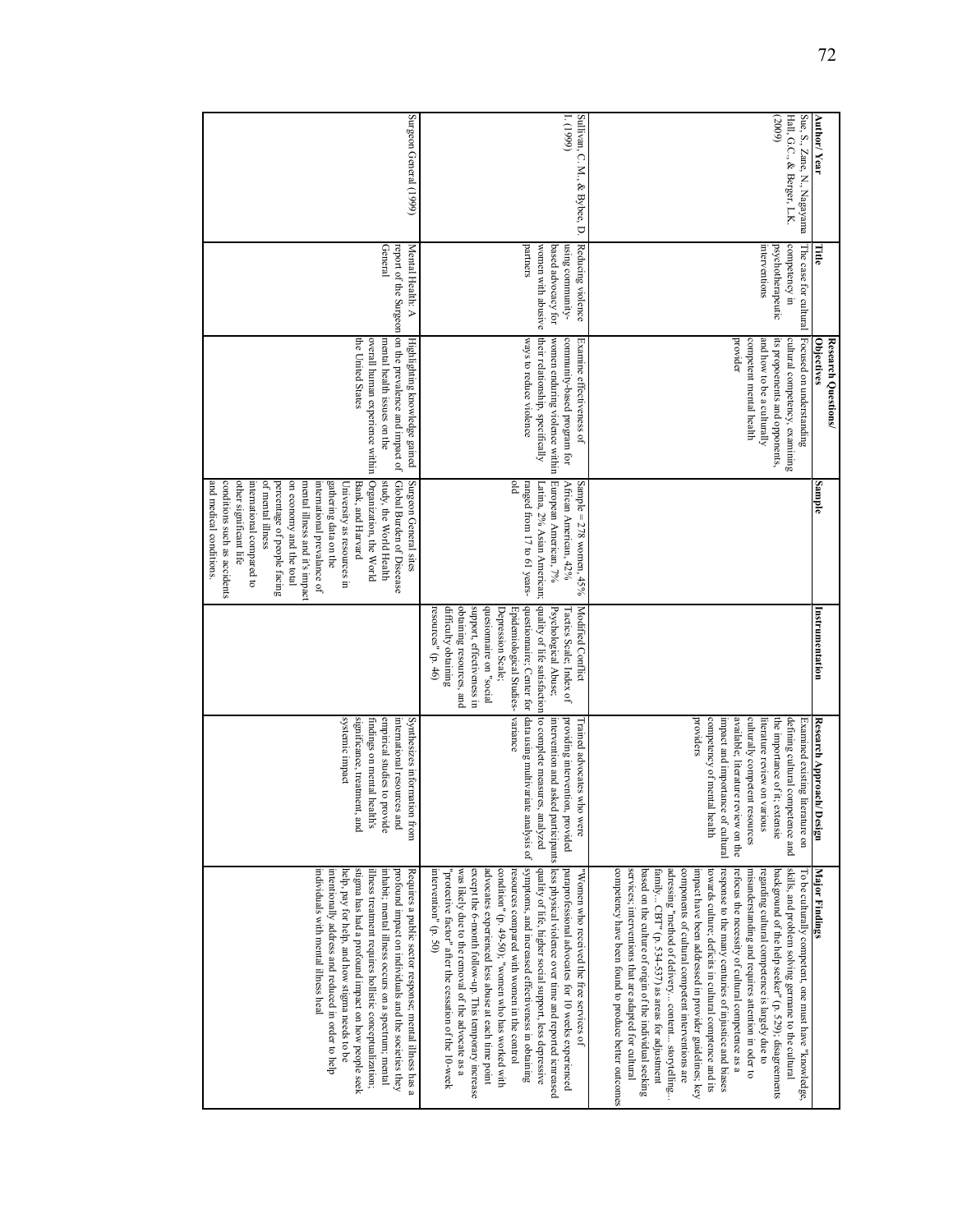| Author/ Year | Title | Research Questions/ Objectives | Sample | Instrumentation | Research Approach/ Design | Major Findings |
|---|---|---|---|---|---|---|
| Sue, S., Zane, N., Nagayama Hall, G.C., & Berger, L.K. (2009) | The case for cultural competency in psychotherapeutic interventions | Focused on understanding cultural competency, examining its proponents and opponents, and how to be a culturally competent mental health provider | | | Examined existing literature on defining cultural competence and the importance of it; extensive literature review on various culturally competent resources available; literature review on the impact and importance of cultural competency of mental health providers | To be culturally competent, one must have "knowledge, skills, and problem solving germane to the cultural background of the help seeker" (p. 529); disagreements regarding cultural competence is largely due to misunderstanding and requires attention in order to refocus the necessity of cultural competence as a response to the many centuries of injustice and biases towards culture; deficits in cultural competence and its impact have been addressed in provider guidelines; key components of cultural competent interventions are adressing "method of delivery… content… storytelling… family… CBT" (p. 534-537) as areas for adjustment based on the culture of origin of the individual seeking services; interventions that are adapted for cultural competency have been found to produce better outcomes |
| Sullivan, C. M., & Bybee, D. I. (1999) | Reducing violence using community-based advocacy for women with abusive partners | Examine effectiveness of community-based program for women enduring violence within their relationship, specifically ways to reduce violence | Sample = 278 women, 45% African American, 42% European American, 7% Latina, 2% Asian American; ranged from 17 to 61 years-old | Modified Conflict Tactics Scale; Index of Psychological Abuse; quality of life satisfaction questionnaire; Center for Epidemiological Studies-Depression Scale; questionnaire on "social support, effectiveness in obtaining resources, and difficulty obtaining resources" (p. 46) | Trained advocates who were providing intervention, provided intervention over time and asked participants to complete measures, analyzed data using multivariate analysis of variance | "Women who received the free services of paraprofessional advocates for 10 weeks experienced less physical violence over time and reported increased quality of life, higher social support, less depressive symptoms, and increased effectiveness in obtaining resources compared with women in the control condition" (p. 49-50); "women who has worked with advocates experienced less abuse at each time point except the 6-month follow-up. This temporary increase was likely due to the removal of the advocate as a "protective factor" after the cessation of the 10-week intervention" (p. 50) |
| Surgeon General (1999) | Mental Health: A report of the Surgeon General | Highlighting knowledge gained on the prevalence and impact of mental health issues on the overall human experience within the United States | Surgeon General sites Global Burden of Disease study, the World Health Organization, the World Bank, and Harvard University as resources in gathering data on the international prevalance of mental illness and it's impact on economy and the total percentage of people facing of mental illness international compared to other significant life conditions such as accidents and medical conditions. | | Synthesizes information from international resources and empirical studies to provide findings on mental health's significance, treatment, and systemic impact | Requires a public sector response; mental illness has a profound impact on individuals and the societies they inhabit; mental illness occurs on a spectrum; mental illness treatment requires holistic conceptualization; stigma has had a profound impact on how people seek help, pay for help, and how stigma needs to be intentionally address and reduced in order to help individuals with mental illness heal |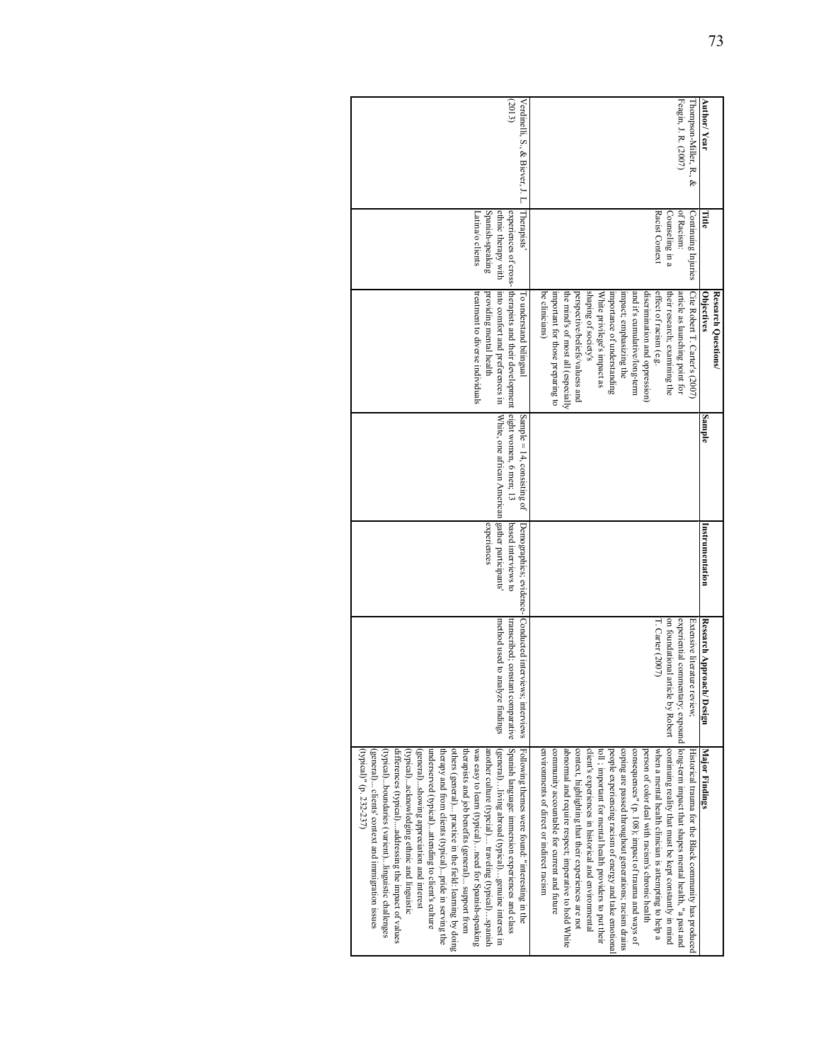| Author/ Year | Title | Research Questions/ Objectives | Sample | Instrumentation | Research Approach/ Design | Major Findings |
|---|---|---|---|---|---|---|
| Thompson-Miller, R., & Feagin, J. R. (2007) | Continuing Injuries of Racism: Counseling in a Racist Context | Cite Robert T. Carter's (2007) article as launching point for their research; examining the effect of racism (e.g. discrimination and oppression) and it's cumulative/long-term impact; emphasizing the importance of understanding White privilege's impact as shaping of society's perspective/beliefs/valuess and the mind's of most all (especially important for those preparing to be clinicians) | | | Extensive literature review, experiential commentary; expound on foundational article by Robert T. Carter (2007) | Historical trauma for the Black community has produced long-term impact that shapes mental health, "a past and continuing reality that must be kept constantly in mind when a mental health clinician is attempting to help a person of color deal with racism's chronic health consequences" (p. 108); impact of trauma and ways of coping are passed throughout generations; racism drains people experiencing racism of energy and take emotional toll ; important for mental health providers to put their client's experiences in historical and environmental context, highlighting that their experiences are not abnormal and require respect; imperative to hold White community accountable for current and future environments of direct or indirect racism |
| Verdinelli, S., & Biever, J. L. (2013) | Therapists' experiences of cross-ethnic therapy with Spanish-speaking Latina/o clients | To understand bilingual therapists and their development into comfort and preferences in providing mental health treatment to diverse individuals | Sample = 14, consisting of eight women, 6 men; 13 White, one african American | Demographics; evidence-based interviews to gather participants' experiences | Conducted interviews; interviews transcribed; constant comparative method used to analyze findings | Following themes were found: "interesting in the Spanish language: immersion experiences and class (general)…living abroad (typical)…genuine interest in another culture (typical)… traveling (typical)…spanish was easy to learn (typical)…need for Spanish-speaking therapists and job benefits (general)… support from others (general)… practice in the field: learning by doing therapy and from clients (typical)…pride in serving the underserved (typical)…attending to client's culture (general)…showing appreciation and interest (typical)…acknowledging ethnic and linguistic differences (typical)….addressing the impact of values (typical)…boundaries (variant)…linguistic challenges (general)… clients' context and immigration issues (typical)" (p. 232-237) |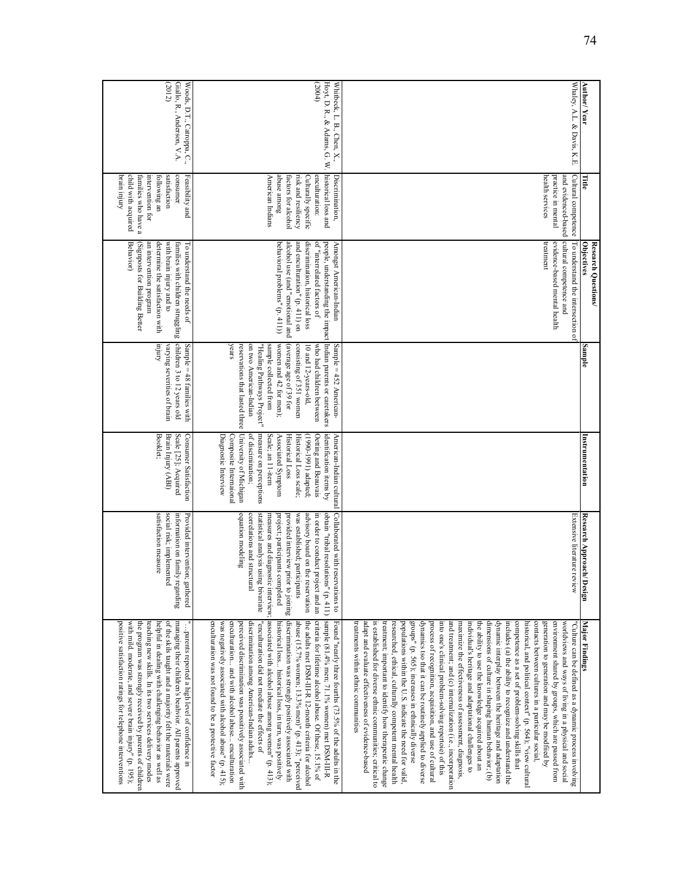| Author/ Year | Title | Research Questions/ Objectives | Sample | Instrumentation | Research Approach/ Design | Major Findings |
|---|---|---|---|---|---|---|
| Whaley, A.L. & Davis, K.E. | Cultural competence and evidenced-based practice in mental health services | To understand the intersection of cultural competence and evidence-based mental health treatment | | | Extensive literature review | "Culture can be defined as a dynamic process involving worldviews and ways of living in a physical and social environment shared by groups, which are passed from generation to generation and may be modified by contacts between cultures in a particular social, historical, and political context" (p. 564); "view cultural competence as a set of problem-solving skills that includes (a) the ability to recognize and understand the dynamic interplay between the heritage and adaptation dimensions of culture in shaping human behavior; (b) the ability to use the knowledge acquired about an individual's heritage and adaptational challenges to maximize the effectiveness of assessment, diagnosis, and treatment; and (c) internalization (i.e., incorporation into one's clinical problem-solving repertoire) of this process of recognition, acquisition, and use of cultural dynamics so that it can be routinely applied to diverse groups" (p. 565); increases in ethnically diverse populations within the U.S. indicate the need for valid, researched, ethical, culturally competent mental health treatment; important to identify how therapeutic change is established for diverse ethnic communities; critical to adapt and evaluate effectiveness of evidence-based treatments within ethnic communities |
| Whitbeck, L.B., Chen, X., Hoyt, D.R., & Adams, G. W. (2004) | Discrimination, historical loss and enculturation: Culturally specific risk and resiliency factors for alcohol abuse among American Indians | Amongst American-Indian people, understanding the impact of "interrelated factors of discrimination, historical loss and enculturation" (p. 411) on alcohol use (and "emotional and behavioral problems" (p. 411)) | Sample = 452 American-Indian parents or caretakers who had children between 10 and 12-years-old, consisting of 351 women (average age of 39 for women and 42 for men); sample collected from "Healing Pathways Project" on two American-Indian reservations that lasted three years | American-Indian cultural identification items by Oetting and Beauvais (1990-1991) adapted; Historical Loss scale; Historical Loss Associated Symptom Scale; an 11-item measure on perceptions of discrimination; University of Michigan Composite International Diagnostic Interview | Collaborated with reservations to obtain "tribal resolutions" (p. 411) in order to conduct project and an advisory board on the reservation was established; participants provided interview prior to joining project; participants completed measures and diagnostic interview; statistical analysis using bivariate correlations and structural equation modeling | Found "nearly three fourths (73.5% of the adults in the sample (81.4% men; 71.1% women) met DSM-III-R criteria for lifetime alcohol abuse. Of these, 15.1% of the adults met DSM-III-R 12-month criteria for alcohol abuse (15.7% women; 13.3% men)" (p. 413); "perceived discrimination was strongly positively associated with historical loss… historical loss, in turn, was positively associated with alcohol abuse among women" (p. 413); "enculturation did not mediate the effects of discrimination among American-Indian adults… perceived discrimination was positively associated with enculturation… and with alcohol abuse… enculturation was negatively associated with alcohol abuse" (p. 415); enculturation was not found to be a protective factor |
| Woods, D.T., Catroppa, C., Giallo, R., Anderson, V.A. (2012) | Feasibility and consumer satisfaction following an intervention for families who have a child with acquired brain injury | To understand the needs of families with children struggling with brain injury and to determine the satisfaction with an intervention program (Signposts for Building Better Behavior) | Sample = 48 families with children 3 to 12 years old varying severities of brain injury | Consumer Satisfaction Scale [25]; Acquired Brain Injury (ABI) Booklet; | Provided intervention; gathered information on family regarding social risk; implemented satisfaction measure | "…parents reported a high level of confidence in managing their children's behavior. All parents approved of the skills taught and a majority felt the materials were helpful in dealing with challenging behavior as well as teaching new skills. In its two services delivery modes the program was strongly received by parents of children with mild, moderate, and severe brain injury" (p. 195); positive satisfaction ratings for telephone interventions |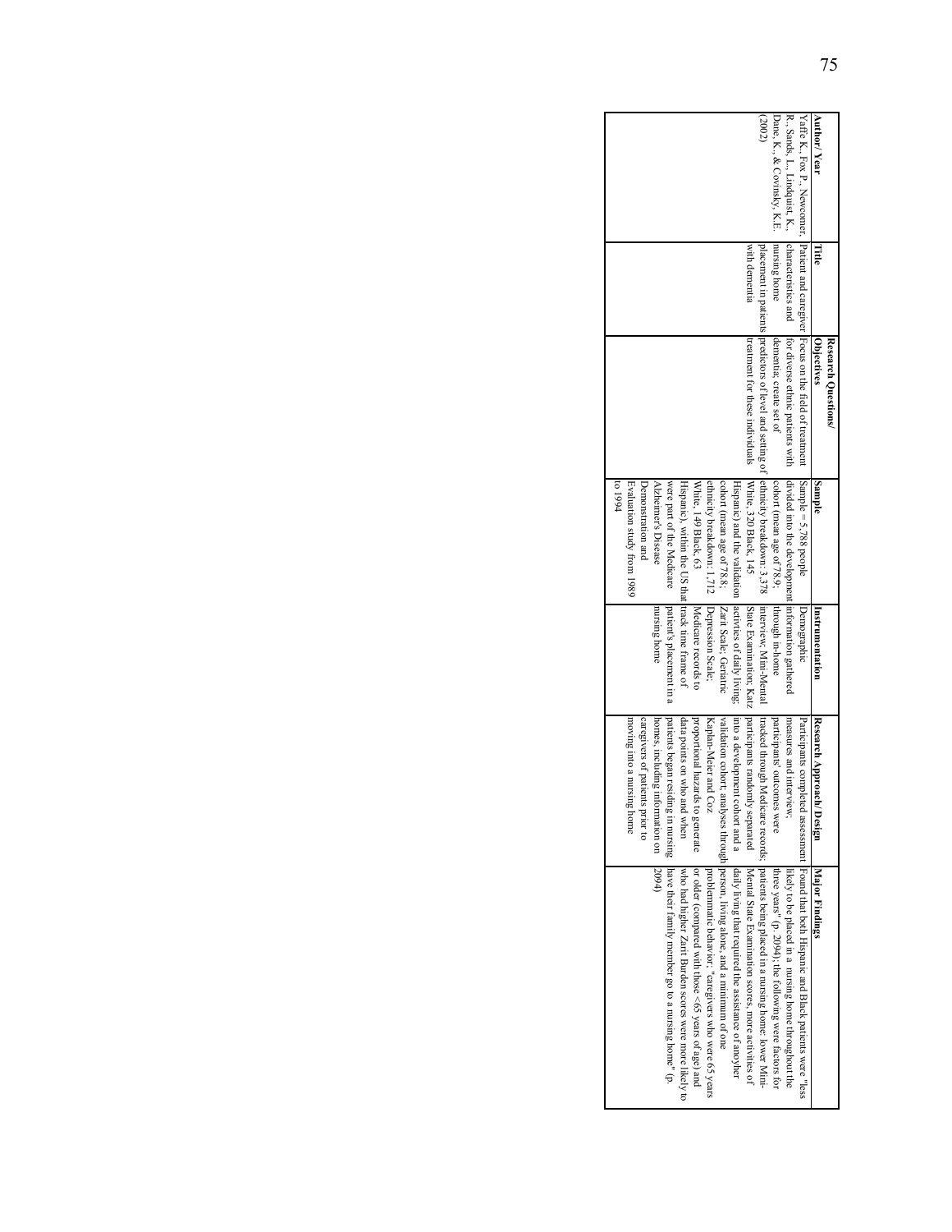| Author/ Year | Title | Research Questions/ Objectives | Sample | Instrumentation | Research Approach/ Design | Major Findings |
|---|---|---|---|---|---|---|
| Yaffe K., Fox P., Newcomer, R., Sands, L., Lindquist, K., Dane, K., & Covinsky, K.E. (2002) | Patient and caregiver characteristics and nursing home placement in patients with dementia | Focus on the field of treatment for diverse ethnic patients with dementia; create set of predictors of level and setting of treatment for these individuals | Sample = 5,788 people divided into the development cohort (mean age of 78.9; ethnicity breakdown: 3,378 White, 320 Black, 145 Hispanic) and the validation cohort (mean age of 78.8; ethnicity breakdown: 1,712 White, 149 Black, 63 Hispanic), within the US that were part of the Medicare Alzheimer's Disease Demonstration and Evaluation study from 1989 to 1994 | Demographic information gathered through in-home interview; Mini-Mental State Examination; Katz activities of daily living; Zarit Scale; Geriatric Depression Scale; Medicare records to track time frame of patient's placement in a nursing home | Participants completed assessment measures and interview; participants' outcomes were tracked through Medicare records; participants randomly separated into a development cohort and a validation cohort; analyses through Kaplan-Meier and Cox proportional hazards to generate data points on who and when patients began residing in nursing homes, including information on caregivers of patients prior to moving into a nursing home | Found that both Hispanic and Black patients were "less likely to be placed in a nursing home throughout the three years" (p. 2094); the following were factors for patients being placed in a nursing home: lower Mini-Mental State Examination scores, more activities of daily living that required the assistance of another person, living alone, and a minimum of one problematic behavior; "caregivers who were 65 years or older (compared with those <65 years of age) and who had higher Zarit Burden scores were more likely to have their family member go to a nursing home" (p. 2094) |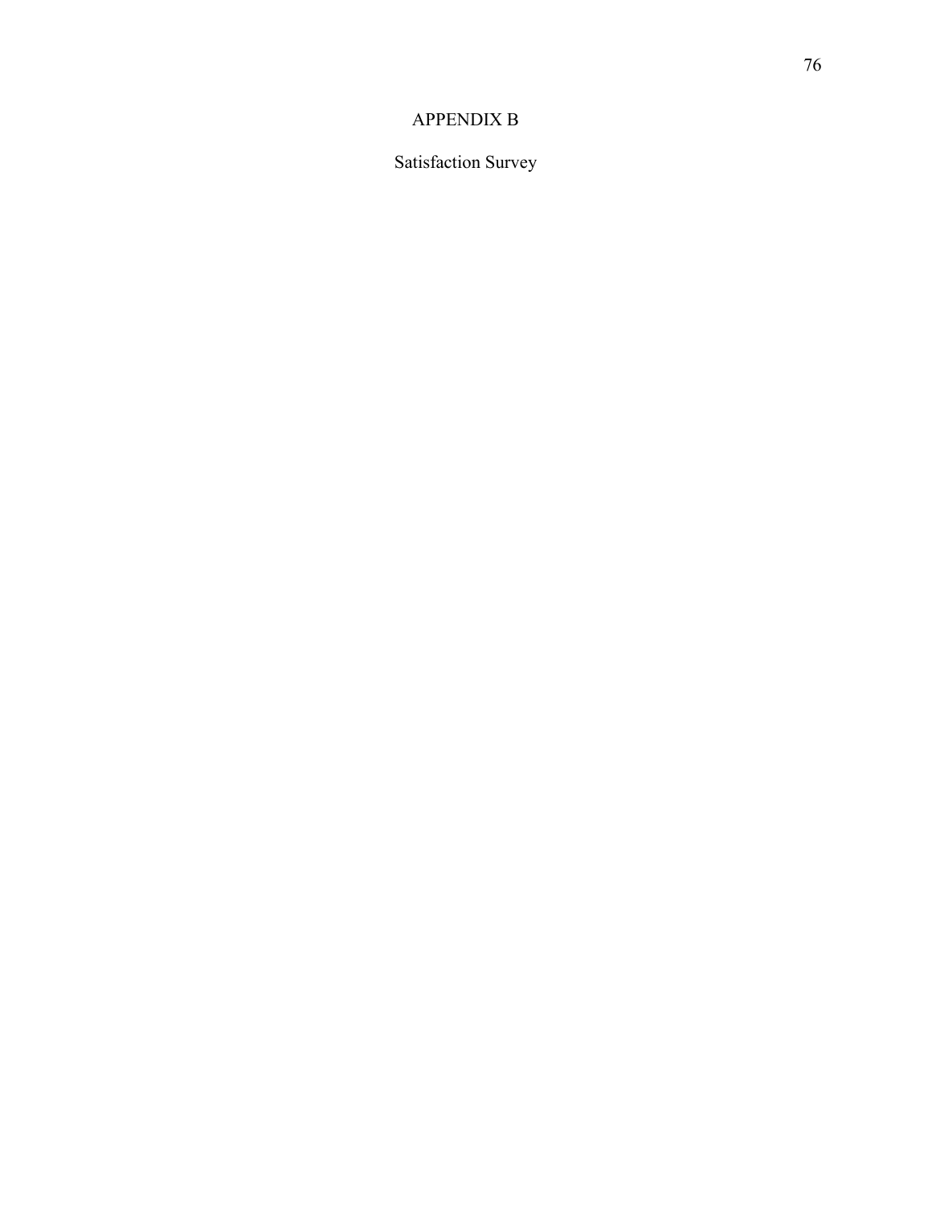# APPENDIX B

## Satisfaction Survey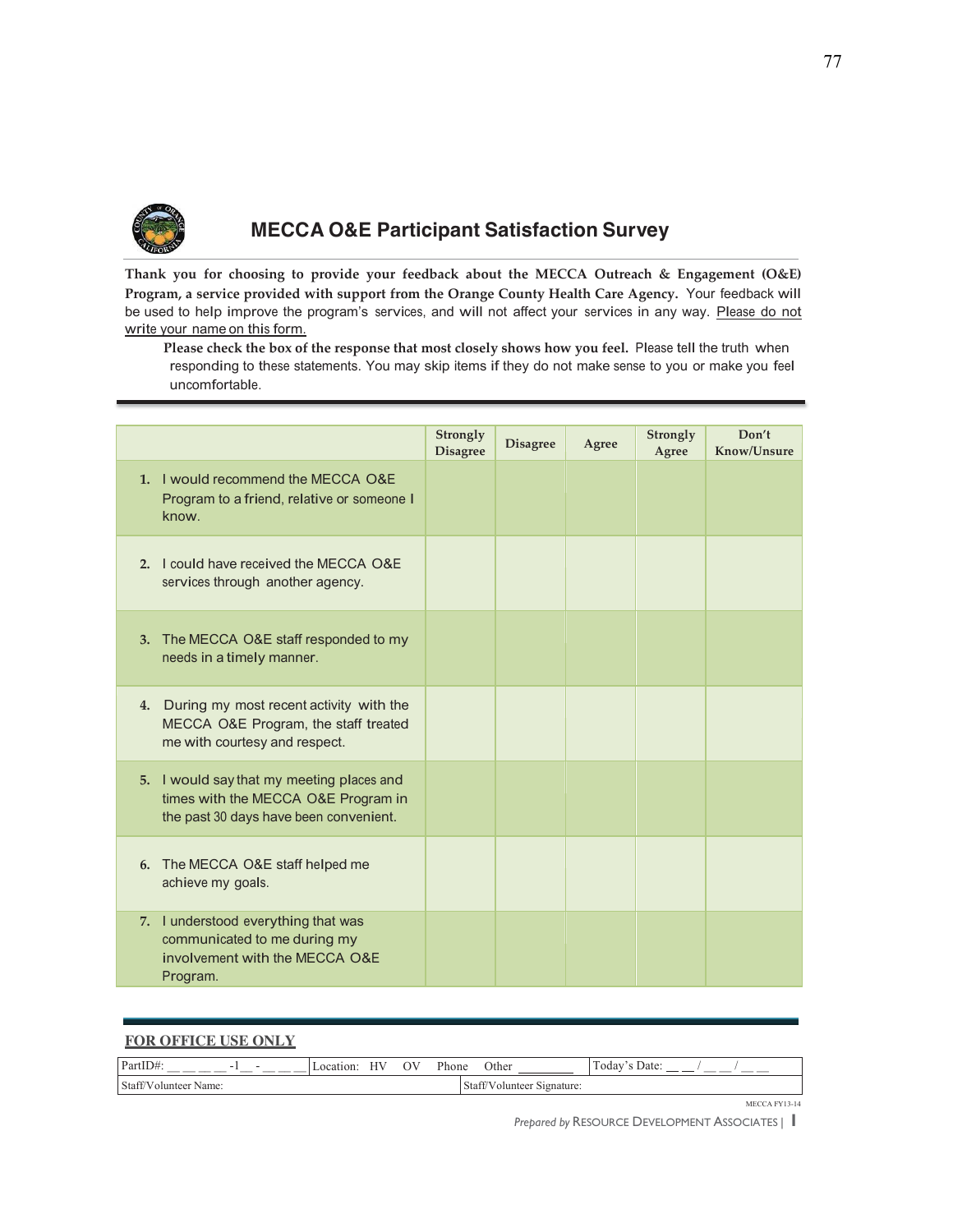# MECCA O&E Participant Satisfaction Survey

**Thank you for choosing to provide your feedback about the MECCA Outreach & Engagement (O&E) Program, a service provided with support from the Orange County Health Care Agency.** Your feedback will be used to help improve the program's services, and will not affect your services in any way. Please do not write your name on this form.

**Please check the box of the response that most closely shows how you feel.** Please tell the truth when responding to these statements. You may skip items if they do not make sense to you or make you feel uncomfortable.

| | Strongly Disagree | Disagree | Agree | Strongly Agree | Don't Know/Unsure |
|---|---|---|---|---|---|
| **1.** I would recommend the MECCA O&E Program to a friend, relative or someone I know. | | | | | |
| **2.** I could have received the MECCA O&E services through another agency. | | | | | |
| **3.** The MECCA O&E staff responded to my needs in a timely manner. | | | | | |
| **4.** During my most recent activity with the MECCA O&E Program, the staff treated me with courtesy and respect. | | | | | |
| **5.** I would say that my meeting places and times with the MECCA O&E Program in the past 30 days have been convenient. | | | | | |
| **6.** The MECCA O&E staff helped me achieve my goals. | | | | | |
| **7.** I understood everything that was communicated to me during my involvement with the MECCA O&E Program. | | | | | |

**FOR OFFICE USE ONLY**

| PartID#: \_\_ \_\_ \_\_ \_\_ -1\_\_ - \_\_ \_\_ \_\_ | Location: HV OV Phone Other \_\_\_\_\_\_\_\_ | Today's Date: \_\_ \_\_ / \_\_ \_\_ / \_\_ \_\_ |
|---|---|---|
| Staff/Volunteer Name: | Staff/Volunteer Signature: | |

MECCA FY13-14

*Prepared by* RESOURCE DEVELOPMENT ASSOCIATES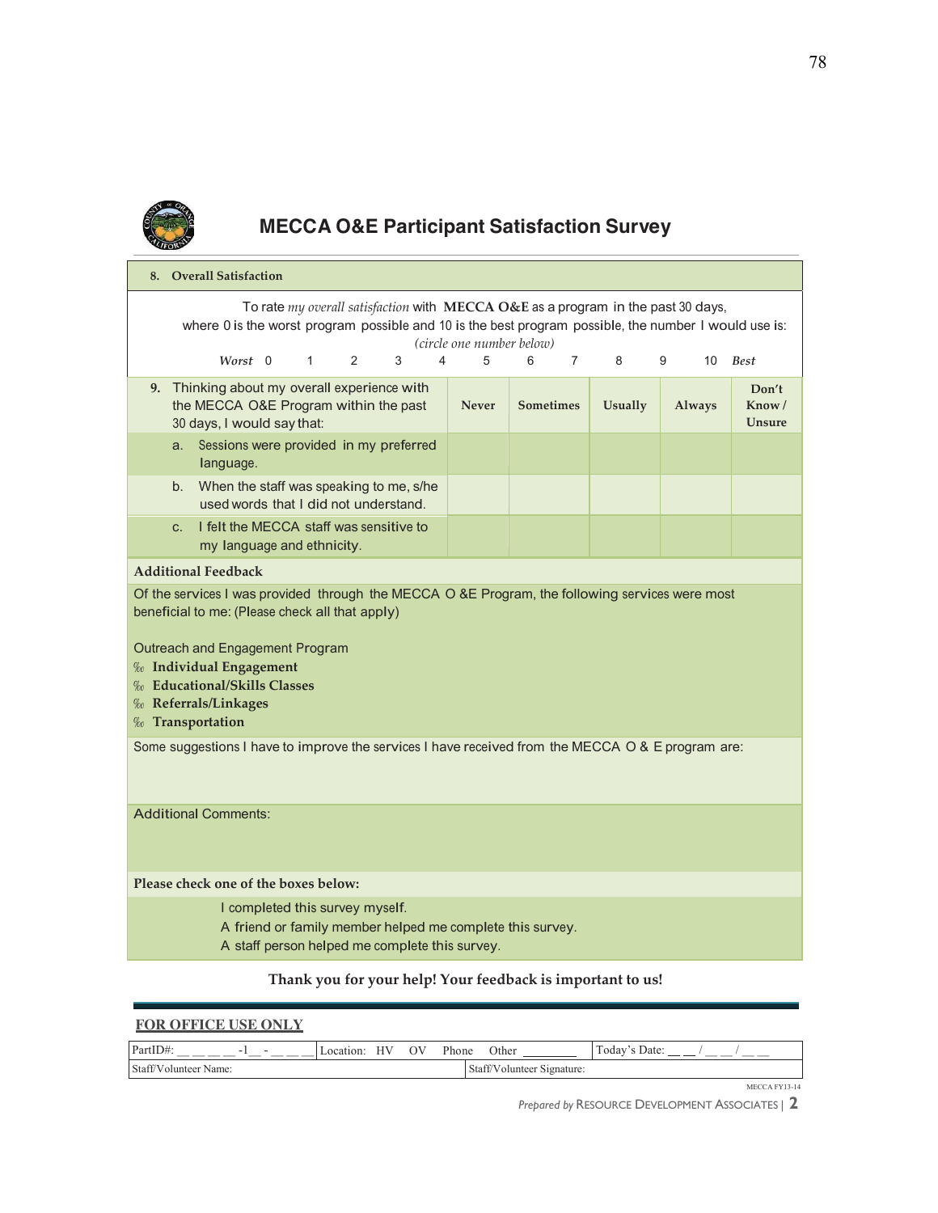# MECCA O&E Participant Satisfaction Survey

**8. Overall Satisfaction**

To rate *my overall satisfaction* with **MECCA O&E** as a program in the past 30 days, where 0 is the worst program possible and 10 is the best program possible, the number I would use is:

*(circle one number below)*

*Worst* 0 1 2 3 4 5 6 7 8 9 10 *Best*

| **9.** Thinking about my overall experience with the MECCA O&E Program within the past 30 days, I would say that: | Never | Sometimes | Usually | Always | Don't Know / Unsure |
|---|---|---|---|---|---|
| a. Sessions were provided in my preferred language. | | | | | |
| b. When the staff was speaking to me, s/he used words that I did not understand. | | | | | |
| c. I felt the MECCA staff was sensitive to my language and ethnicity. | | | | | |

**Additional Feedback**

Of the services I was provided through the MECCA O &E Program, the following services were most beneficial to me: (Please check all that apply)

Outreach and Engagement Program

- **Individual Engagement**
- **Educational/Skills Classes**
- **Referrals/Linkages**
- **Transportation**

Some suggestions I have to improve the services I have received from the MECCA O & E program are:

Additional Comments:

**Please check one of the boxes below:**

I completed this survey myself.
A friend or family member helped me complete this survey.
A staff person helped me complete this survey.

**Thank you for your help! Your feedback is important to us!**

**FOR OFFICE USE ONLY**

| PartID#: __ __ __ __ -1__ - __ __ __ | Location: HV OV Phone Other ________ | Today's Date: __ __ / __ __ / __ __ |
|---|---|---|
| Staff/Volunteer Name: | Staff/Volunteer Signature: | |

MECCA FY13-14

*Prepared by* RESOURCE DEVELOPMENT ASSOCIATES | 2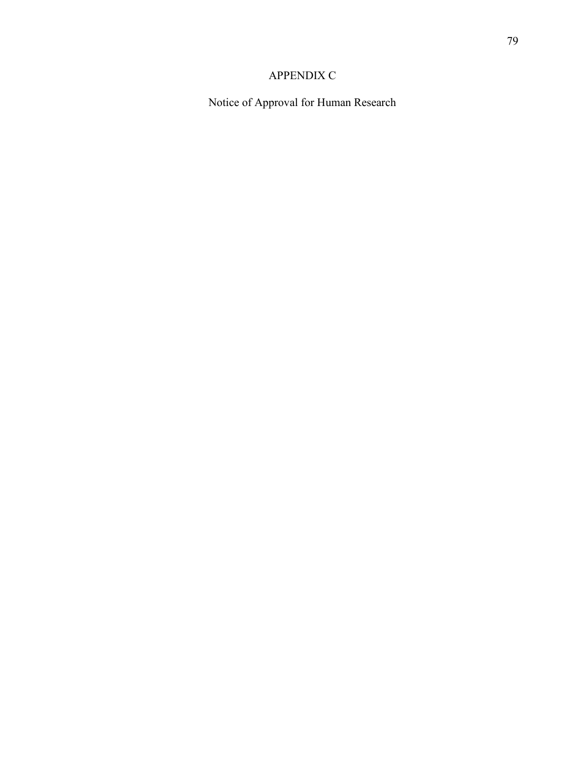# APPENDIX C

## Notice of Approval for Human Research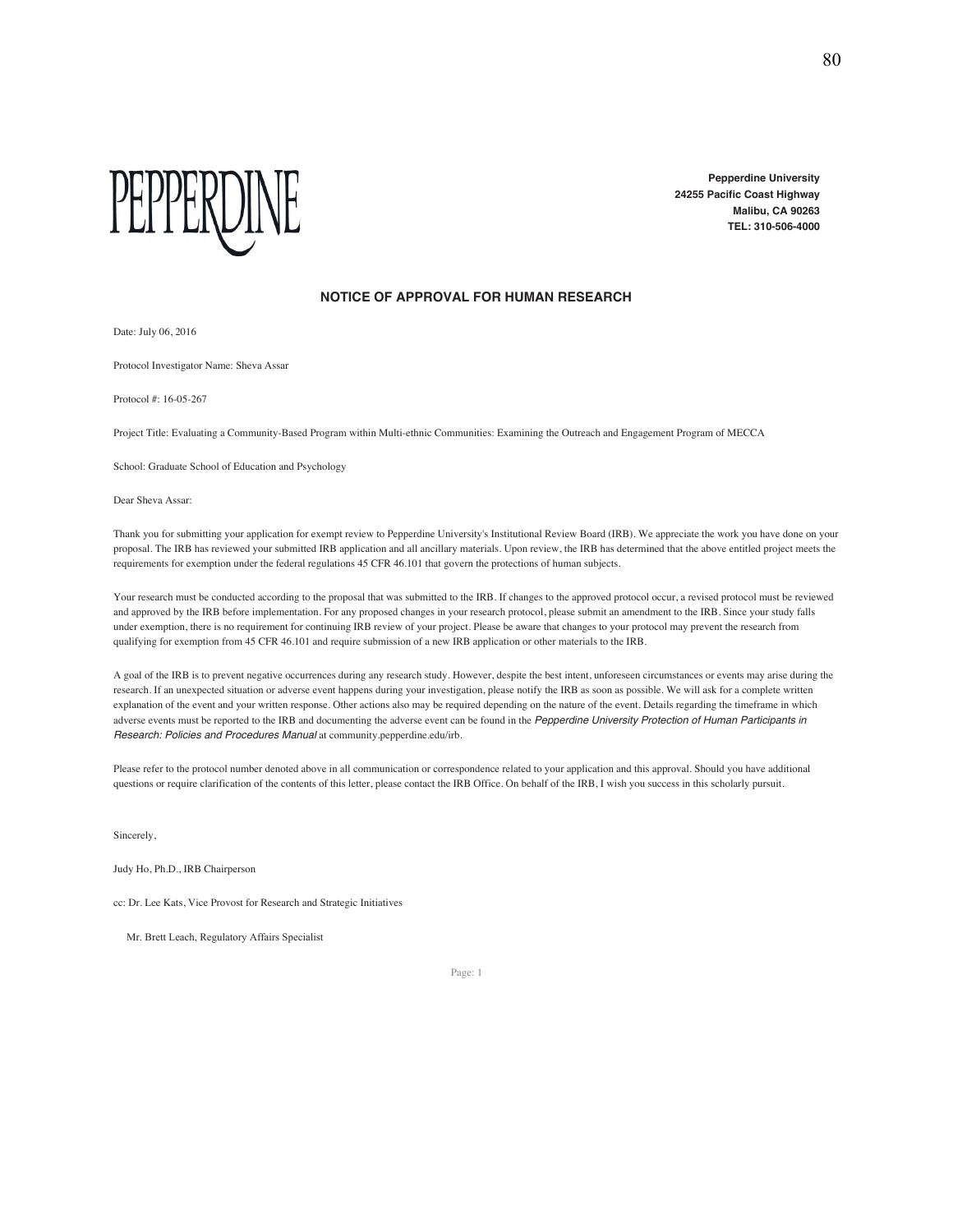PEPPERDINE

**Pepperdine University**
**24255 Pacific Coast Highway**
**Malibu, CA 90263**
**TEL: 310-506-4000**

### NOTICE OF APPROVAL FOR HUMAN RESEARCH

Date: July 06, 2016

Protocol Investigator Name: Sheva Assar

Protocol #: 16-05-267

Project Title: Evaluating a Community-Based Program within Multi-ethnic Communities: Examining the Outreach and Engagement Program of MECCA

School: Graduate School of Education and Psychology

Dear Sheva Assar:

Thank you for submitting your application for exempt review to Pepperdine University's Institutional Review Board (IRB). We appreciate the work you have done on your proposal. The IRB has reviewed your submitted IRB application and all ancillary materials. Upon review, the IRB has determined that the above entitled project meets the requirements for exemption under the federal regulations 45 CFR 46.101 that govern the protections of human subjects.

Your research must be conducted according to the proposal that was submitted to the IRB. If changes to the approved protocol occur, a revised protocol must be reviewed and approved by the IRB before implementation. For any proposed changes in your research protocol, please submit an amendment to the IRB. Since your study falls under exemption, there is no requirement for continuing IRB review of your project. Please be aware that changes to your protocol may prevent the research from qualifying for exemption from 45 CFR 46.101 and require submission of a new IRB application or other materials to the IRB.

A goal of the IRB is to prevent negative occurrences during any research study. However, despite the best intent, unforeseen circumstances or events may arise during the research. If an unexpected situation or adverse event happens during your investigation, please notify the IRB as soon as possible. We will ask for a complete written explanation of the event and your written response. Other actions also may be required depending on the nature of the event. Details regarding the timeframe in which adverse events must be reported to the IRB and documenting the adverse event can be found in the *Pepperdine University Protection of Human Participants in Research: Policies and Procedures Manual* at community.pepperdine.edu/irb.

Please refer to the protocol number denoted above in all communication or correspondence related to your application and this approval. Should you have additional questions or require clarification of the contents of this letter, please contact the IRB Office. On behalf of the IRB, I wish you success in this scholarly pursuit.

Sincerely,

Judy Ho, Ph.D., IRB Chairperson

cc: Dr. Lee Kats, Vice Provost for Research and Strategic Initiatives

Mr. Brett Leach, Regulatory Affairs Specialist